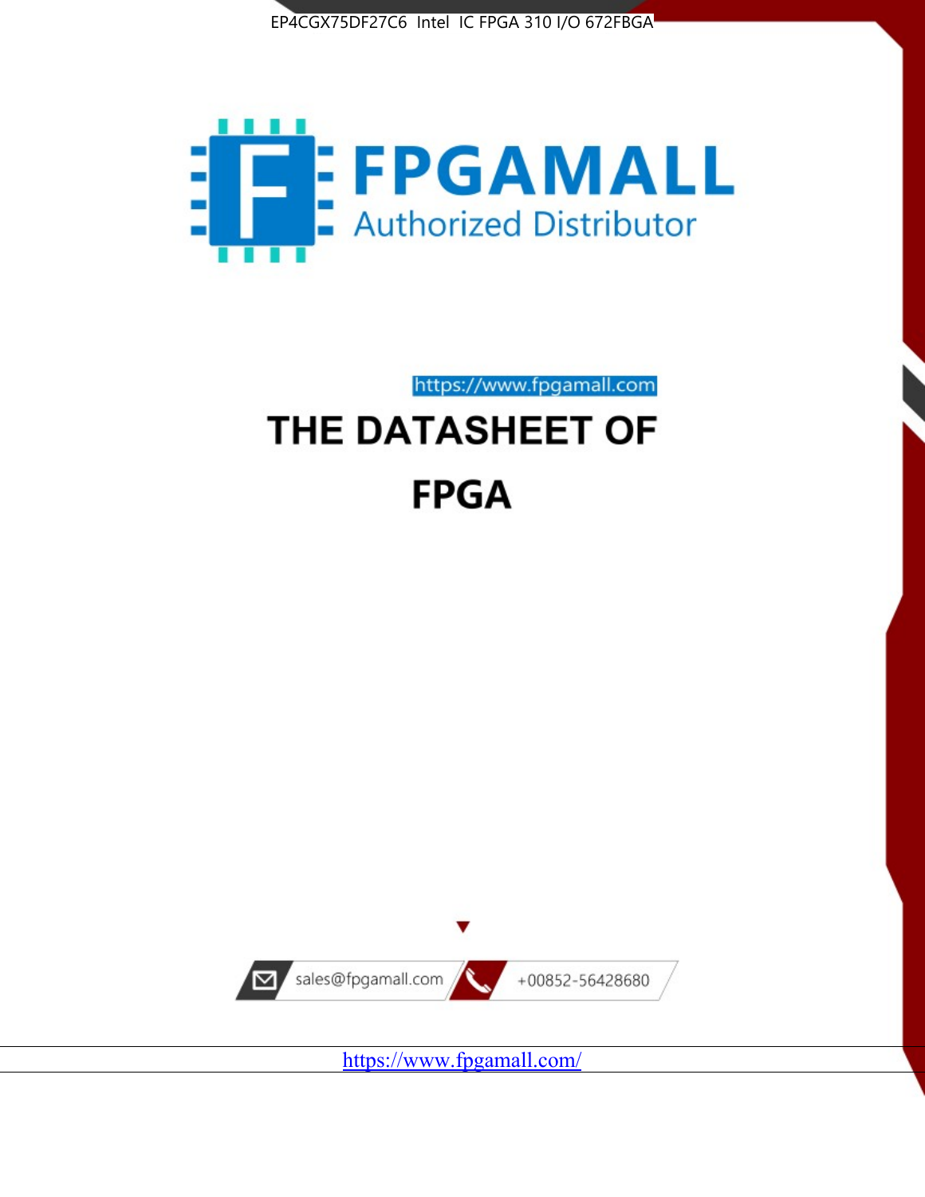EP4CGX75DF27C6 Intel IC FPGA 310 I/O 672FBGA

FPGAMALL

Authorized Distributor

https://www.fpgamall.com

# THE DATASHEET OF

# FPGA

sales@fpgamall.com

+00852-56428680

https://www.fpgamall.com/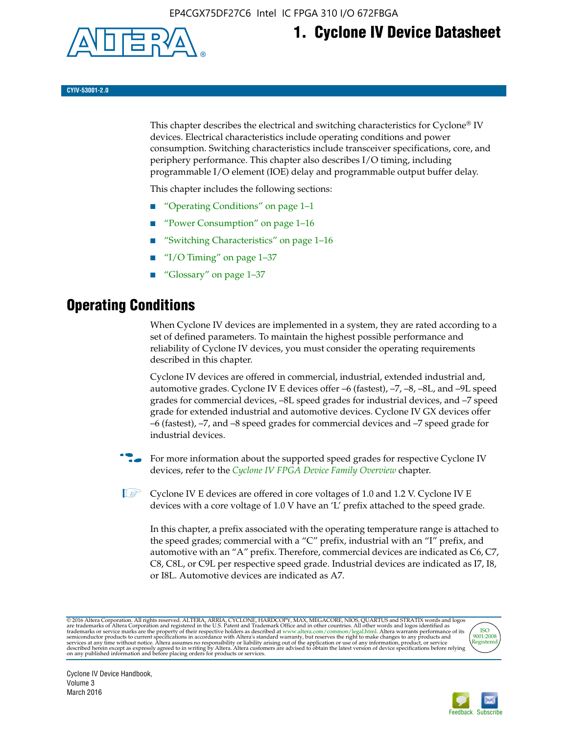# 1. Cyclone IV Device Datasheet

CYIV-53001-2.0

This chapter describes the electrical and switching characteristics for Cyclone® IV devices. Electrical characteristics include operating conditions and power consumption. Switching characteristics include transceiver specifications, core, and periphery performance. This chapter also describes I/O timing, including programmable I/O element (IOE) delay and programmable output buffer delay.

This chapter includes the following sections:

- "Operating Conditions" on page 1–1
- "Power Consumption" on page 1–16
- "Switching Characteristics" on page 1–16
- "I/O Timing" on page 1–37
- "Glossary" on page 1–37

## Operating Conditions

When Cyclone IV devices are implemented in a system, they are rated according to a set of defined parameters. To maintain the highest possible performance and reliability of Cyclone IV devices, you must consider the operating requirements described in this chapter.

Cyclone IV devices are offered in commercial, industrial, extended industrial and, automotive grades. Cyclone IV E devices offer –6 (fastest), –7, –8, –8L, and –9L speed grades for commercial devices, –8L speed grades for industrial devices, and –7 speed grade for extended industrial and automotive devices. Cyclone IV GX devices offer –6 (fastest), –7, and –8 speed grades for commercial devices and –7 speed grade for industrial devices.

For more information about the supported speed grades for respective Cyclone IV devices, refer to the *Cyclone IV FPGA Device Family Overview* chapter.

Cyclone IV E devices are offered in core voltages of 1.0 and 1.2 V. Cyclone IV E devices with a core voltage of 1.0 V have an 'L' prefix attached to the speed grade.

In this chapter, a prefix associated with the operating temperature range is attached to the speed grades; commercial with a "C" prefix, industrial with an "I" prefix, and automotive with an "A" prefix. Therefore, commercial devices are indicated as C6, C7, C8, C8L, or C9L per respective speed grade. Industrial devices are indicated as I7, I8, or I8L. Automotive devices are indicated as A7.

© 2016 Altera Corporation. All rights reserved. ALTERA, ARRIA, CYCLONE, HARDCOPY, MAX, MEGACORE, NIOS, QUARTUS and STRATIX words and logos are trademarks of Altera Corporation and registered in the U.S. Patent and Trademark Office and in other countries. All other words and logos identified as trademarks or service marks are the property of their respective holders as described at www.altera.com/common/legal.html. Altera warrants performance of its semiconductor products to current specifications in accordance with Altera's standard warranty, but reserves the right to make changes to any products and services at any time without notice. Altera assumes no responsibility or liability arising out of the application or use of any information, product, or service described herein except as expressly agreed to in writing by Altera. Altera customers are advised to obtain the latest version of device specifications before relying on any published information and before placing orders for products or services.

Cyclone IV Device Handbook, Volume 3
March 2016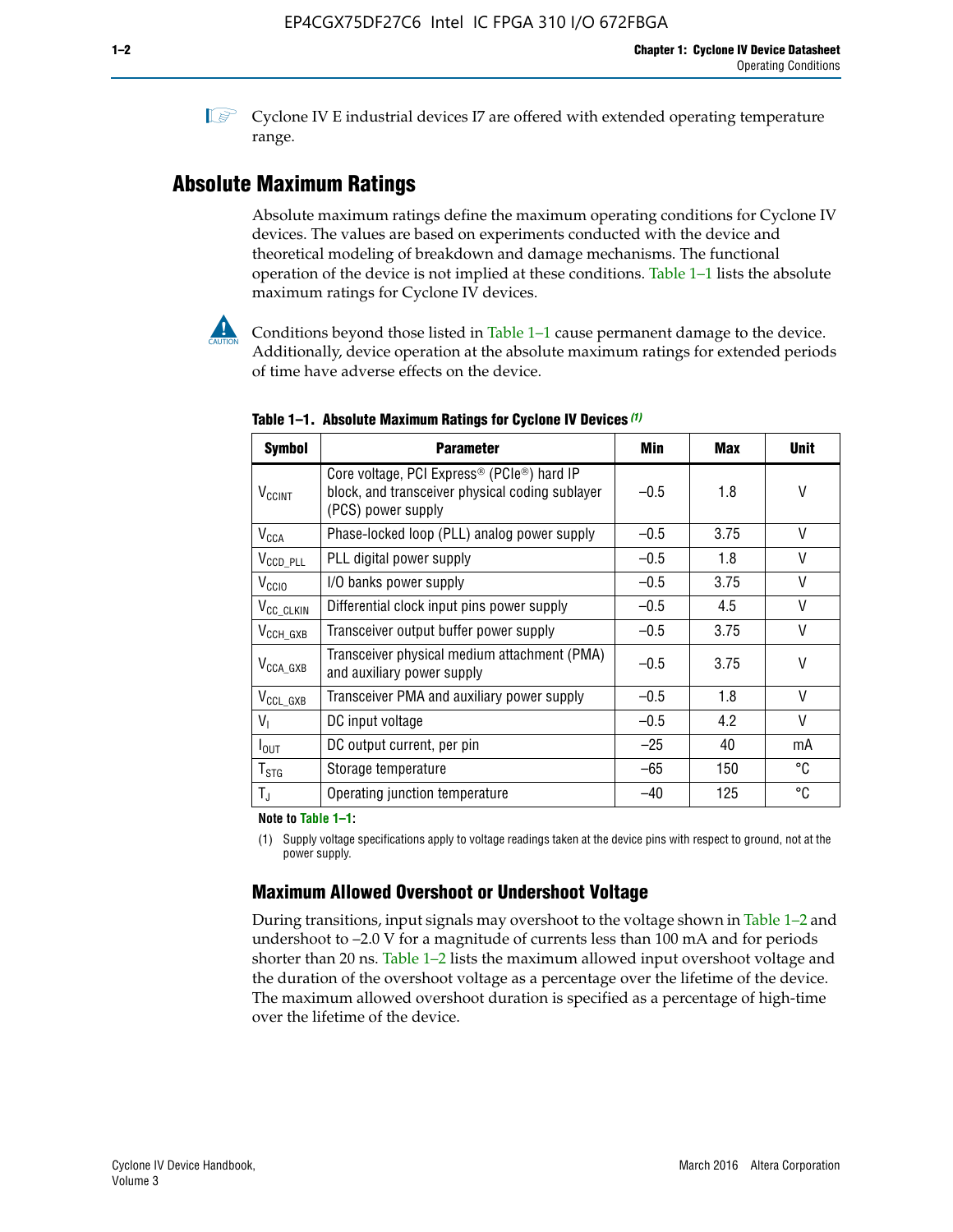Cyclone IV E industrial devices I7 are offered with extended operating temperature range.

## Absolute Maximum Ratings

Absolute maximum ratings define the maximum operating conditions for Cyclone IV devices. The values are based on experiments conducted with the device and theoretical modeling of breakdown and damage mechanisms. The functional operation of the device is not implied at these conditions. Table 1–1 lists the absolute maximum ratings for Cyclone IV devices.

Conditions beyond those listed in Table 1–1 cause permanent damage to the device. Additionally, device operation at the absolute maximum ratings for extended periods of time have adverse effects on the device.

**Table 1–1. Absolute Maximum Ratings for Cyclone IV Devices (1)**

| Symbol | Parameter | Min | Max | Unit |
|---|---|---|---|---|
| $V_{CCINT}$ | Core voltage, PCI Express® (PCIe®) hard IP block, and transceiver physical coding sublayer (PCS) power supply | –0.5 | 1.8 | V |
| $V_{CCA}$ | Phase-locked loop (PLL) analog power supply | –0.5 | 3.75 | V |
| $V_{CCD\_PLL}$ | PLL digital power supply | –0.5 | 1.8 | V |
| $V_{CCIO}$ | I/O banks power supply | –0.5 | 3.75 | V |
| $V_{CC\_CLKIN}$ | Differential clock input pins power supply | –0.5 | 4.5 | V |
| $V_{CCH\_GXB}$ | Transceiver output buffer power supply | –0.5 | 3.75 | V |
| $V_{CCA\_GXB}$ | Transceiver physical medium attachment (PMA) and auxiliary power supply | –0.5 | 3.75 | V |
| $V_{CCL\_GXB}$ | Transceiver PMA and auxiliary power supply | –0.5 | 1.8 | V |
| $V_I$ | DC input voltage | –0.5 | 4.2 | V |
| $I_{OUT}$ | DC output current, per pin | –25 | 40 | mA |
| $T_{STG}$ | Storage temperature | –65 | 150 | °C |
| $T_J$ | Operating junction temperature | –40 | 125 | °C |

**Note to Table 1–1:**

(1) Supply voltage specifications apply to voltage readings taken at the device pins with respect to ground, not at the power supply.

### Maximum Allowed Overshoot or Undershoot Voltage

During transitions, input signals may overshoot to the voltage shown in Table 1–2 and undershoot to –2.0 V for a magnitude of currents less than 100 mA and for periods shorter than 20 ns. Table 1–2 lists the maximum allowed input overshoot voltage and the duration of the overshoot voltage as a percentage over the lifetime of the device. The maximum allowed overshoot duration is specified as a percentage of high-time over the lifetime of the device.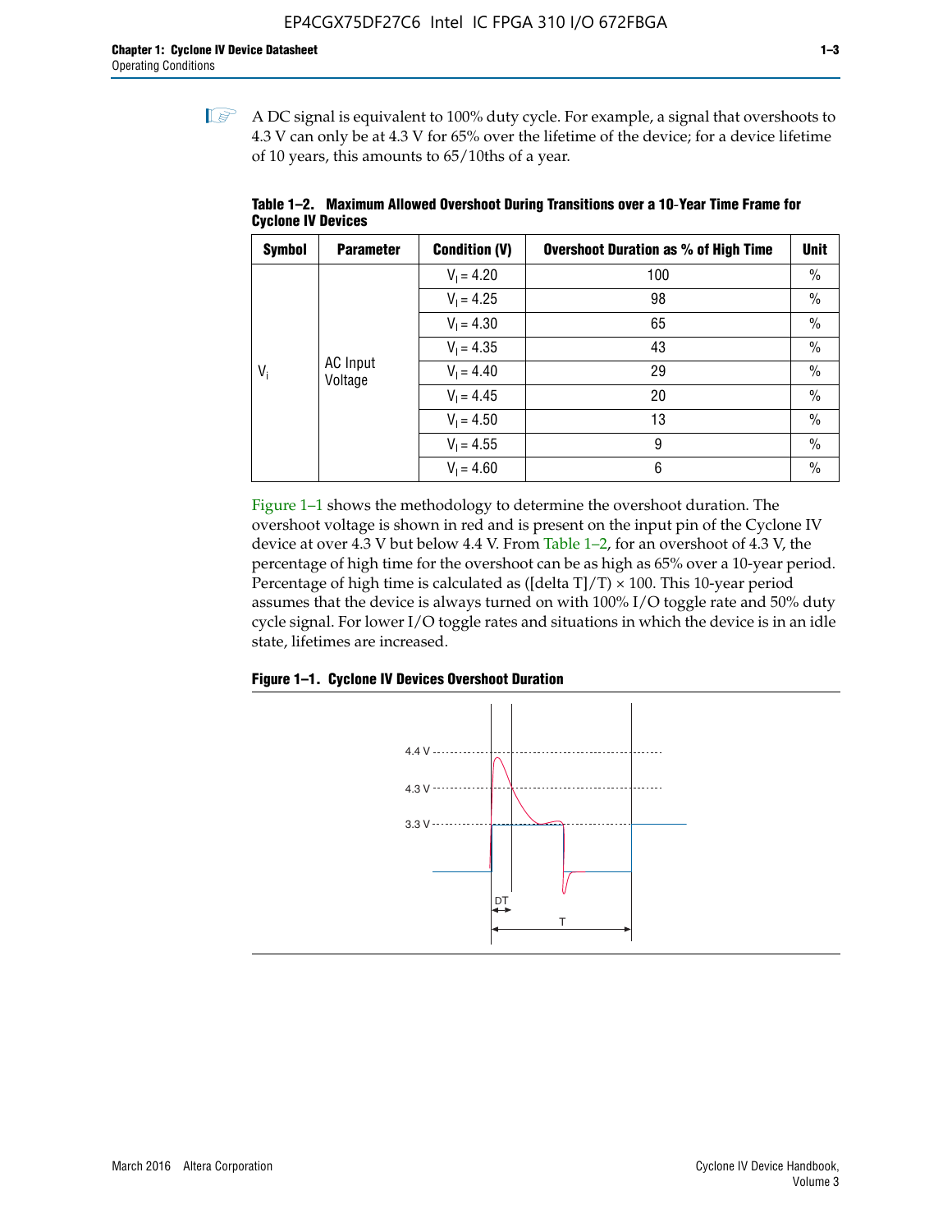A DC signal is equivalent to 100% duty cycle. For example, a signal that overshoots to 4.3 V can only be at 4.3 V for 65% over the lifetime of the device; for a device lifetime of 10 years, this amounts to 65/10ths of a year.

**Table 1–2. Maximum Allowed Overshoot During Transitions over a 10-Year Time Frame for Cyclone IV Devices**

| Symbol | Parameter | Condition (V) | Overshoot Duration as % of High Time | Unit |
|---|---|---|---|---|
| $V_i$ | AC Input Voltage | $V_I$ = 4.20 | 100 | % |
| | | $V_I$ = 4.25 | 98 | % |
| | | $V_I$ = 4.30 | 65 | % |
| | | $V_I$ = 4.35 | 43 | % |
| | | $V_I$ = 4.40 | 29 | % |
| | | $V_I$ = 4.45 | 20 | % |
| | | $V_I$ = 4.50 | 13 | % |
| | | $V_I$ = 4.55 | 9 | % |
| | | $V_I$ = 4.60 | 6 | % |

Figure 1–1 shows the methodology to determine the overshoot duration. The overshoot voltage is shown in red and is present on the input pin of the Cyclone IV device at over 4.3 V but below 4.4 V. From Table 1–2, for an overshoot of 4.3 V, the percentage of high time for the overshoot can be as high as 65% over a 10-year period. Percentage of high time is calculated as ([delta T]/T) × 100. This 10-year period assumes that the device is always turned on with 100% I/O toggle rate and 50% duty cycle signal. For lower I/O toggle rates and situations in which the device is in an idle state, lifetimes are increased.

**Figure 1–1. Cyclone IV Devices Overshoot Duration**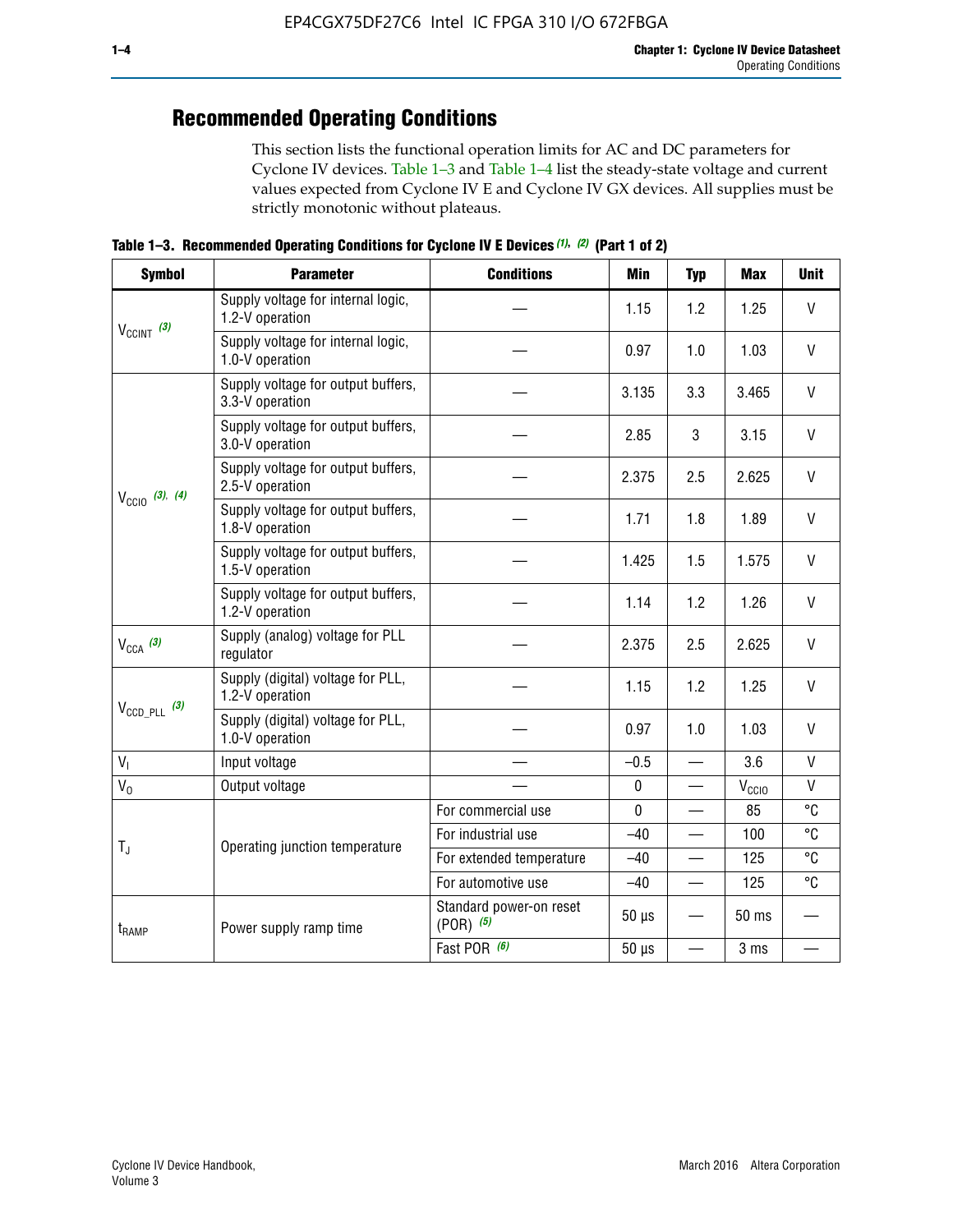## Recommended Operating Conditions

This section lists the functional operation limits for AC and DC parameters for Cyclone IV devices. Table 1–3 and Table 1–4 list the steady-state voltage and current values expected from Cyclone IV E and Cyclone IV GX devices. All supplies must be strictly monotonic without plateaus.

**Table 1–3. Recommended Operating Conditions for Cyclone IV E Devices (1), (2) (Part 1 of 2)**

| Symbol | Parameter | Conditions | Min | Typ | Max | Unit |
|---|---|---|---|---|---|---|
| $V_{CCINT}$ (3) | Supply voltage for internal logic, 1.2-V operation | — | 1.15 | 1.2 | 1.25 | V |
| | Supply voltage for internal logic, 1.0-V operation | — | 0.97 | 1.0 | 1.03 | V |
| $V_{CCIO}$ (3), (4) | Supply voltage for output buffers, 3.3-V operation | — | 3.135 | 3.3 | 3.465 | V |
| | Supply voltage for output buffers, 3.0-V operation | — | 2.85 | 3 | 3.15 | V |
| | Supply voltage for output buffers, 2.5-V operation | — | 2.375 | 2.5 | 2.625 | V |
| | Supply voltage for output buffers, 1.8-V operation | — | 1.71 | 1.8 | 1.89 | V |
| | Supply voltage for output buffers, 1.5-V operation | — | 1.425 | 1.5 | 1.575 | V |
| | Supply voltage for output buffers, 1.2-V operation | — | 1.14 | 1.2 | 1.26 | V |
| $V_{CCA}$ (3) | Supply (analog) voltage for PLL regulator | — | 2.375 | 2.5 | 2.625 | V |
| $V_{CCD\_PLL}$ (3) | Supply (digital) voltage for PLL, 1.2-V operation | — | 1.15 | 1.2 | 1.25 | V |
| | Supply (digital) voltage for PLL, 1.0-V operation | — | 0.97 | 1.0 | 1.03 | V |
| $V_I$ | Input voltage | — | –0.5 | — | 3.6 | V |
| $V_O$ | Output voltage | — | 0 | — | $V_{CCIO}$ | V |
| $T_J$ | Operating junction temperature | For commercial use | 0 | — | 85 | °C |
| | | For industrial use | –40 | — | 100 | °C |
| | | For extended temperature | –40 | — | 125 | °C |
| | | For automotive use | –40 | — | 125 | °C |
| $t_{RAMP}$ | Power supply ramp time | Standard power-on reset (POR) (5) | 50 µs | — | 50 ms | — |
| | | Fast POR (6) | 50 µs | — | 3 ms | — |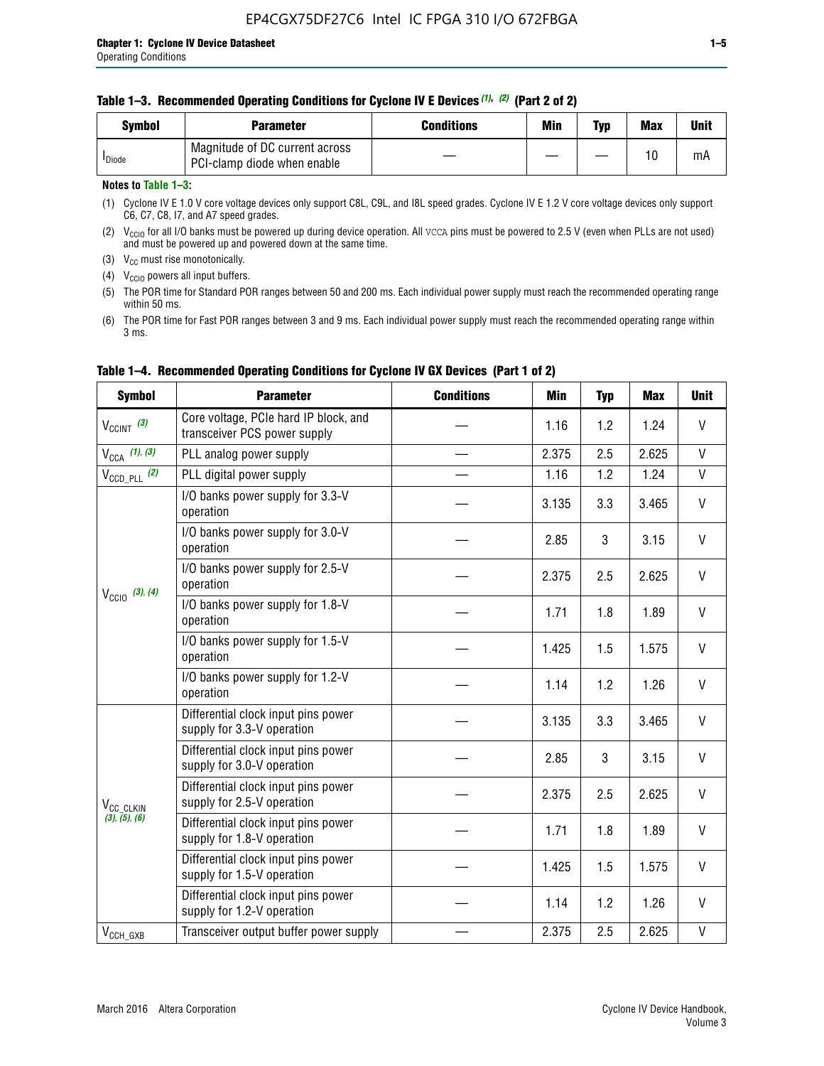**Table 1–3. Recommended Operating Conditions for Cyclone IV E Devices (1), (2) (Part 2 of 2)**

| Symbol | Parameter | Conditions | Min | Typ | Max | Unit |
|---|---|---|---|---|---|---|
| $I_{Diode}$ | Magnitude of DC current across PCI-clamp diode when enable | — | — | — | 10 | mA |

**Notes to Table 1–3:**

(1) Cyclone IV E 1.0 V core voltage devices only support C8L, C9L, and I8L speed grades. Cyclone IV E 1.2 V core voltage devices only support C6, C7, C8, I7, and A7 speed grades.

(2) $V_{CCIO}$ for all I/O banks must be powered up during device operation. All VCCA pins must be powered to 2.5 V (even when PLLs are not used) and must be powered up and powered down at the same time.

(3) $V_{CC}$ must rise monotonically.

(4) $V_{CCIO}$ powers all input buffers.

(5) The POR time for Standard POR ranges between 50 and 200 ms. Each individual power supply must reach the recommended operating range within 50 ms.

(6) The POR time for Fast POR ranges between 3 and 9 ms. Each individual power supply must reach the recommended operating range within 3 ms.

**Table 1–4. Recommended Operating Conditions for Cyclone IV GX Devices (Part 1 of 2)**

| Symbol | Parameter | Conditions | Min | Typ | Max | Unit |
|---|---|---|---|---|---|---|
| $V_{CCINT}$ (3) | Core voltage, PCIe hard IP block, and transceiver PCS power supply | — | 1.16 | 1.2 | 1.24 | V |
| $V_{CCA}$ (1), (3) | PLL analog power supply | — | 2.375 | 2.5 | 2.625 | V |
| $V_{CCD\_PLL}$ (2) | PLL digital power supply | — | 1.16 | 1.2 | 1.24 | V |
| $V_{CCIO}$ (3), (4) | I/O banks power supply for 3.3-V operation | — | 3.135 | 3.3 | 3.465 | V |
| | I/O banks power supply for 3.0-V operation | — | 2.85 | 3 | 3.15 | V |
| | I/O banks power supply for 2.5-V operation | — | 2.375 | 2.5 | 2.625 | V |
| | I/O banks power supply for 1.8-V operation | — | 1.71 | 1.8 | 1.89 | V |
| | I/O banks power supply for 1.5-V operation | — | 1.425 | 1.5 | 1.575 | V |
| | I/O banks power supply for 1.2-V operation | — | 1.14 | 1.2 | 1.26 | V |
| $V_{CC\_CLKIN}$ (3), (5), (6) | Differential clock input pins power supply for 3.3-V operation | — | 3.135 | 3.3 | 3.465 | V |
| | Differential clock input pins power supply for 3.0-V operation | — | 2.85 | 3 | 3.15 | V |
| | Differential clock input pins power supply for 2.5-V operation | — | 2.375 | 2.5 | 2.625 | V |
| | Differential clock input pins power supply for 1.8-V operation | — | 1.71 | 1.8 | 1.89 | V |
| | Differential clock input pins power supply for 1.5-V operation | — | 1.425 | 1.5 | 1.575 | V |
| | Differential clock input pins power supply for 1.2-V operation | — | 1.14 | 1.2 | 1.26 | V |
| $V_{CCH\_GXB}$ | Transceiver output buffer power supply | — | 2.375 | 2.5 | 2.625 | V |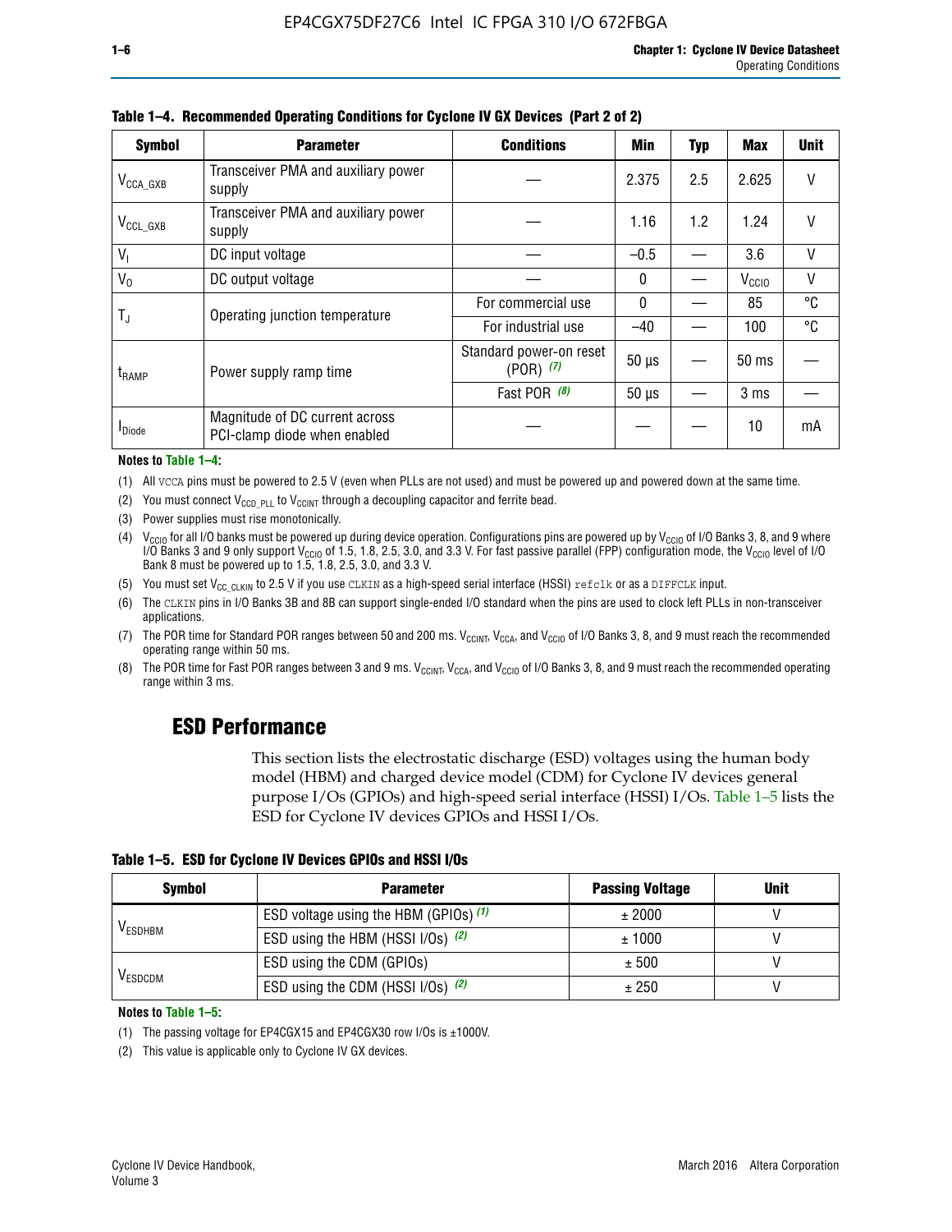**Table 1–4. Recommended Operating Conditions for Cyclone IV GX Devices (Part 2 of 2)**

| Symbol | Parameter | Conditions | Min | Typ | Max | Unit |
|---|---|---|---|---|---|---|
| $V_{CCA\_GXB}$ | Transceiver PMA and auxiliary power supply | — | 2.375 | 2.5 | 2.625 | V |
| $V_{CCL\_GXB}$ | Transceiver PMA and auxiliary power supply | — | 1.16 | 1.2 | 1.24 | V |
| $V_I$ | DC input voltage | — | –0.5 | — | 3.6 | V |
| $V_O$ | DC output voltage | — | 0 | — | $V_{CCIO}$ | V |
| $T_J$ | Operating junction temperature | For commercial use | 0 | — | 85 | °C |
| | | For industrial use | –40 | — | 100 | °C |
| $t_{RAMP}$ | Power supply ramp time | Standard power-on reset (POR) *(7)* | 50 µs | — | 50 ms | — |
| | | Fast POR *(8)* | 50 µs | — | 3 ms | — |
| $I_{Diode}$ | Magnitude of DC current across PCI-clamp diode when enabled | — | — | — | 10 | mA |

**Notes to Table 1–4:**

(1) All VCCA pins must be powered to 2.5 V (even when PLLs are not used) and must be powered up and powered down at the same time.

(2) You must connect $V_{CCD\_PLL}$ to $V_{CCINT}$ through a decoupling capacitor and ferrite bead.

(3) Power supplies must rise monotonically.

(4) $V_{CCIO}$ for all I/O banks must be powered up during device operation. Configurations pins are powered up by $V_{CCIO}$ of I/O Banks 3, 8, and 9 where I/O Banks 3 and 9 only support $V_{CCIO}$ of 1.5, 1.8, 2.5, 3.0, and 3.3 V. For fast passive parallel (FPP) configuration mode, the $V_{CCIO}$ level of I/O Bank 8 must be powered up to 1.5, 1.8, 2.5, 3.0, and 3.3 V.

(5) You must set $V_{CC\_CLKIN}$ to 2.5 V if you use CLKIN as a high-speed serial interface (HSSI) refclk or as a DIFFCLK input.

(6) The CLKIN pins in I/O Banks 3B and 8B can support single-ended I/O standard when the pins are used to clock left PLLs in non-transceiver applications.

(7) The POR time for Standard POR ranges between 50 and 200 ms. $V_{CCINT}$, $V_{CCA}$, and $V_{CCIO}$ of I/O Banks 3, 8, and 9 must reach the recommended operating range within 50 ms.

(8) The POR time for Fast POR ranges between 3 and 9 ms. $V_{CCINT}$, $V_{CCA}$, and $V_{CCIO}$ of I/O Banks 3, 8, and 9 must reach the recommended operating range within 3 ms.

## ESD Performance

This section lists the electrostatic discharge (ESD) voltages using the human body model (HBM) and charged device model (CDM) for Cyclone IV devices general purpose I/Os (GPIOs) and high-speed serial interface (HSSI) I/Os. Table 1–5 lists the ESD for Cyclone IV devices GPIOs and HSSI I/Os.

**Table 1–5. ESD for Cyclone IV Devices GPIOs and HSSI I/Os**

| Symbol | Parameter | Passing Voltage | Unit |
|---|---|---|---|
| $V_{ESDHBM}$ | ESD voltage using the HBM (GPIOs) *(1)* | ± 2000 | V |
| | ESD using the HBM (HSSI I/Os) *(2)* | ± 1000 | V |
| $V_{ESDCDM}$ | ESD using the CDM (GPIOs) | ± 500 | V |
| | ESD using the CDM (HSSI I/Os) *(2)* | ± 250 | V |

**Notes to Table 1–5:**

(1) The passing voltage for EP4CGX15 and EP4CGX30 row I/Os is ±1000V.

(2) This value is applicable only to Cyclone IV GX devices.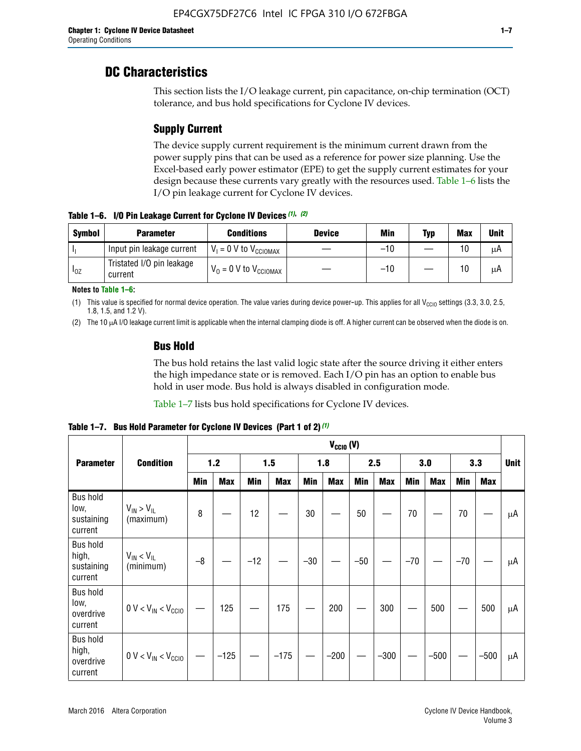## DC Characteristics

This section lists the I/O leakage current, pin capacitance, on-chip termination (OCT) tolerance, and bus hold specifications for Cyclone IV devices.

### Supply Current

The device supply current requirement is the minimum current drawn from the power supply pins that can be used as a reference for power size planning. Use the Excel-based early power estimator (EPE) to get the supply current estimates for your design because these currents vary greatly with the resources used. Table 1–6 lists the I/O pin leakage current for Cyclone IV devices.

**Table 1–6. I/O Pin Leakage Current for Cyclone IV Devices (1), (2)**

| Symbol | Parameter | Conditions | Device | Min | Typ | Max | Unit |
|---|---|---|---|---|---|---|---|
| $I_I$ | Input pin leakage current | $V_I$ = 0 V to $V_{CCIOMAX}$ | — | –10 | — | 10 | μA |
| $I_{OZ}$ | Tristated I/O pin leakage current | $V_O$ = 0 V to $V_{CCIOMAX}$ | — | –10 | — | 10 | μA |

**Notes to Table 1–6:**

(1) This value is specified for normal device operation. The value varies during device power-up. This applies for all $V_{CCIO}$ settings (3.3, 3.0, 2.5, 1.8, 1.5, and 1.2 V).

(2) The 10 μA I/O leakage current limit is applicable when the internal clamping diode is off. A higher current can be observed when the diode is on.

### Bus Hold

The bus hold retains the last valid logic state after the source driving it either enters the high impedance state or is removed. Each I/O pin has an option to enable bus hold in user mode. Bus hold is always disabled in configuration mode.

Table 1–7 lists bus hold specifications for Cyclone IV devices.

**Table 1–7. Bus Hold Parameter for Cyclone IV Devices (Part 1 of 2) (1)**

| Parameter | Condition | $V_{CCIO}$ (V) | | | | | | | | | | | | Unit |
|---|---|---|---|---|---|---|---|---|---|---|---|---|---|---|
| | | 1.2 | | 1.5 | | 1.8 | | 2.5 | | 3.0 | | 3.3 | | |
| | | Min | Max | Min | Max | Min | Max | Min | Max | Min | Max | Min | Max | |
| Bus hold low, sustaining current | $V_{IN} > V_{IL}$ (maximum) | 8 | — | 12 | — | 30 | — | 50 | — | 70 | — | 70 | — | μA |
| Bus hold high, sustaining current | $V_{IN} < V_{IL}$ (minimum) | –8 | — | –12 | — | –30 | — | –50 | — | –70 | — | –70 | — | μA |
| Bus hold low, overdrive current | 0 V < $V_{IN}$ < $V_{CCIO}$ | — | 125 | — | 175 | — | 200 | — | 300 | — | 500 | — | 500 | μA |
| Bus hold high, overdrive current | 0 V < $V_{IN}$ < $V_{CCIO}$ | — | –125 | — | –175 | — | –200 | — | –300 | — | –500 | — | –500 | μA |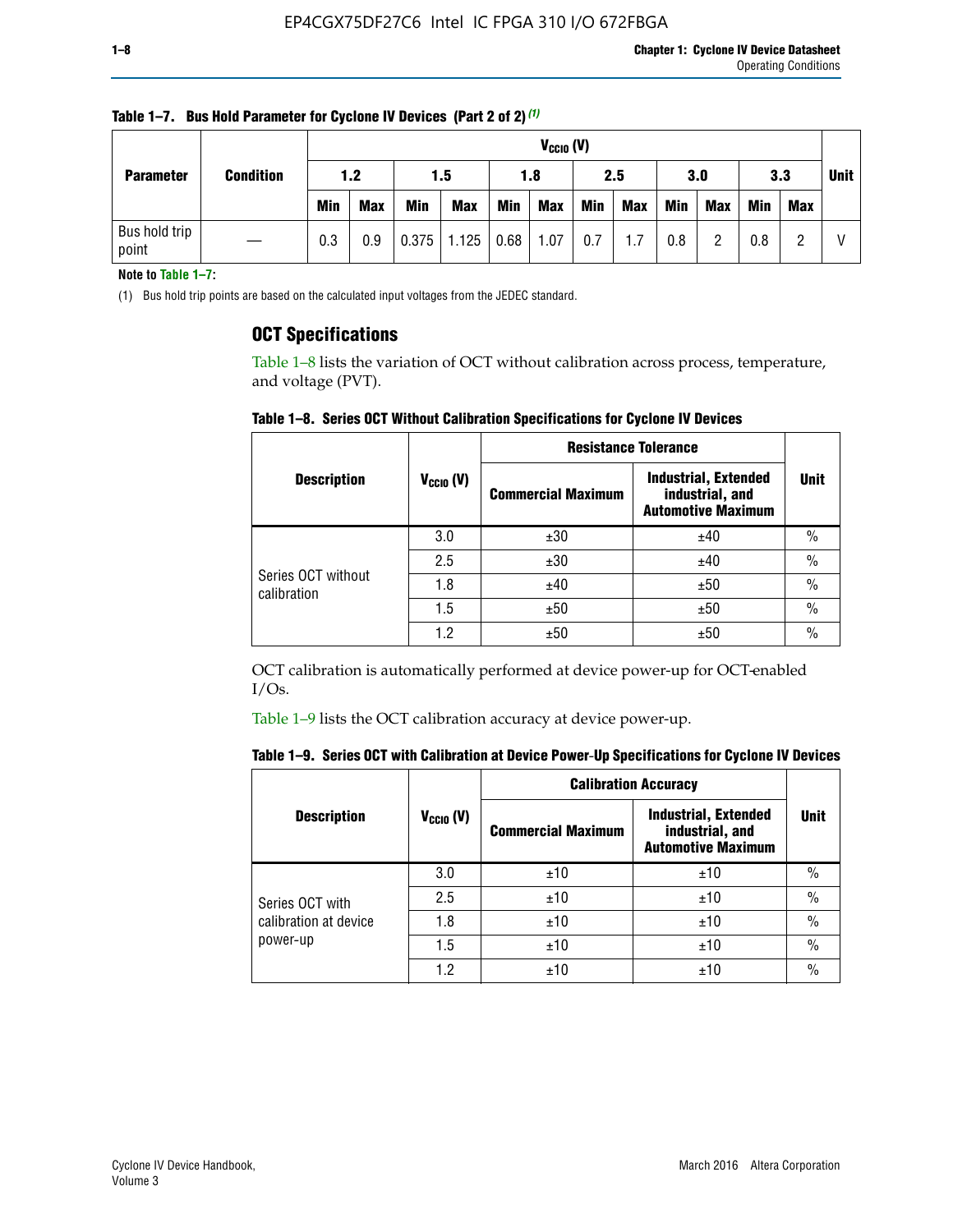**Table 1–7. Bus Hold Parameter for Cyclone IV Devices (Part 2 of 2)** (1)

| Parameter | Condition | $V_{CCIO}$ (V) | | | | | | | | | | | | Unit |
|---|---|---|---|---|---|---|---|---|---|---|---|---|---|---|
| | | 1.2 | | 1.5 | | 1.8 | | 2.5 | | 3.0 | | 3.3 | | |
| | | Min | Max | Min | Max | Min | Max | Min | Max | Min | Max | Min | Max | |
| Bus hold trip point | — | 0.3 | 0.9 | 0.375 | 1.125 | 0.68 | 1.07 | 0.7 | 1.7 | 0.8 | 2 | 0.8 | 2 | V |

**Note to Table 1–7:**

(1) Bus hold trip points are based on the calculated input voltages from the JEDEC standard.

## OCT Specifications

Table 1–8 lists the variation of OCT without calibration across process, temperature, and voltage (PVT).

**Table 1–8. Series OCT Without Calibration Specifications for Cyclone IV Devices**

| Description | $V_{CCIO}$ (V) | Resistance Tolerance | | Unit |
|---|---|---|---|---|
| | | Commercial Maximum | Industrial, Extended industrial, and Automotive Maximum | |
| Series OCT without calibration | 3.0 | ±30 | ±40 | % |
| | 2.5 | ±30 | ±40 | % |
| | 1.8 | ±40 | ±50 | % |
| | 1.5 | ±50 | ±50 | % |
| | 1.2 | ±50 | ±50 | % |

OCT calibration is automatically performed at device power-up for OCT-enabled I/Os.

Table 1–9 lists the OCT calibration accuracy at device power-up.

**Table 1–9. Series OCT with Calibration at Device Power-Up Specifications for Cyclone IV Devices**

| Description | $V_{CCIO}$ (V) | Calibration Accuracy | | Unit |
|---|---|---|---|---|
| | | Commercial Maximum | Industrial, Extended industrial, and Automotive Maximum | |
| Series OCT with calibration at device power-up | 3.0 | ±10 | ±10 | % |
| | 2.5 | ±10 | ±10 | % |
| | 1.8 | ±10 | ±10 | % |
| | 1.5 | ±10 | ±10 | % |
| | 1.2 | ±10 | ±10 | % |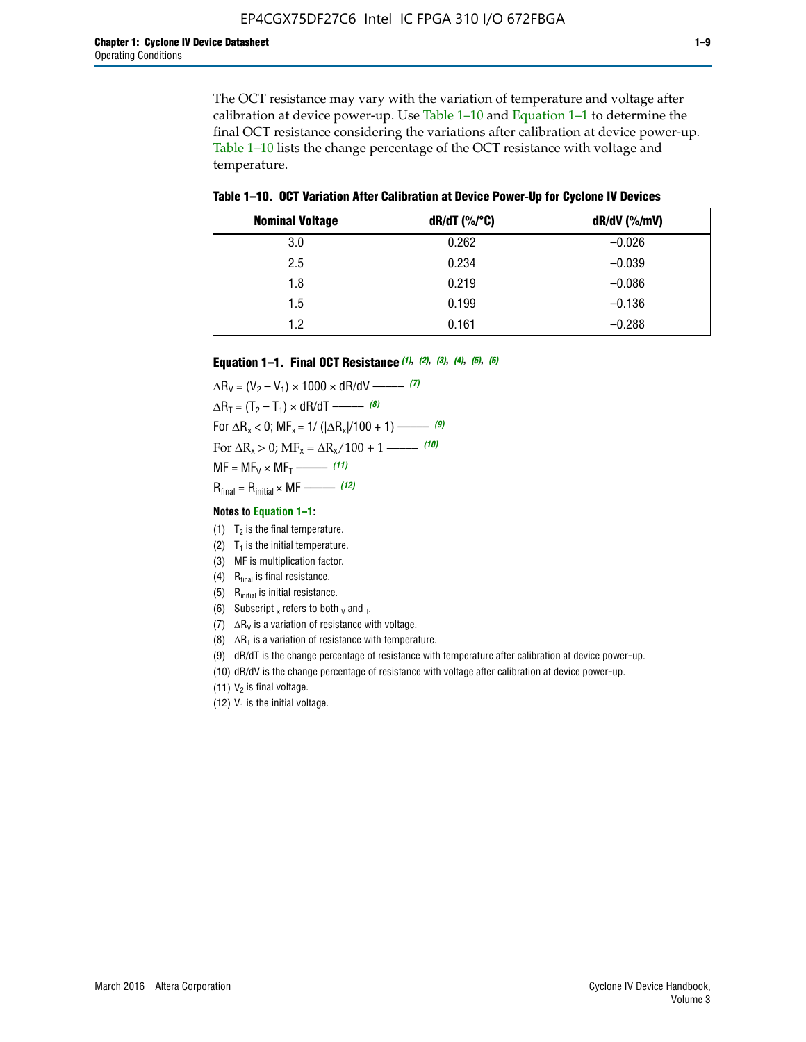The OCT resistance may vary with the variation of temperature and voltage after calibration at device power-up. Use Table 1–10 and Equation 1–1 to determine the final OCT resistance considering the variations after calibration at device power-up. Table 1–10 lists the change percentage of the OCT resistance with voltage and temperature.

**Table 1–10. OCT Variation After Calibration at Device Power-Up for Cyclone IV Devices**

| Nominal Voltage | dR/dT (%/°C) | dR/dV (%/mV) |
|---|---|---|
| 3.0 | 0.262 | –0.026 |
| 2.5 | 0.234 | –0.039 |
| 1.8 | 0.219 | –0.086 |
| 1.5 | 0.199 | –0.136 |
| 1.2 | 0.161 | –0.288 |

**Equation 1–1. Final OCT Resistance** *(1), (2), (3), (4), (5), (6)*

$$\Delta R_V = (V_2 - V_1) \times 1000 \times dR/dV \text{ ——— } (7)$$

$$\Delta R_T = (T_2 - T_1) \times dR/dT \text{ ——— } (8)$$

$$\text{For } \Delta R_x < 0;\ MF_x = 1/(|\Delta R_x|/100 + 1) \text{ ——— } (9)$$

$$\text{For } \Delta R_x > 0;\ MF_x = \Delta R_x/100 + 1 \text{ ——— } (10)$$

$$MF = MF_V \times MF_T \text{ ——— } (11)$$

$$R_{final} = R_{initial} \times MF \text{ ——— } (12)$$

**Notes to Equation 1–1:**

(1) $T_2$ is the final temperature.

(2) $T_1$ is the initial temperature.

(3) MF is multiplication factor.

(4) $R_{final}$ is final resistance.

(5) $R_{initial}$ is initial resistance.

(6) Subscript $_x$ refers to both $_V$ and $_T$.

(7) $\Delta R_V$ is a variation of resistance with voltage.

(8) $\Delta R_T$ is a variation of resistance with temperature.

(9) dR/dT is the change percentage of resistance with temperature after calibration at device power-up.

(10) dR/dV is the change percentage of resistance with voltage after calibration at device power-up.

(11) $V_2$ is final voltage.

(12) $V_1$ is the initial voltage.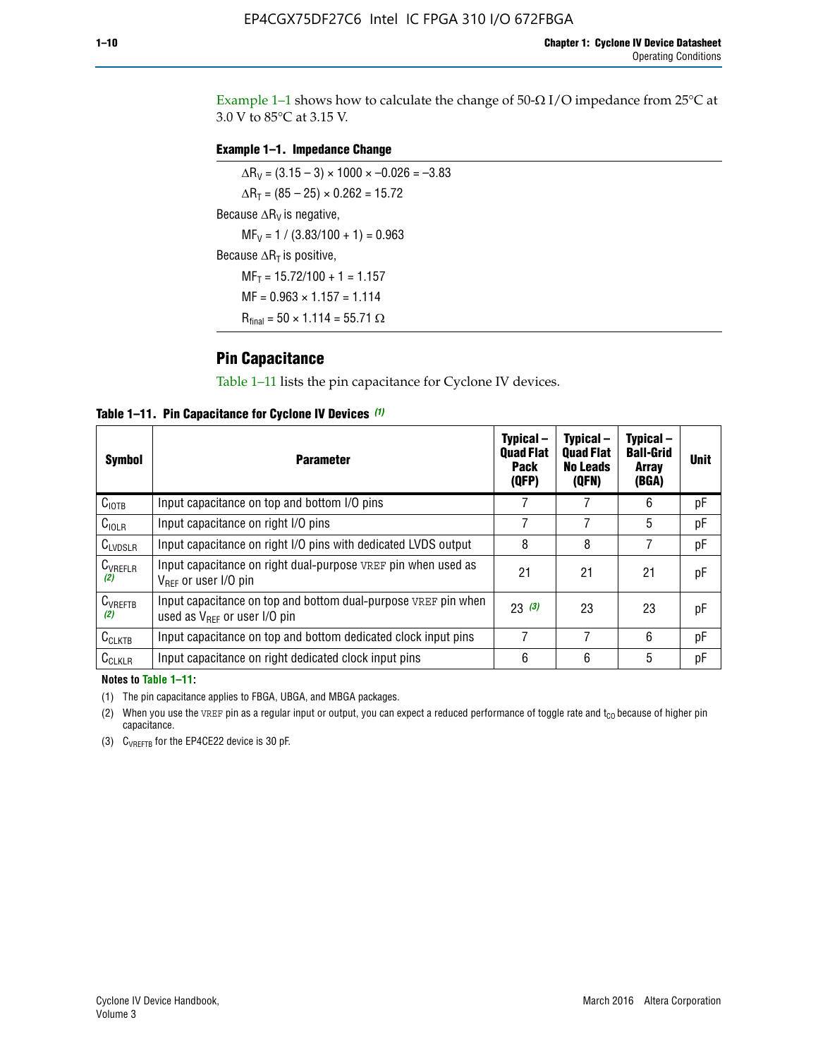Example 1–1 shows how to calculate the change of 50-Ω I/O impedance from 25°C at 3.0 V to 85°C at 3.15 V.

**Example 1–1. Impedance Change**

$\Delta R_V = (3.15 - 3) \times 1000 \times -0.026 = -3.83$

$\Delta R_T = (85 - 25) \times 0.262 = 15.72$

Because $\Delta R_V$ is negative,

$MF_V = 1 / (3.83/100 + 1) = 0.963$

Because $\Delta R_T$ is positive,

$MF_T = 15.72/100 + 1 = 1.157$

$MF = 0.963 \times 1.157 = 1.114$

$R_{final} = 50 \times 1.114 = 55.71\ \Omega$

## Pin Capacitance

Table 1–11 lists the pin capacitance for Cyclone IV devices.

**Table 1–11. Pin Capacitance for Cyclone IV Devices** *(1)*

| Symbol | Parameter | Typical – Quad Flat Pack (QFP) | Typical – Quad Flat No Leads (QFN) | Typical – Ball-Grid Array (BGA) | Unit |
|---|---|---|---|---|---|
| $C_{IOTB}$ | Input capacitance on top and bottom I/O pins | 7 | 7 | 6 | pF |
| $C_{IOLR}$ | Input capacitance on right I/O pins | 7 | 7 | 5 | pF |
| $C_{LVDSLR}$ | Input capacitance on right I/O pins with dedicated LVDS output | 8 | 8 | 7 | pF |
| $C_{VREFLR}$ *(2)* | Input capacitance on right dual-purpose VREF pin when used as $V_{REF}$ or user I/O pin | 21 | 21 | 21 | pF |
| $C_{VREFTB}$ *(2)* | Input capacitance on top and bottom dual-purpose VREF pin when used as $V_{REF}$ or user I/O pin | 23 *(3)* | 23 | 23 | pF |
| $C_{CLKTB}$ | Input capacitance on top and bottom dedicated clock input pins | 7 | 7 | 6 | pF |
| $C_{CLKLR}$ | Input capacitance on right dedicated clock input pins | 6 | 6 | 5 | pF |

**Notes to Table 1–11:**

(1) The pin capacitance applies to FBGA, UBGA, and MBGA packages.

(2) When you use the VREF pin as a regular input or output, you can expect a reduced performance of toggle rate and $t_{CO}$ because of higher pin capacitance.

(3) $C_{VREFTB}$ for the EP4CE22 device is 30 pF.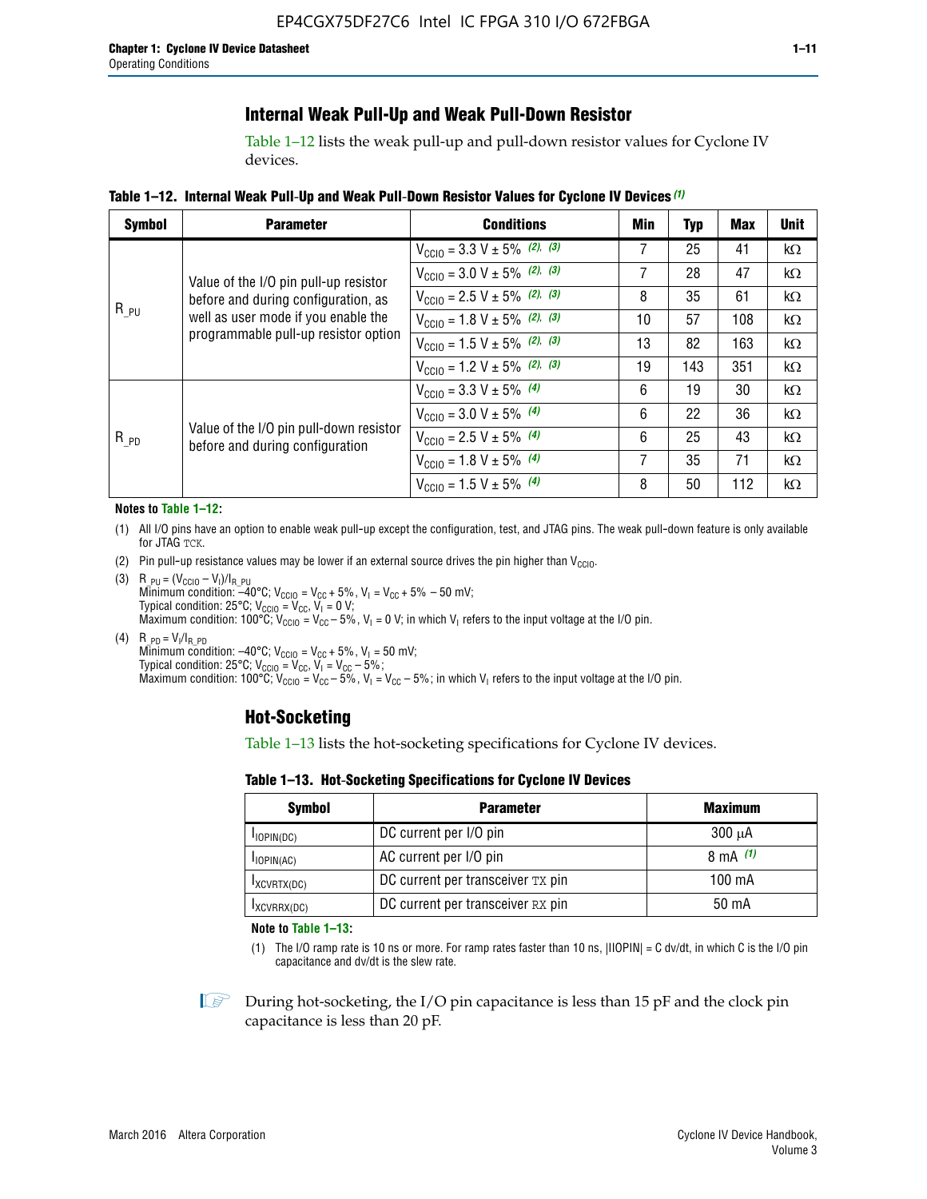## Internal Weak Pull-Up and Weak Pull-Down Resistor

Table 1–12 lists the weak pull-up and pull-down resistor values for Cyclone IV devices.

**Table 1–12. Internal Weak Pull-Up and Weak Pull-Down Resistor Values for Cyclone IV Devices** *(1)*

| Symbol | Parameter | Conditions | Min | Typ | Max | Unit |
|---|---|---|---|---|---|---|
| $R_{\_PU}$ | Value of the I/O pin pull-up resistor before and during configuration, as well as user mode if you enable the programmable pull-up resistor option | $V_{CCIO}$ = 3.3 V ± 5% *(2)*, *(3)* | 7 | 25 | 41 | kΩ |
| | | $V_{CCIO}$ = 3.0 V ± 5% *(2)*, *(3)* | 7 | 28 | 47 | kΩ |
| | | $V_{CCIO}$ = 2.5 V ± 5% *(2)*, *(3)* | 8 | 35 | 61 | kΩ |
| | | $V_{CCIO}$ = 1.8 V ± 5% *(2)*, *(3)* | 10 | 57 | 108 | kΩ |
| | | $V_{CCIO}$ = 1.5 V ± 5% *(2)*, *(3)* | 13 | 82 | 163 | kΩ |
| | | $V_{CCIO}$ = 1.2 V ± 5% *(2)*, *(3)* | 19 | 143 | 351 | kΩ |
| $R_{\_PD}$ | Value of the I/O pin pull-down resistor before and during configuration | $V_{CCIO}$ = 3.3 V ± 5% *(4)* | 6 | 19 | 30 | kΩ |
| | | $V_{CCIO}$ = 3.0 V ± 5% *(4)* | 6 | 22 | 36 | kΩ |
| | | $V_{CCIO}$ = 2.5 V ± 5% *(4)* | 6 | 25 | 43 | kΩ |
| | | $V_{CCIO}$ = 1.8 V ± 5% *(4)* | 7 | 35 | 71 | kΩ |
| | | $V_{CCIO}$ = 1.5 V ± 5% *(4)* | 8 | 50 | 112 | kΩ |

**Notes to Table 1–12:**

(1) All I/O pins have an option to enable weak pull-up except the configuration, test, and JTAG pins. The weak pull-down feature is only available for JTAG TCK.

(2) Pin pull-up resistance values may be lower if an external source drives the pin higher than $V_{CCIO}$.

(3) $R_{\_PU} = (V_{CCIO} - V_I)/I_{R\_PU}$
Minimum condition: –40°C; $V_{CCIO} = V_{CC} + 5\%$, $V_I = V_{CC} + 5\% - 50$ mV;
Typical condition: 25°C; $V_{CCIO} = V_{CC}$, $V_I = 0$ V;
Maximum condition: 100°C; $V_{CCIO} = V_{CC} - 5\%$, $V_I = 0$ V; in which $V_I$ refers to the input voltage at the I/O pin.

(4) $R_{\_PD} = V_I/I_{R\_PD}$
Minimum condition: –40°C; $V_{CCIO} = V_{CC} + 5\%$, $V_I = 50$ mV;
Typical condition: 25°C; $V_{CCIO} = V_{CC}$, $V_I = V_{CC} - 5\%$;
Maximum condition: 100°C; $V_{CCIO} = V_{CC} - 5\%$, $V_I = V_{CC} - 5\%$; in which $V_I$ refers to the input voltage at the I/O pin.

## Hot-Socketing

Table 1–13 lists the hot-socketing specifications for Cyclone IV devices.

**Table 1–13. Hot-Socketing Specifications for Cyclone IV Devices**

| Symbol | Parameter | Maximum |
|---|---|---|
| $I_{IOPIN(DC)}$ | DC current per I/O pin | 300 μA |
| $I_{IOPIN(AC)}$ | AC current per I/O pin | 8 mA *(1)* |
| $I_{XCVRTX(DC)}$ | DC current per transceiver TX pin | 100 mA |
| $I_{XCVRRX(DC)}$ | DC current per transceiver RX pin | 50 mA |

**Note to Table 1–13:**

(1) The I/O ramp rate is 10 ns or more. For ramp rates faster than 10 ns, |IIOPIN| = C dv/dt, in which C is the I/O pin capacitance and dv/dt is the slew rate.

During hot-socketing, the I/O pin capacitance is less than 15 pF and the clock pin capacitance is less than 20 pF.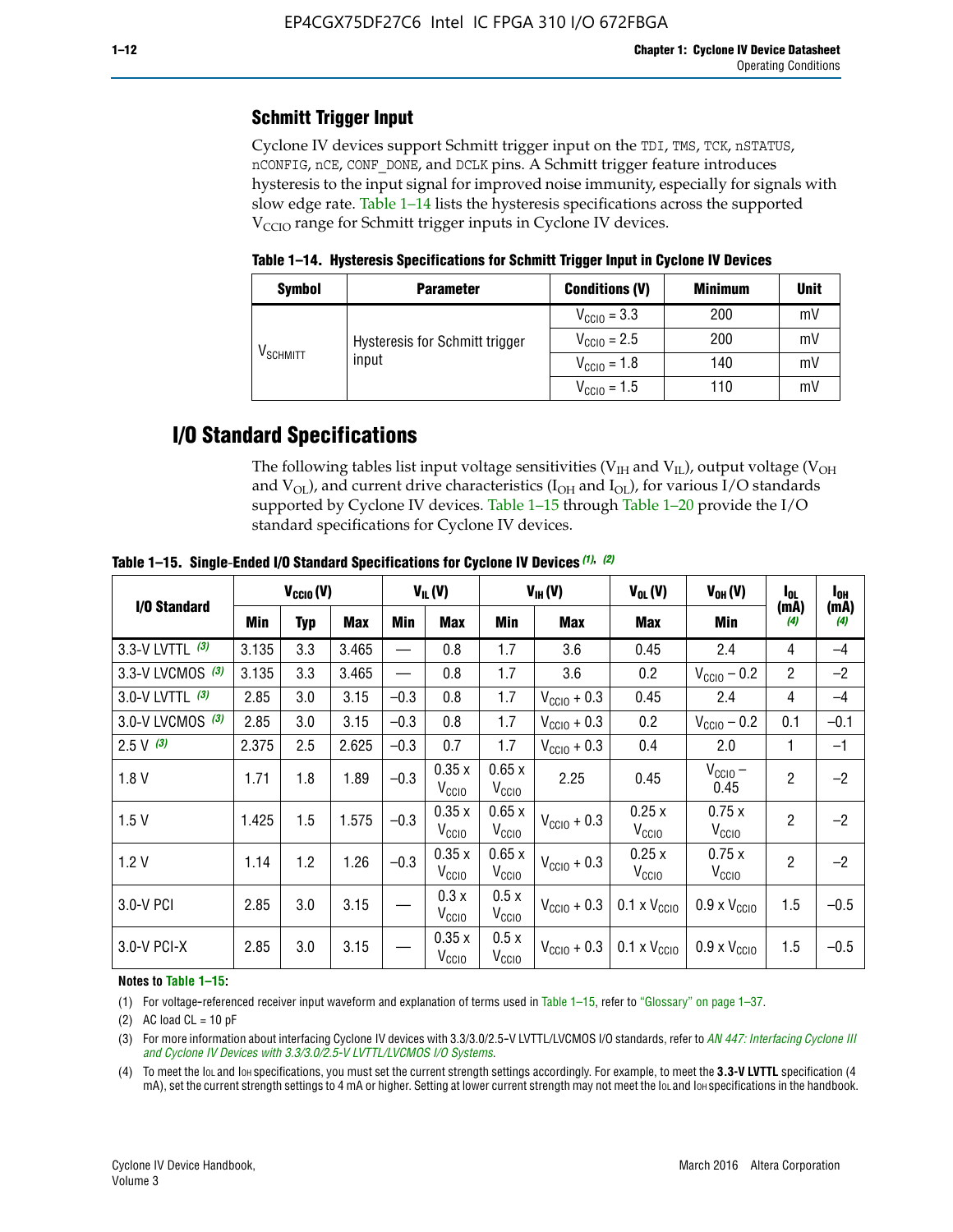## Schmitt Trigger Input

Cyclone IV devices support Schmitt trigger input on the TDI, TMS, TCK, nSTATUS, nCONFIG, nCE, CONF_DONE, and DCLK pins. A Schmitt trigger feature introduces hysteresis to the input signal for improved noise immunity, especially for signals with slow edge rate. Table 1–14 lists the hysteresis specifications across the supported $V_{CCIO}$ range for Schmitt trigger inputs in Cyclone IV devices.

**Table 1–14. Hysteresis Specifications for Schmitt Trigger Input in Cyclone IV Devices**

| Symbol | Parameter | Conditions (V) | Minimum | Unit |
|---|---|---|---|---|
| $V_{SCHMITT}$ | Hysteresis for Schmitt trigger input | $V_{CCIO}$ = 3.3 | 200 | mV |
| | | $V_{CCIO}$ = 2.5 | 200 | mV |
| | | $V_{CCIO}$ = 1.8 | 140 | mV |
| | | $V_{CCIO}$ = 1.5 | 110 | mV |

# I/O Standard Specifications

The following tables list input voltage sensitivities ($V_{IH}$ and $V_{IL}$), output voltage ($V_{OH}$ and $V_{OL}$), and current drive characteristics ($I_{OH}$ and $I_{OL}$), for various I/O standards supported by Cyclone IV devices. Table 1–15 through Table 1–20 provide the I/O standard specifications for Cyclone IV devices.

**Table 1–15. Single-Ended I/O Standard Specifications for Cyclone IV Devices (1), (2)**

| I/O Standard | $V_{CCIO}$ (V) | | | $V_{IL}$ (V) | | $V_{IH}$ (V) | | $V_{OL}$ (V) | $V_{OH}$ (V) | $I_{OL}$ (mA) (4) | $I_{OH}$ (mA) (4) |
|---|---|---|---|---|---|---|---|---|---|---|---|
| | Min | Typ | Max | Min | Max | Min | Max | Max | Min | | |
| 3.3-V LVTTL (3) | 3.135 | 3.3 | 3.465 | — | 0.8 | 1.7 | 3.6 | 0.45 | 2.4 | 4 | –4 |
| 3.3-V LVCMOS (3) | 3.135 | 3.3 | 3.465 | — | 0.8 | 1.7 | 3.6 | 0.2 | $V_{CCIO}$ – 0.2 | 2 | –2 |
| 3.0-V LVTTL (3) | 2.85 | 3.0 | 3.15 | –0.3 | 0.8 | 1.7 | $V_{CCIO}$ + 0.3 | 0.45 | 2.4 | 4 | –4 |
| 3.0-V LVCMOS (3) | 2.85 | 3.0 | 3.15 | –0.3 | 0.8 | 1.7 | $V_{CCIO}$ + 0.3 | 0.2 | $V_{CCIO}$ – 0.2 | 0.1 | –0.1 |
| 2.5 V (3) | 2.375 | 2.5 | 2.625 | –0.3 | 0.7 | 1.7 | $V_{CCIO}$ + 0.3 | 0.4 | 2.0 | 1 | –1 |
| 1.8 V | 1.71 | 1.8 | 1.89 | –0.3 | 0.35 x $V_{CCIO}$ | 0.65 x $V_{CCIO}$ | 2.25 | 0.45 | $V_{CCIO}$ – 0.45 | 2 | –2 |
| 1.5 V | 1.425 | 1.5 | 1.575 | –0.3 | 0.35 x $V_{CCIO}$ | 0.65 x $V_{CCIO}$ | $V_{CCIO}$ + 0.3 | 0.25 x $V_{CCIO}$ | 0.75 x $V_{CCIO}$ | 2 | –2 |
| 1.2 V | 1.14 | 1.2 | 1.26 | –0.3 | 0.35 x $V_{CCIO}$ | 0.65 x $V_{CCIO}$ | $V_{CCIO}$ + 0.3 | 0.25 x $V_{CCIO}$ | 0.75 x $V_{CCIO}$ | 2 | –2 |
| 3.0-V PCI | 2.85 | 3.0 | 3.15 | — | 0.3 x $V_{CCIO}$ | 0.5 x $V_{CCIO}$ | $V_{CCIO}$ + 0.3 | 0.1 x $V_{CCIO}$ | 0.9 x $V_{CCIO}$ | 1.5 | –0.5 |
| 3.0-V PCI-X | 2.85 | 3.0 | 3.15 | — | 0.35 x $V_{CCIO}$ | 0.5 x $V_{CCIO}$ | $V_{CCIO}$ + 0.3 | 0.1 x $V_{CCIO}$ | 0.9 x $V_{CCIO}$ | 1.5 | –0.5 |

**Notes to Table 1–15:**

(1) For voltage-referenced receiver input waveform and explanation of terms used in Table 1–15, refer to "Glossary" on page 1–37.

(2) AC load CL = 10 pF

(3) For more information about interfacing Cyclone IV devices with 3.3/3.0/2.5-V LVTTL/LVCMOS I/O standards, refer to *AN 447: Interfacing Cyclone III and Cyclone IV Devices with 3.3/3.0/2.5-V LVTTL/LVCMOS I/O Systems*.

(4) To meet the $I_{OL}$ and $I_{OH}$ specifications, you must set the current strength settings accordingly. For example, to meet the **3.3-V LVTTL** specification (4 mA), set the current strength settings to 4 mA or higher. Setting at lower current strength may not meet the $I_{OL}$ and $I_{OH}$ specifications in the handbook.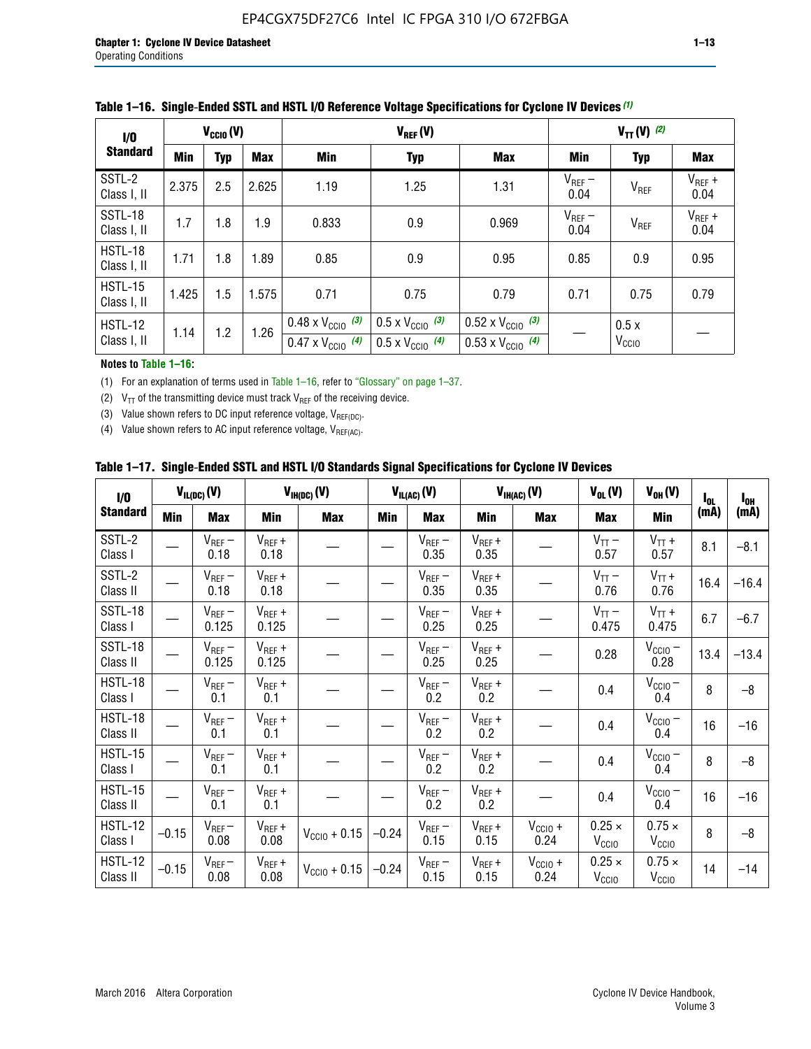**Table 1–16. Single-Ended SSTL and HSTL I/O Reference Voltage Specifications for Cyclone IV Devices (1)**

| I/O Standard | $V_{CCIO}$ (V) | | | $V_{REF}$ (V) | | | $V_{TT}$ (V) (2) | | |
|---|---|---|---|---|---|---|---|---|---|
| | Min | Typ | Max | Min | Typ | Max | Min | Typ | Max |
| SSTL-2 Class I, II | 2.375 | 2.5 | 2.625 | 1.19 | 1.25 | 1.31 | $V_{REF}$ – 0.04 | $V_{REF}$ | $V_{REF}$ + 0.04 |
| SSTL-18 Class I, II | 1.7 | 1.8 | 1.9 | 0.833 | 0.9 | 0.969 | $V_{REF}$ – 0.04 | $V_{REF}$ | $V_{REF}$ + 0.04 |
| HSTL-18 Class I, II | 1.71 | 1.8 | 1.89 | 0.85 | 0.9 | 0.95 | 0.85 | 0.9 | 0.95 |
| HSTL-15 Class I, II | 1.425 | 1.5 | 1.575 | 0.71 | 0.75 | 0.79 | 0.71 | 0.75 | 0.79 |
| HSTL-12 Class I, II | 1.14 | 1.2 | 1.26 | 0.48 x $V_{CCIO}$ (3) / 0.47 x $V_{CCIO}$ (4) | 0.5 x $V_{CCIO}$ (3) / 0.5 x $V_{CCIO}$ (4) | 0.52 x $V_{CCIO}$ (3) / 0.53 x $V_{CCIO}$ (4) | — | 0.5 x $V_{CCIO}$ | — |

**Notes to Table 1–16:**

(1) For an explanation of terms used in Table 1–16, refer to "Glossary" on page 1–37.

(2) $V_{TT}$ of the transmitting device must track $V_{REF}$ of the receiving device.

(3) Value shown refers to DC input reference voltage, $V_{REF(DC)}$.

(4) Value shown refers to AC input reference voltage, $V_{REF(AC)}$.

**Table 1–17. Single-Ended SSTL and HSTL I/O Standards Signal Specifications for Cyclone IV Devices**

| I/O Standard | $V_{IL(DC)}$ (V) | | $V_{IH(DC)}$ (V) | | $V_{IL(AC)}$ (V) | | $V_{IH(AC)}$ (V) | | $V_{OL}$ (V) | $V_{OH}$ (V) | $I_{OL}$ (mA) | $I_{OH}$ (mA) |
|---|---|---|---|---|---|---|---|---|---|---|---|---|
| | Min | Max | Min | Max | Min | Max | Min | Max | Max | Min | | |
| SSTL-2 Class I | — | $V_{REF}$ – 0.18 | $V_{REF}$ + 0.18 | — | — | $V_{REF}$ – 0.35 | $V_{REF}$ + 0.35 | — | $V_{TT}$ – 0.57 | $V_{TT}$ + 0.57 | 8.1 | –8.1 |
| SSTL-2 Class II | — | $V_{REF}$ – 0.18 | $V_{REF}$ + 0.18 | — | — | $V_{REF}$ – 0.35 | $V_{REF}$ + 0.35 | — | $V_{TT}$ – 0.76 | $V_{TT}$ + 0.76 | 16.4 | –16.4 |
| SSTL-18 Class I | — | $V_{REF}$ – 0.125 | $V_{REF}$ + 0.125 | — | — | $V_{REF}$ – 0.25 | $V_{REF}$ + 0.25 | — | $V_{TT}$ – 0.475 | $V_{TT}$ + 0.475 | 6.7 | –6.7 |
| SSTL-18 Class II | — | $V_{REF}$ – 0.125 | $V_{REF}$ + 0.125 | — | — | $V_{REF}$ – 0.25 | $V_{REF}$ + 0.25 | — | 0.28 | $V_{CCIO}$ – 0.28 | 13.4 | –13.4 |
| HSTL-18 Class I | — | $V_{REF}$ – 0.1 | $V_{REF}$ + 0.1 | — | — | $V_{REF}$ – 0.2 | $V_{REF}$ + 0.2 | — | 0.4 | $V_{CCIO}$ – 0.4 | 8 | –8 |
| HSTL-18 Class II | — | $V_{REF}$ – 0.1 | $V_{REF}$ + 0.1 | — | — | $V_{REF}$ – 0.2 | $V_{REF}$ + 0.2 | — | 0.4 | $V_{CCIO}$ – 0.4 | 16 | –16 |
| HSTL-15 Class I | — | $V_{REF}$ – 0.1 | $V_{REF}$ + 0.1 | — | — | $V_{REF}$ – 0.2 | $V_{REF}$ + 0.2 | — | 0.4 | $V_{CCIO}$ – 0.4 | 8 | –8 |
| HSTL-15 Class II | — | $V_{REF}$ – 0.1 | $V_{REF}$ + 0.1 | — | — | $V_{REF}$ – 0.2 | $V_{REF}$ + 0.2 | — | 0.4 | $V_{CCIO}$ – 0.4 | 16 | –16 |
| HSTL-12 Class I | –0.15 | $V_{REF}$ – 0.08 | $V_{REF}$ + 0.08 | $V_{CCIO}$ + 0.15 | –0.24 | $V_{REF}$ – 0.15 | $V_{REF}$ + 0.15 | $V_{CCIO}$ + 0.24 | 0.25 × $V_{CCIO}$ | 0.75 × $V_{CCIO}$ | 8 | –8 |
| HSTL-12 Class II | –0.15 | $V_{REF}$ – 0.08 | $V_{REF}$ + 0.08 | $V_{CCIO}$ + 0.15 | –0.24 | $V_{REF}$ – 0.15 | $V_{REF}$ + 0.15 | $V_{CCIO}$ + 0.24 | 0.25 × $V_{CCIO}$ | 0.75 × $V_{CCIO}$ | 14 | –14 |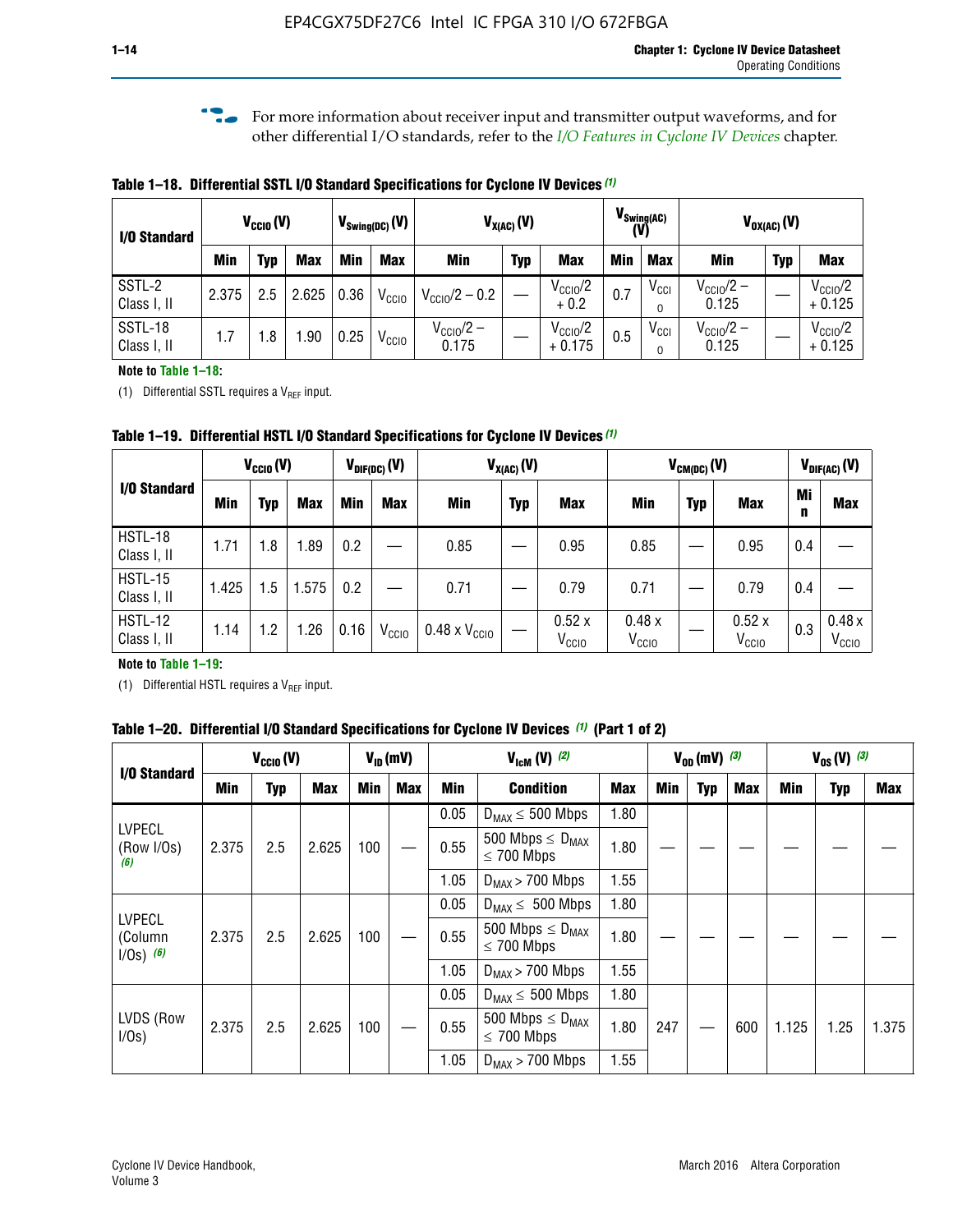For more information about receiver input and transmitter output waveforms, and for other differential I/O standards, refer to the *I/O Features in Cyclone IV Devices* chapter.

**Table 1–18. Differential SSTL I/O Standard Specifications for Cyclone IV Devices (1)**

| I/O Standard | $V_{CCIO}$ (V) | | | $V_{Swing(DC)}$ (V) | | $V_{X(AC)}$ (V) | | | $V_{Swing(AC)}$ (V) | | $V_{OX(AC)}$ (V) | | |
|---|---|---|---|---|---|---|---|---|---|---|---|---|---|
| | Min | Typ | Max | Min | Max | Min | Typ | Max | Min | Max | Min | Typ | Max |
| SSTL-2 Class I, II | 2.375 | 2.5 | 2.625 | 0.36 | $V_{CCIO}$ | $V_{CCIO}/2 - 0.2$ | — | $V_{CCIO}/2 + 0.2$ | 0.7 | $V_{CCIO}$ | $V_{CCIO}/2 - 0.125$ | — | $V_{CCIO}/2 + 0.125$ |
| SSTL-18 Class I, II | 1.7 | 1.8 | 1.90 | 0.25 | $V_{CCIO}$ | $V_{CCIO}/2 - 0.175$ | — | $V_{CCIO}/2 + 0.175$ | 0.5 | $V_{CCIO}$ | $V_{CCIO}/2 - 0.125$ | — | $V_{CCIO}/2 + 0.125$ |

**Note to Table 1–18:**

(1) Differential SSTL requires a $V_{REF}$ input.

**Table 1–19. Differential HSTL I/O Standard Specifications for Cyclone IV Devices (1)**

| I/O Standard | $V_{CCIO}$ (V) | | | $V_{DIF(DC)}$ (V) | | $V_{X(AC)}$ (V) | | | $V_{CM(DC)}$ (V) | | | $V_{DIF(AC)}$ (V) | |
|---|---|---|---|---|---|---|---|---|---|---|---|---|---|
| | Min | Typ | Max | Min | Max | Min | Typ | Max | Min | Typ | Max | Min | Max |
| HSTL-18 Class I, II | 1.71 | 1.8 | 1.89 | 0.2 | — | 0.85 | — | 0.95 | 0.85 | — | 0.95 | 0.4 | — |
| HSTL-15 Class I, II | 1.425 | 1.5 | 1.575 | 0.2 | — | 0.71 | — | 0.79 | 0.71 | — | 0.79 | 0.4 | — |
| HSTL-12 Class I, II | 1.14 | 1.2 | 1.26 | 0.16 | $V_{CCIO}$ | 0.48 x $V_{CCIO}$ | — | 0.52 x $V_{CCIO}$ | 0.48 x $V_{CCIO}$ | — | 0.52 x $V_{CCIO}$ | 0.3 | 0.48 x $V_{CCIO}$ |

**Note to Table 1–19:**

(1) Differential HSTL requires a $V_{REF}$ input.

**Table 1–20. Differential I/O Standard Specifications for Cyclone IV Devices (1) (Part 1 of 2)**

| I/O Standard | $V_{CCIO}$ (V) | | | $V_{ID}$ (mV) | | $V_{IcM}$ (V) (2) | | | $V_{OD}$ (mV) (3) | | | $V_{OS}$ (V) (3) | | |
|---|---|---|---|---|---|---|---|---|---|---|---|---|---|---|
| | Min | Typ | Max | Min | Max | Min | Condition | Max | Min | Typ | Max | Min | Typ | Max |
| LVPECL (Row I/Os) (6) | 2.375 | 2.5 | 2.625 | 100 | — | 0.05 | $D_{MAX} \leq$ 500 Mbps | 1.80 | — | — | — | — | — | — |
| | | | | | | 0.55 | 500 Mbps $\leq D_{MAX} \leq$ 700 Mbps | 1.80 | | | | | | |
| | | | | | | 1.05 | $D_{MAX} >$ 700 Mbps | 1.55 | | | | | | |
| LVPECL (Column I/Os) (6) | 2.375 | 2.5 | 2.625 | 100 | — | 0.05 | $D_{MAX} \leq$ 500 Mbps | 1.80 | — | — | — | — | — | — |
| | | | | | | 0.55 | 500 Mbps $\leq D_{MAX} \leq$ 700 Mbps | 1.80 | | | | | | |
| | | | | | | 1.05 | $D_{MAX} >$ 700 Mbps | 1.55 | | | | | | |
| LVDS (Row I/Os) | 2.375 | 2.5 | 2.625 | 100 | — | 0.05 | $D_{MAX} \leq$ 500 Mbps | 1.80 | 247 | — | 600 | 1.125 | 1.25 | 1.375 |
| | | | | | | 0.55 | 500 Mbps $\leq D_{MAX} \leq$ 700 Mbps | 1.80 | | | | | | |
| | | | | | | 1.05 | $D_{MAX} >$ 700 Mbps | 1.55 | | | | | | |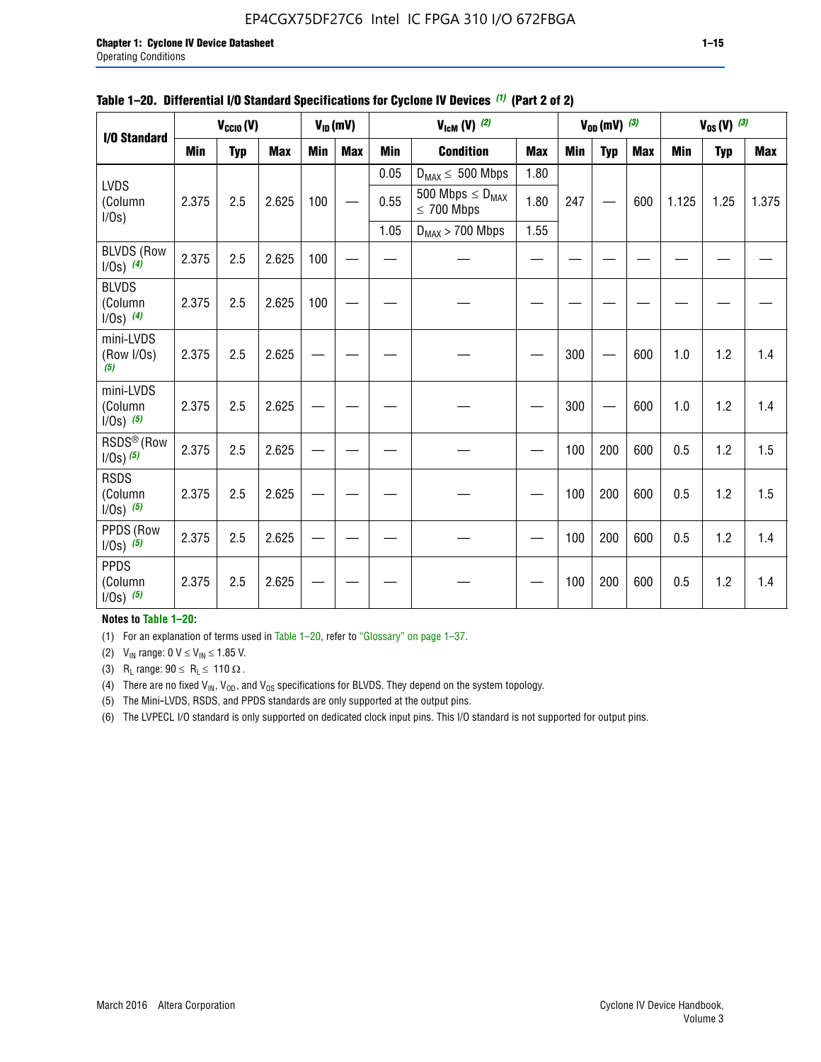**Table 1–20. Differential I/O Standard Specifications for Cyclone IV Devices (1) (Part 2 of 2)**

| I/O Standard | $V_{CCIO}$ (V) | | | $V_{ID}$ (mV) | | $V_{IcM}$ (V) (2) | | | $V_{OD}$ (mV) (3) | | | $V_{OS}$ (V) (3) | | |
|---|---|---|---|---|---|---|---|---|---|---|---|---|---|---|
| | Min | Typ | Max | Min | Max | Min | Condition | Max | Min | Typ | Max | Min | Typ | Max |
| LVDS (Column I/Os) | 2.375 | 2.5 | 2.625 | 100 | — | 0.05 | $D_{MAX} \leq$ 500 Mbps | 1.80 | 247 | — | 600 | 1.125 | 1.25 | 1.375 |
| | | | | | | 0.55 | 500 Mbps $\leq D_{MAX} \leq$ 700 Mbps | 1.80 | | | | | | |
| | | | | | | 1.05 | $D_{MAX}$ > 700 Mbps | 1.55 | | | | | | |
| BLVDS (Row I/Os) (4) | 2.375 | 2.5 | 2.625 | 100 | — | — | — | — | — | — | — | — | — | — |
| BLVDS (Column I/Os) (4) | 2.375 | 2.5 | 2.625 | 100 | — | — | — | — | — | — | — | — | — | — |
| mini-LVDS (Row I/Os) (5) | 2.375 | 2.5 | 2.625 | — | — | — | — | — | 300 | — | 600 | 1.0 | 1.2 | 1.4 |
| mini-LVDS (Column I/Os) (5) | 2.375 | 2.5 | 2.625 | — | — | — | — | — | 300 | — | 600 | 1.0 | 1.2 | 1.4 |
| RSDS® (Row I/Os) (5) | 2.375 | 2.5 | 2.625 | — | — | — | — | — | 100 | 200 | 600 | 0.5 | 1.2 | 1.5 |
| RSDS (Column I/Os) (5) | 2.375 | 2.5 | 2.625 | — | — | — | — | — | 100 | 200 | 600 | 0.5 | 1.2 | 1.5 |
| PPDS (Row I/Os) (5) | 2.375 | 2.5 | 2.625 | — | — | — | — | — | 100 | 200 | 600 | 0.5 | 1.2 | 1.4 |
| PPDS (Column I/Os) (5) | 2.375 | 2.5 | 2.625 | — | — | — | — | — | 100 | 200 | 600 | 0.5 | 1.2 | 1.4 |

**Notes to Table 1–20:**

(1) For an explanation of terms used in Table 1–20, refer to "Glossary" on page 1–37.

(2) $V_{IN}$ range: 0 V $\leq V_{IN} \leq$ 1.85 V.

(3) $R_L$ range: 90 $\leq R_L \leq$ 110 Ω.

(4) There are no fixed $V_{IN}$, $V_{OD}$, and $V_{OS}$ specifications for BLVDS. They depend on the system topology.

(5) The Mini-LVDS, RSDS, and PPDS standards are only supported at the output pins.

(6) The LVPECL I/O standard is only supported on dedicated clock input pins. This I/O standard is not supported for output pins.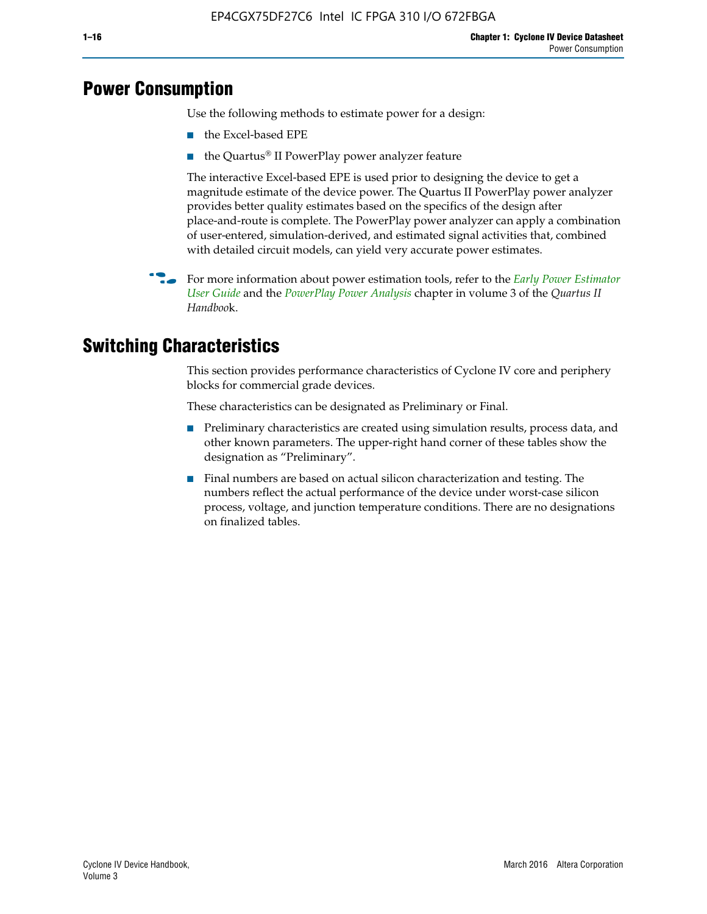## Power Consumption

Use the following methods to estimate power for a design:

- the Excel-based EPE
- the Quartus® II PowerPlay power analyzer feature

The interactive Excel-based EPE is used prior to designing the device to get a magnitude estimate of the device power. The Quartus II PowerPlay power analyzer provides better quality estimates based on the specifics of the design after place-and-route is complete. The PowerPlay power analyzer can apply a combination of user-entered, simulation-derived, and estimated signal activities that, combined with detailed circuit models, can yield very accurate power estimates.

For more information about power estimation tools, refer to the *Early Power Estimator User Guide* and the *PowerPlay Power Analysis* chapter in volume 3 of the *Quartus II Handbook*.

## Switching Characteristics

This section provides performance characteristics of Cyclone IV core and periphery blocks for commercial grade devices.

These characteristics can be designated as Preliminary or Final.

- Preliminary characteristics are created using simulation results, process data, and other known parameters. The upper-right hand corner of these tables show the designation as "Preliminary".
- Final numbers are based on actual silicon characterization and testing. The numbers reflect the actual performance of the device under worst-case silicon process, voltage, and junction temperature conditions. There are no designations on finalized tables.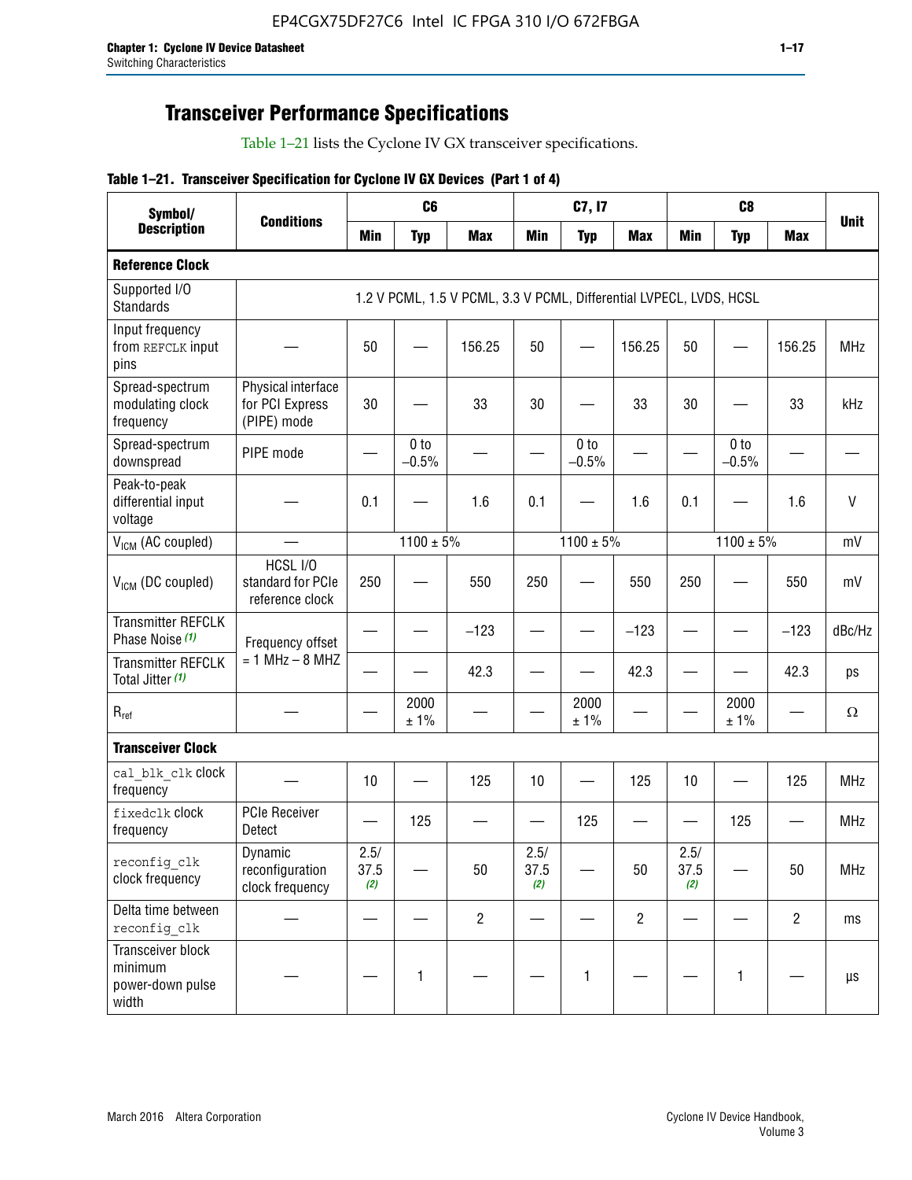## Transceiver Performance Specifications

Table 1–21 lists the Cyclone IV GX transceiver specifications.

**Table 1–21. Transceiver Specification for Cyclone IV GX Devices (Part 1 of 4)**

| Symbol/ Description | Conditions | C6 | | | C7, I7 | | | C8 | | | Unit |
|---|---|---|---|---|---|---|---|---|---|---|---|
| | | Min | Typ | Max | Min | Typ | Max | Min | Typ | Max | |
| **Reference Clock** | | | | | | | | | | | |
| Supported I/O Standards | 1.2 V PCML, 1.5 V PCML, 3.3 V PCML, Differential LVPECL, LVDS, HCSL | | | | | | | | | | |
| Input frequency from REFCLK input pins | — | 50 | — | 156.25 | 50 | — | 156.25 | 50 | — | 156.25 | MHz |
| Spread-spectrum modulating clock frequency | Physical interface for PCI Express (PIPE) mode | 30 | — | 33 | 30 | — | 33 | 30 | — | 33 | kHz |
| Spread-spectrum downspread | PIPE mode | — | 0 to −0.5% | — | — | 0 to −0.5% | — | — | 0 to −0.5% | — | — |
| Peak-to-peak differential input voltage | — | 0.1 | — | 1.6 | 0.1 | — | 1.6 | 0.1 | — | 1.6 | V |
| $V_{ICM}$ (AC coupled) | — | 1100 ± 5% | | | 1100 ± 5% | | | 1100 ± 5% | | | mV |
| $V_{ICM}$ (DC coupled) | HCSL I/O standard for PCIe reference clock | 250 | — | 550 | 250 | — | 550 | 250 | — | 550 | mV |
| Transmitter REFCLK Phase Noise (1) | Frequency offset = 1 MHz – 8 MHZ | — | — | −123 | — | — | −123 | — | — | −123 | dBc/Hz |
| Transmitter REFCLK Total Jitter (1) | | — | — | 42.3 | — | — | 42.3 | — | — | 42.3 | ps |
| $R_{ref}$ | — | — | 2000 ± 1% | — | — | 2000 ± 1% | — | — | 2000 ± 1% | — | Ω |
| **Transceiver Clock** | | | | | | | | | | | |
| cal_blk_clk clock frequency | — | 10 | — | 125 | 10 | — | 125 | 10 | — | 125 | MHz |
| fixedclk clock frequency | PCIe Receiver Detect | — | 125 | — | — | 125 | — | — | 125 | — | MHz |
| reconfig_clk clock frequency | Dynamic reconfiguration clock frequency | 2.5/ 37.5 (2) | — | 50 | 2.5/ 37.5 (2) | — | 50 | 2.5/ 37.5 (2) | — | 50 | MHz |
| Delta time between reconfig_clk | — | — | — | 2 | — | — | 2 | — | — | 2 | ms |
| Transceiver block minimum power-down pulse width | — | — | 1 | — | — | 1 | — | — | 1 | — | µs |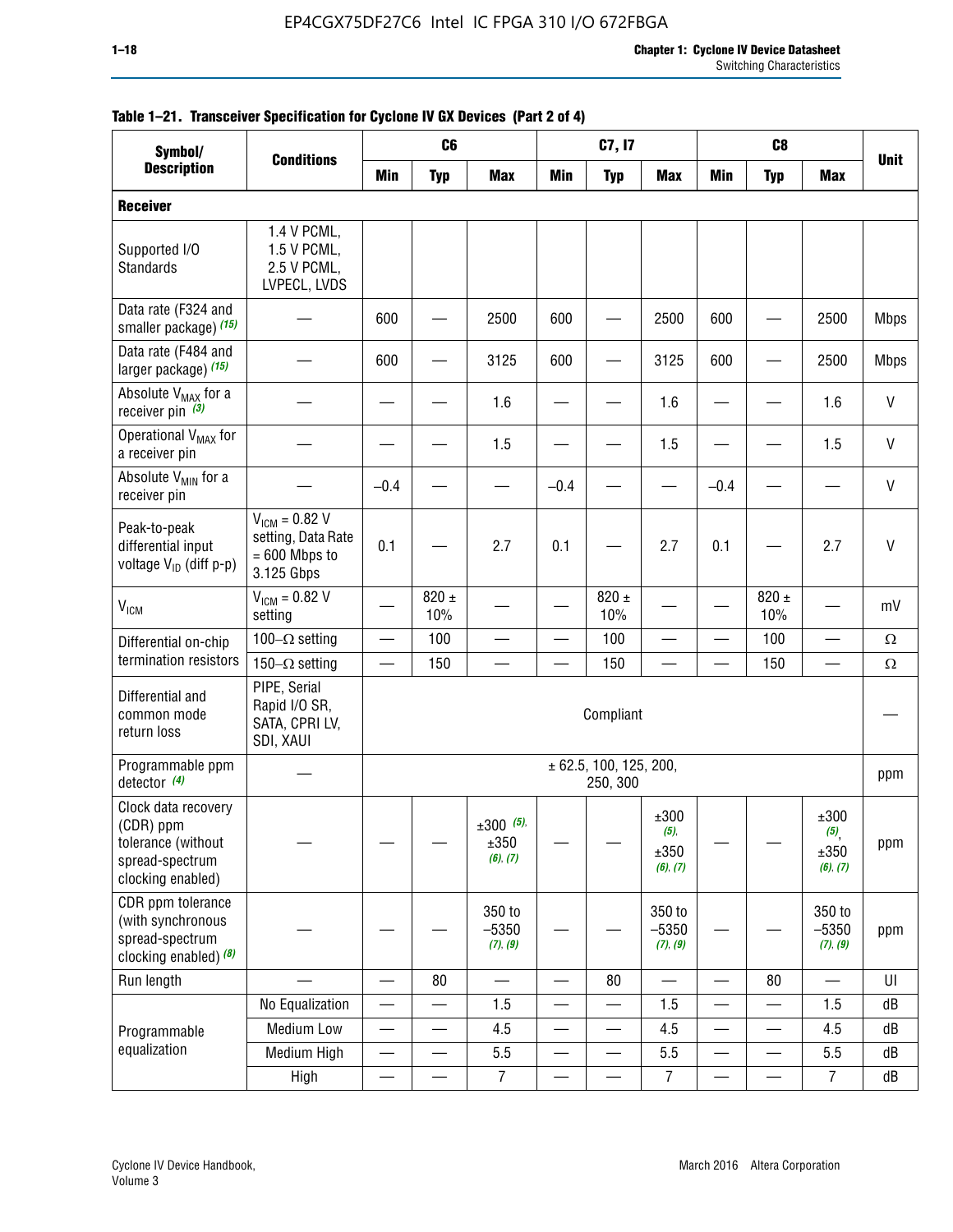**Table 1–21. Transceiver Specification for Cyclone IV GX Devices (Part 2 of 4)**

| Symbol/ Description | Conditions | C6 | | | C7, I7 | | | C8 | | | Unit |
|---|---|---|---|---|---|---|---|---|---|---|---|
| | | Min | Typ | Max | Min | Typ | Max | Min | Typ | Max | |
| **Receiver** | | | | | | | | | | | |
| Supported I/O Standards | 1.4 V PCML, 1.5 V PCML, 2.5 V PCML, LVPECL, LVDS | | | | | | | | | | |
| Data rate (F324 and smaller package) *(15)* | — | 600 | — | 2500 | 600 | — | 2500 | 600 | — | 2500 | Mbps |
| Data rate (F484 and larger package) *(15)* | — | 600 | — | 3125 | 600 | — | 3125 | 600 | — | 2500 | Mbps |
| Absolute $V_{MAX}$ for a receiver pin *(3)* | — | — | — | 1.6 | — | — | 1.6 | — | — | 1.6 | V |
| Operational $V_{MAX}$ for a receiver pin | — | — | — | 1.5 | — | — | 1.5 | — | — | 1.5 | V |
| Absolute $V_{MIN}$ for a receiver pin | — | –0.4 | — | — | –0.4 | — | — | –0.4 | — | — | V |
| Peak-to-peak differential input voltage $V_{ID}$ (diff p-p) | $V_{ICM}$ = 0.82 V setting, Data Rate = 600 Mbps to 3.125 Gbps | 0.1 | — | 2.7 | 0.1 | — | 2.7 | 0.1 | — | 2.7 | V |
| $V_{ICM}$ | $V_{ICM}$ = 0.82 V setting | — | 820 ± 10% | — | — | 820 ± 10% | — | — | 820 ± 10% | — | mV |
| Differential on-chip termination resistors | 100–Ω setting | — | 100 | — | — | 100 | — | — | 100 | — | Ω |
| | 150–Ω setting | — | 150 | — | — | 150 | — | — | 150 | — | Ω |
| Differential and common mode return loss | PIPE, Serial Rapid I/O SR, SATA, CPRI LV, SDI, XAUI | Compliant | | | | | | | | | — |
| Programmable ppm detector *(4)* | — | ± 62.5, 100, 125, 200, 250, 300 | | | | | | | | | ppm |
| Clock data recovery (CDR) ppm tolerance (without spread-spectrum clocking enabled) | — | — | — | ±300 *(5)*, ±350 *(6)*, *(7)* | — | — | ±300 *(5)*, ±350 *(6)*, *(7)* | — | — | ±300 *(5)*, ±350 *(6)*, *(7)* | ppm |
| CDR ppm tolerance (with synchronous spread-spectrum clocking enabled) *(8)* | — | — | — | 350 to –5350 *(7)*, *(9)* | — | — | 350 to –5350 *(7)*, *(9)* | — | — | 350 to –5350 *(7)*, *(9)* | ppm |
| Run length | — | — | 80 | — | — | 80 | — | — | 80 | — | UI |
| Programmable equalization | No Equalization | — | — | 1.5 | — | — | 1.5 | — | — | 1.5 | dB |
| | Medium Low | — | — | 4.5 | — | — | 4.5 | — | — | 4.5 | dB |
| | Medium High | — | — | 5.5 | — | — | 5.5 | — | — | 5.5 | dB |
| | High | — | — | 7 | — | — | 7 | — | — | 7 | dB |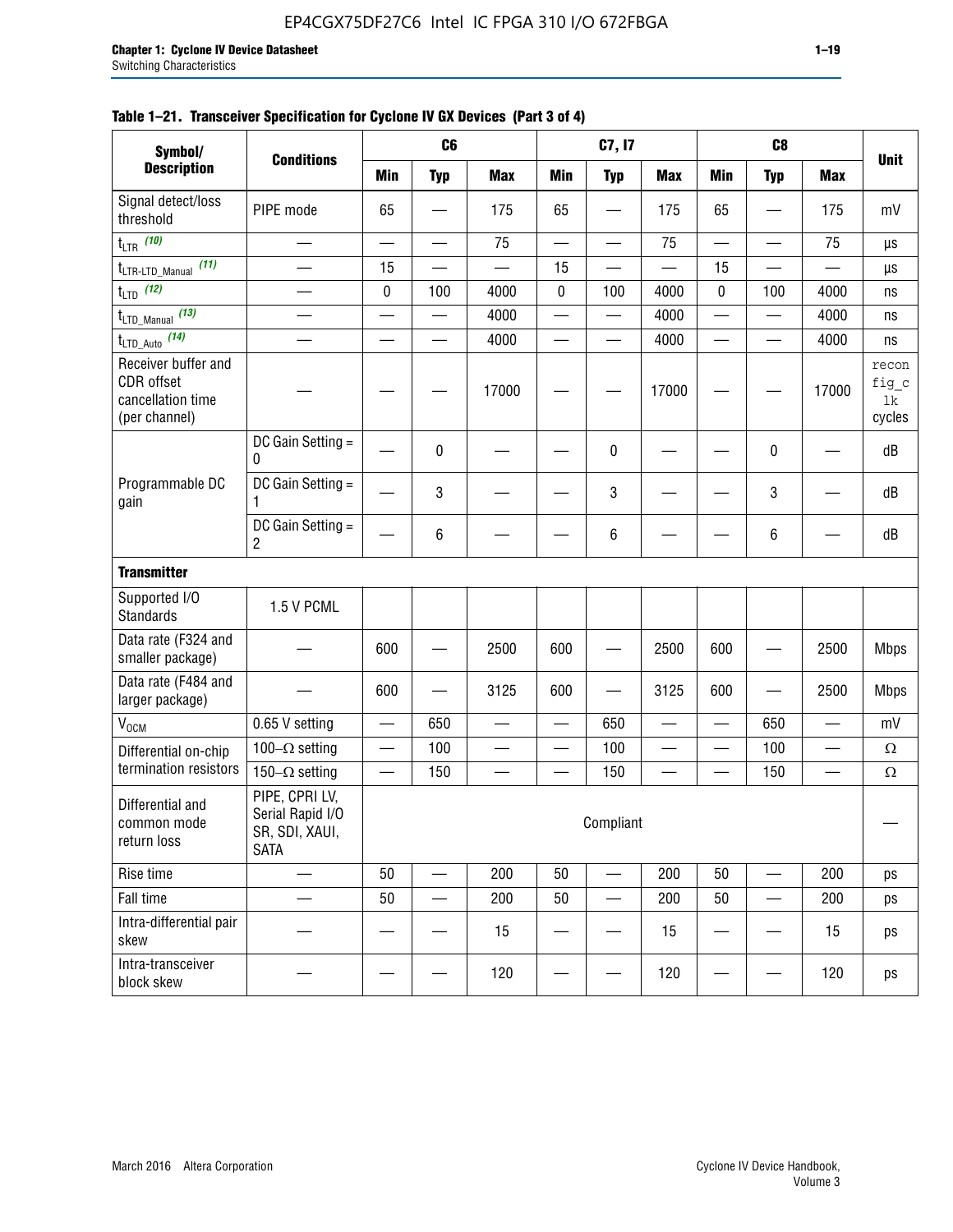**Table 1–21. Transceiver Specification for Cyclone IV GX Devices (Part 3 of 4)**

| Symbol/ Description | Conditions | C6 | | | C7, I7 | | | C8 | | | Unit |
|---|---|---|---|---|---|---|---|---|---|---|---|
| | | Min | Typ | Max | Min | Typ | Max | Min | Typ | Max | |
| Signal detect/loss threshold | PIPE mode | 65 | — | 175 | 65 | — | 175 | 65 | — | 175 | mV |
| $t_{LTR}$ *(10)* | — | — | — | 75 | — | — | 75 | — | — | 75 | µs |
| $t_{LTR\text{-}LTD\_Manual}$ *(11)* | — | 15 | — | — | 15 | — | — | 15 | — | — | µs |
| $t_{LTD}$ *(12)* | — | 0 | 100 | 4000 | 0 | 100 | 4000 | 0 | 100 | 4000 | ns |
| $t_{LTD\_Manual}$ *(13)* | — | — | — | 4000 | — | — | 4000 | — | — | 4000 | ns |
| $t_{LTD\_Auto}$ *(14)* | — | — | — | 4000 | — | — | 4000 | — | — | 4000 | ns |
| Receiver buffer and CDR offset cancellation time (per channel) | — | — | — | 17000 | — | — | 17000 | — | — | 17000 | reconfig_clk cycles |
| Programmable DC gain | DC Gain Setting = 0 | — | 0 | — | — | 0 | — | — | 0 | — | dB |
| | DC Gain Setting = 1 | — | 3 | — | — | 3 | — | — | 3 | — | dB |
| | DC Gain Setting = 2 | — | 6 | — | — | 6 | — | — | 6 | — | dB |
| **Transmitter** | | | | | | | | | | | |
| Supported I/O Standards | 1.5 V PCML | | | | | | | | | | |
| Data rate (F324 and smaller package) | — | 600 | — | 2500 | 600 | — | 2500 | 600 | — | 2500 | Mbps |
| Data rate (F484 and larger package) | — | 600 | — | 3125 | 600 | — | 3125 | 600 | — | 2500 | Mbps |
| $V_{OCM}$ | 0.65 V setting | — | 650 | — | — | 650 | — | — | 650 | — | mV |
| Differential on-chip termination resistors | 100–Ω setting | — | 100 | — | — | 100 | — | — | 100 | — | Ω |
| | 150–Ω setting | — | 150 | — | — | 150 | — | — | 150 | — | Ω |
| Differential and common mode return loss | PIPE, CPRI LV, Serial Rapid I/O SR, SDI, XAUI, SATA | Compliant | | | | | | | | | — |
| Rise time | — | 50 | — | 200 | 50 | — | 200 | 50 | — | 200 | ps |
| Fall time | — | 50 | — | 200 | 50 | — | 200 | 50 | — | 200 | ps |
| Intra-differential pair skew | — | — | — | 15 | — | — | 15 | — | — | 15 | ps |
| Intra-transceiver block skew | — | — | — | 120 | — | — | 120 | — | — | 120 | ps |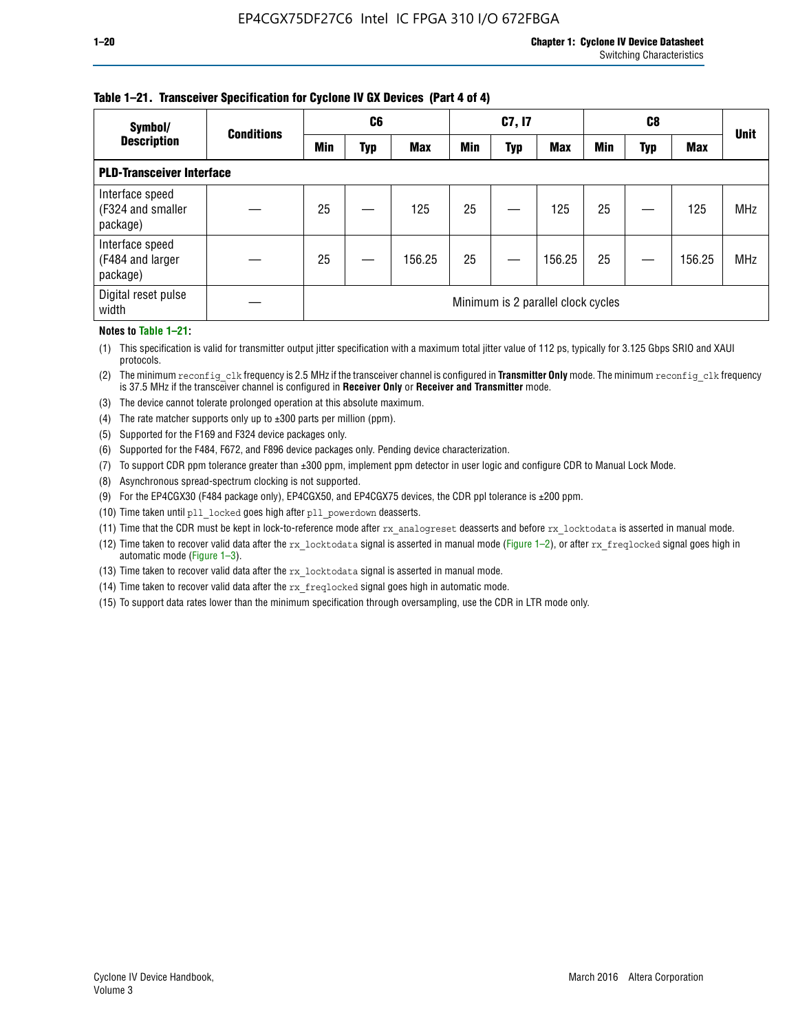**Table 1–21. Transceiver Specification for Cyclone IV GX Devices (Part 4 of 4)**

| Symbol/ Description | Conditions | C6 | | | C7, I7 | | | C8 | | | Unit |
|---|---|---|---|---|---|---|---|---|---|---|---|
| | | Min | Typ | Max | Min | Typ | Max | Min | Typ | Max | |
| **PLD-Transceiver Interface** | | | | | | | | | | | |
| Interface speed (F324 and smaller package) | — | 25 | — | 125 | 25 | — | 125 | 25 | — | 125 | MHz |
| Interface speed (F484 and larger package) | — | 25 | — | 156.25 | 25 | — | 156.25 | 25 | — | 156.25 | MHz |
| Digital reset pulse width | — | Minimum is 2 parallel clock cycles | | | | | | | | | |

**Notes to Table 1–21:**

(1) This specification is valid for transmitter output jitter specification with a maximum total jitter value of 112 ps, typically for 3.125 Gbps SRIO and XAUI protocols.

(2) The minimum `reconfig_clk` frequency is 2.5 MHz if the transceiver channel is configured in **Transmitter Only** mode. The minimum `reconfig_clk` frequency is 37.5 MHz if the transceiver channel is configured in **Receiver Only** or **Receiver and Transmitter** mode.

(3) The device cannot tolerate prolonged operation at this absolute maximum.

(4) The rate matcher supports only up to ±300 parts per million (ppm).

(5) Supported for the F169 and F324 device packages only.

(6) Supported for the F484, F672, and F896 device packages only. Pending device characterization.

(7) To support CDR ppm tolerance greater than ±300 ppm, implement ppm detector in user logic and configure CDR to Manual Lock Mode.

(8) Asynchronous spread-spectrum clocking is not supported.

(9) For the EP4CGX30 (F484 package only), EP4CGX50, and EP4CGX75 devices, the CDR ppl tolerance is ±200 ppm.

(10) Time taken until `pll_locked` goes high after `pll_powerdown` deasserts.

(11) Time that the CDR must be kept in lock-to-reference mode after `rx_analogreset` deasserts and before `rx_locktodata` is asserted in manual mode.

(12) Time taken to recover valid data after the `rx_locktodata` signal is asserted in manual mode (Figure 1–2), or after `rx_freqlocked` signal goes high in automatic mode (Figure 1–3).

(13) Time taken to recover valid data after the `rx_locktodata` signal is asserted in manual mode.

(14) Time taken to recover valid data after the `rx_freqlocked` signal goes high in automatic mode.

(15) To support data rates lower than the minimum specification through oversampling, use the CDR in LTR mode only.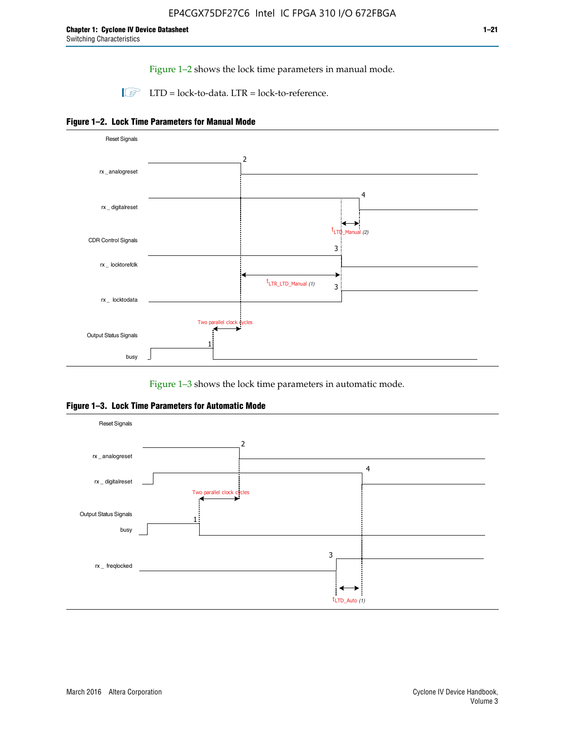Figure 1–2 shows the lock time parameters in manual mode.

LTD = lock-to-data. LTR = lock-to-reference.

**Figure 1–2. Lock Time Parameters for Manual Mode**

Reset Signals

rx _ analogreset

rx _ digitalreset

$t_{LTD\_Manual}$ (2)

CDR Control Signals

rx _ locktorefclk

$t_{LTR\_LTD\_Manual}$ (1)

rx _ locktodata

Two parallel clock cycles

Output Status Signals

busy

Figure 1–3 shows the lock time parameters in automatic mode.

**Figure 1–3. Lock Time Parameters for Automatic Mode**

Reset Signals

rx _ analogreset

rx _ digitalreset

Two parallel clock cycles

Output Status Signals

busy

rx _ freqlocked

$t_{LTD\_Auto}$ (1)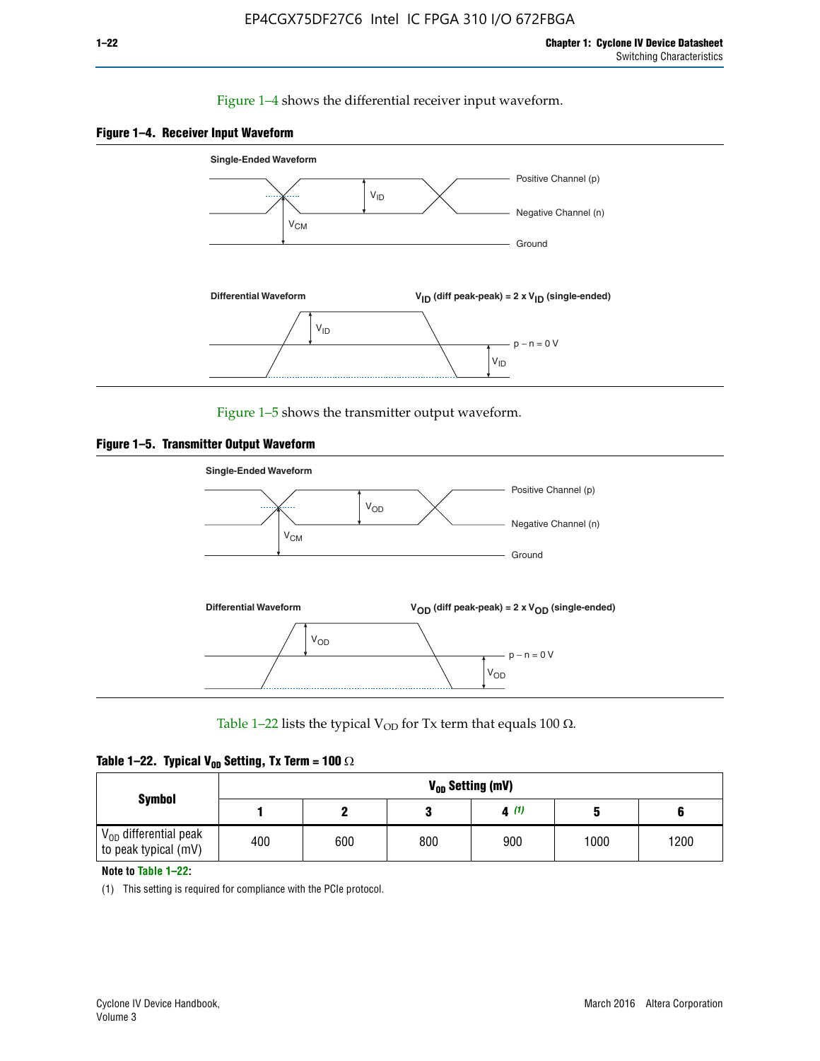Figure 1–4 shows the differential receiver input waveform.

**Figure 1–4. Receiver Input Waveform**

Single-Ended Waveform

Positive Channel (p)

Negative Channel (n)

Ground

$V_{ID}$

$V_{CM}$

Differential Waveform

$V_{ID}$ (diff peak-peak) = 2 x $V_{ID}$ (single-ended)

$V_{ID}$

p − n = 0 V

$V_{ID}$

Figure 1–5 shows the transmitter output waveform.

**Figure 1–5. Transmitter Output Waveform**

Single-Ended Waveform

Positive Channel (p)

Negative Channel (n)

Ground

$V_{OD}$

$V_{CM}$

Differential Waveform

$V_{OD}$ (diff peak-peak) = 2 x $V_{OD}$ (single-ended)

$V_{OD}$

p − n = 0 V

$V_{OD}$

Table 1–22 lists the typical $V_{OD}$ for Tx term that equals 100 Ω.

**Table 1–22. Typical $V_{OD}$ Setting, Tx Term = 100 Ω**

| Symbol | $V_{OD}$ Setting (mV) | | | | | |
|---|---|---|---|---|---|---|
| | 1 | 2 | 3 | 4 *(1)* | 5 | 6 |
| $V_{OD}$ differential peak to peak typical (mV) | 400 | 600 | 800 | 900 | 1000 | 1200 |

**Note to Table 1–22:**

(1) This setting is required for compliance with the PCIe protocol.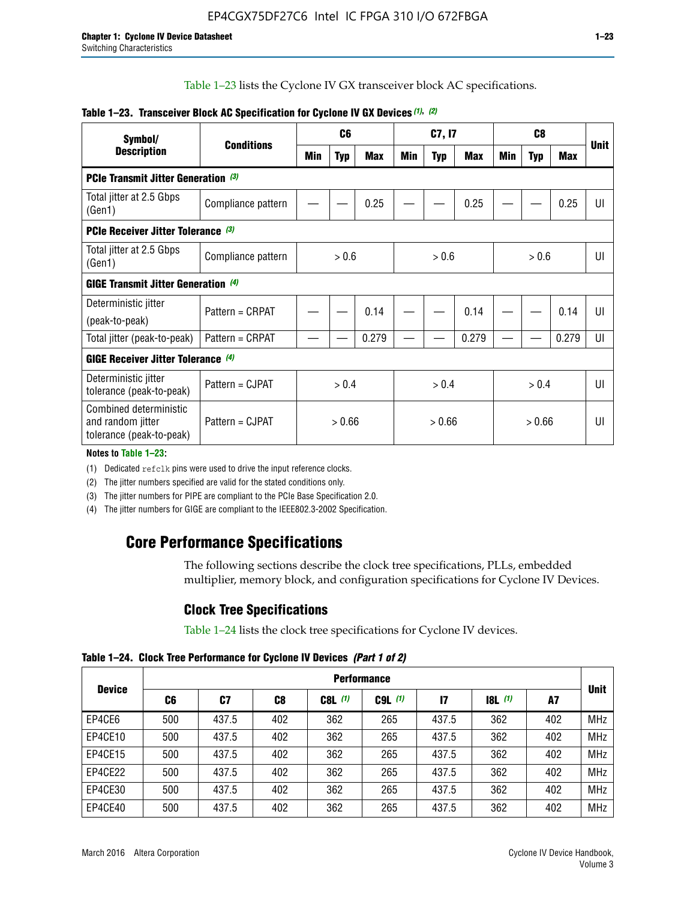Table 1–23 lists the Cyclone IV GX transceiver block AC specifications.

**Table 1–23. Transceiver Block AC Specification for Cyclone IV GX Devices (1), (2)**

| Symbol/ Description | Conditions | C6 | | | C7, I7 | | | C8 | | | Unit |
|---|---|---|---|---|---|---|---|---|---|---|---|
| | | Min | Typ | Max | Min | Typ | Max | Min | Typ | Max | |
| **PCIe Transmit Jitter Generation (3)** | | | | | | | | | | | |
| Total jitter at 2.5 Gbps (Gen1) | Compliance pattern | — | — | 0.25 | — | — | 0.25 | — | — | 0.25 | UI |
| **PCIe Receiver Jitter Tolerance (3)** | | | | | | | | | | | |
| Total jitter at 2.5 Gbps (Gen1) | Compliance pattern | > 0.6 | | | > 0.6 | | | > 0.6 | | | UI |
| **GIGE Transmit Jitter Generation (4)** | | | | | | | | | | | |
| Deterministic jitter (peak-to-peak) | Pattern = CRPAT | — | — | 0.14 | — | — | 0.14 | — | — | 0.14 | UI |
| Total jitter (peak-to-peak) | Pattern = CRPAT | — | — | 0.279 | — | — | 0.279 | — | — | 0.279 | UI |
| **GIGE Receiver Jitter Tolerance (4)** | | | | | | | | | | | |
| Deterministic jitter tolerance (peak-to-peak) | Pattern = CJPAT | > 0.4 | | | > 0.4 | | | > 0.4 | | | UI |
| Combined deterministic and random jitter tolerance (peak-to-peak) | Pattern = CJPAT | > 0.66 | | | > 0.66 | | | > 0.66 | | | UI |

**Notes to Table 1–23:**

(1) Dedicated refclk pins were used to drive the input reference clocks.

(2) The jitter numbers specified are valid for the stated conditions only.

(3) The jitter numbers for PIPE are compliant to the PCIe Base Specification 2.0.

(4) The jitter numbers for GIGE are compliant to the IEEE802.3-2002 Specification.

## Core Performance Specifications

The following sections describe the clock tree specifications, PLLs, embedded multiplier, memory block, and configuration specifications for Cyclone IV Devices.

### Clock Tree Specifications

Table 1–24 lists the clock tree specifications for Cyclone IV devices.

**Table 1–24. Clock Tree Performance for Cyclone IV Devices** *(Part 1 of 2)*

| Device | Performance | | | | | | | | Unit |
|---|---|---|---|---|---|---|---|---|---|
| | C6 | C7 | C8 | C8L (1) | C9L (1) | I7 | I8L (1) | A7 | |
| EP4CE6 | 500 | 437.5 | 402 | 362 | 265 | 437.5 | 362 | 402 | MHz |
| EP4CE10 | 500 | 437.5 | 402 | 362 | 265 | 437.5 | 362 | 402 | MHz |
| EP4CE15 | 500 | 437.5 | 402 | 362 | 265 | 437.5 | 362 | 402 | MHz |
| EP4CE22 | 500 | 437.5 | 402 | 362 | 265 | 437.5 | 362 | 402 | MHz |
| EP4CE30 | 500 | 437.5 | 402 | 362 | 265 | 437.5 | 362 | 402 | MHz |
| EP4CE40 | 500 | 437.5 | 402 | 362 | 265 | 437.5 | 362 | 402 | MHz |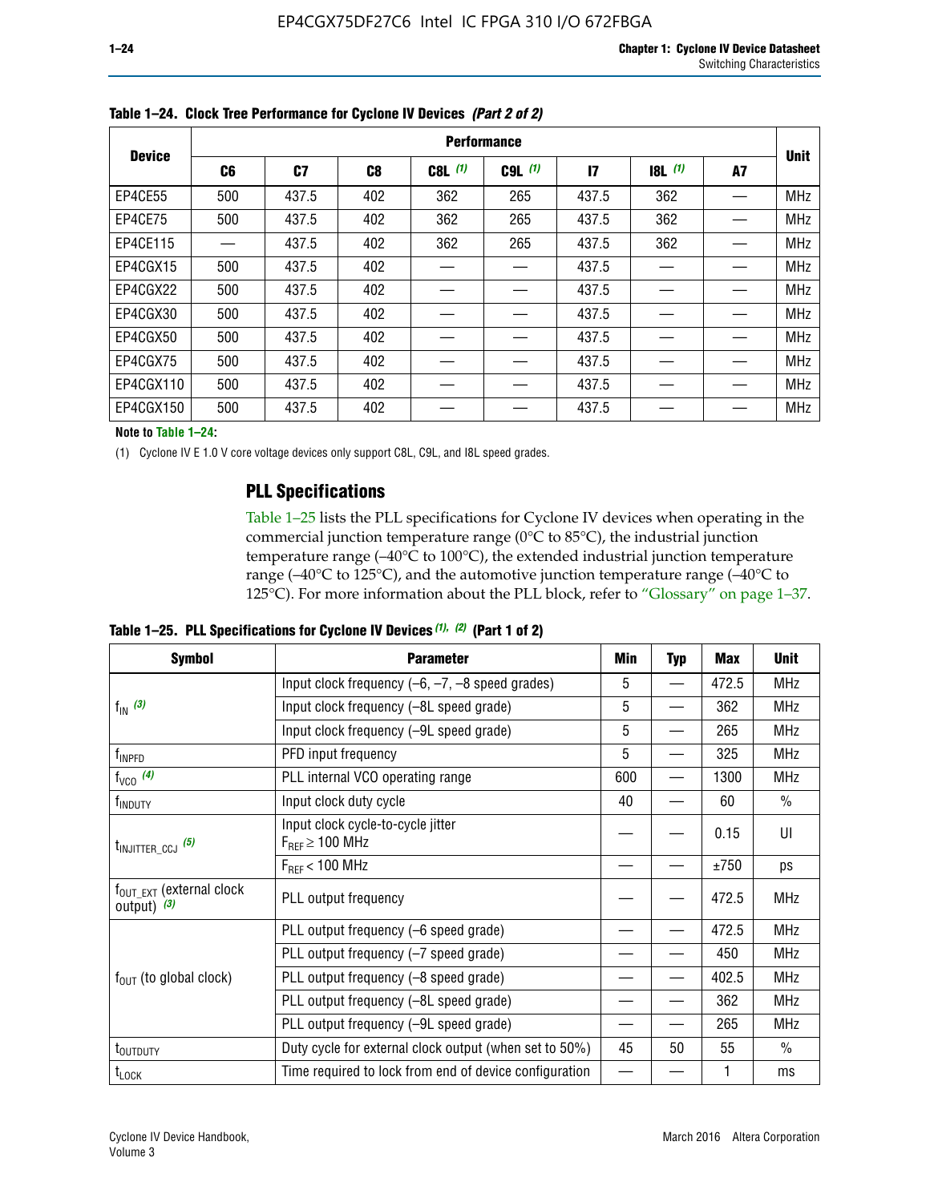**Table 1–24. Clock Tree Performance for Cyclone IV Devices *(Part 2 of 2)***

| Device | Performance | | | | | | | | Unit |
|---|---|---|---|---|---|---|---|---|---|
| | C6 | C7 | C8 | C8L (1) | C9L (1) | I7 | I8L (1) | A7 | |
| EP4CE55 | 500 | 437.5 | 402 | 362 | 265 | 437.5 | 362 | — | MHz |
| EP4CE75 | 500 | 437.5 | 402 | 362 | 265 | 437.5 | 362 | — | MHz |
| EP4CE115 | — | 437.5 | 402 | 362 | 265 | 437.5 | 362 | — | MHz |
| EP4CGX15 | 500 | 437.5 | 402 | — | — | 437.5 | — | — | MHz |
| EP4CGX22 | 500 | 437.5 | 402 | — | — | 437.5 | — | — | MHz |
| EP4CGX30 | 500 | 437.5 | 402 | — | — | 437.5 | — | — | MHz |
| EP4CGX50 | 500 | 437.5 | 402 | — | — | 437.5 | — | — | MHz |
| EP4CGX75 | 500 | 437.5 | 402 | — | — | 437.5 | — | — | MHz |
| EP4CGX110 | 500 | 437.5 | 402 | — | — | 437.5 | — | — | MHz |
| EP4CGX150 | 500 | 437.5 | 402 | — | — | 437.5 | — | — | MHz |

**Note to Table 1–24:**

(1) Cyclone IV E 1.0 V core voltage devices only support C8L, C9L, and I8L speed grades.

## PLL Specifications

Table 1–25 lists the PLL specifications for Cyclone IV devices when operating in the commercial junction temperature range (0°C to 85°C), the industrial junction temperature range (–40°C to 100°C), the extended industrial junction temperature range (–40°C to 125°C), and the automotive junction temperature range (–40°C to 125°C). For more information about the PLL block, refer to "Glossary" on page 1–37.

**Table 1–25. PLL Specifications for Cyclone IV Devices *(1), (2)* (Part 1 of 2)**

| Symbol | Parameter | Min | Typ | Max | Unit |
|---|---|---|---|---|---|
| $f_{IN}$ (3) | Input clock frequency (–6, –7, –8 speed grades) | 5 | — | 472.5 | MHz |
| | Input clock frequency (–8L speed grade) | 5 | — | 362 | MHz |
| | Input clock frequency (–9L speed grade) | 5 | — | 265 | MHz |
| $f_{INPFD}$ | PFD input frequency | 5 | — | 325 | MHz |
| $f_{VCO}$ (4) | PLL internal VCO operating range | 600 | — | 1300 | MHz |
| $f_{INDUTY}$ | Input clock duty cycle | 40 | — | 60 | % |
| $t_{INJITTER\_CCJ}$ (5) | Input clock cycle-to-cycle jitter $F_{REF} \geq 100$ MHz | — | — | 0.15 | UI |
| | $F_{REF} < 100$ MHz | — | — | ±750 | ps |
| $f_{OUT\_EXT}$ (external clock output) (3) | PLL output frequency | — | — | 472.5 | MHz |
| $f_{OUT}$ (to global clock) | PLL output frequency (–6 speed grade) | — | — | 472.5 | MHz |
| | PLL output frequency (–7 speed grade) | — | — | 450 | MHz |
| | PLL output frequency (–8 speed grade) | — | — | 402.5 | MHz |
| | PLL output frequency (–8L speed grade) | — | — | 362 | MHz |
| | PLL output frequency (–9L speed grade) | — | — | 265 | MHz |
| $t_{OUTDUTY}$ | Duty cycle for external clock output (when set to 50%) | 45 | 50 | 55 | % |
| $t_{LOCK}$ | Time required to lock from end of device configuration | — | — | 1 | ms |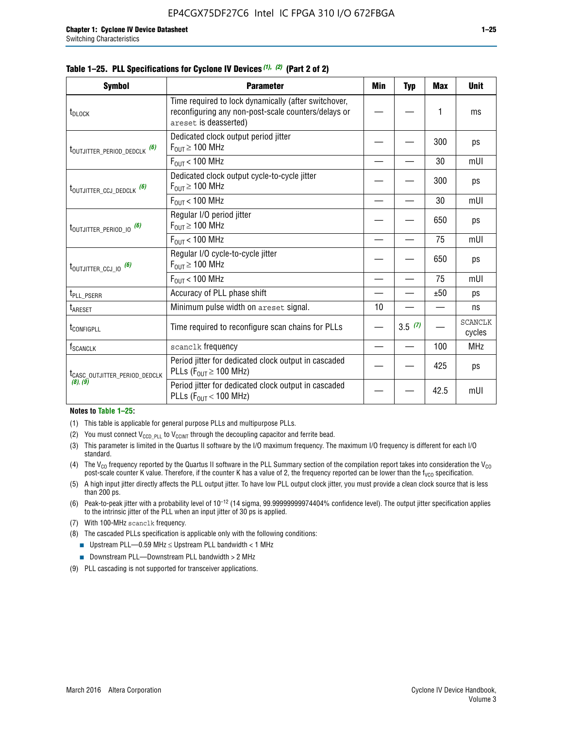**Table 1–25. PLL Specifications for Cyclone IV Devices (1), (2) (Part 2 of 2)**

| Symbol | Parameter | Min | Typ | Max | Unit |
|---|---|---|---|---|---|
| $t_{DLOCK}$ | Time required to lock dynamically (after switchover, reconfiguring any non-post-scale counters/delays or `areset` is deasserted) | — | — | 1 | ms |
| $t_{OUTJITTER\_PERIOD\_DEDCLK}$ (6) | Dedicated clock output period jitter $F_{OUT} \geq 100$ MHz | — | — | 300 | ps |
| | $F_{OUT} < 100$ MHz | — | — | 30 | mUI |
| $t_{OUTJITTER\_CCJ\_DEDCLK}$ (6) | Dedicated clock output cycle-to-cycle jitter $F_{OUT} \geq 100$ MHz | — | — | 300 | ps |
| | $F_{OUT} < 100$ MHz | — | — | 30 | mUI |
| $t_{OUTJITTER\_PERIOD\_IO}$ (6) | Regular I/O period jitter $F_{OUT} \geq 100$ MHz | — | — | 650 | ps |
| | $F_{OUT} < 100$ MHz | — | — | 75 | mUI |
| $t_{OUTJITTER\_CCJ\_IO}$ (6) | Regular I/O cycle-to-cycle jitter $F_{OUT} \geq 100$ MHz | — | — | 650 | ps |
| | $F_{OUT} < 100$ MHz | — | — | 75 | mUI |
| $t_{PLL\_PSERR}$ | Accuracy of PLL phase shift | — | — | ±50 | ps |
| $t_{ARESET}$ | Minimum pulse width on `areset` signal. | 10 | — | — | ns |
| $t_{CONFIGPLL}$ | Time required to reconfigure scan chains for PLLs | — | 3.5 (7) | — | SCANCLK cycles |
| $f_{SCANCLK}$ | `scanclk` frequency | — | — | 100 | MHz |
| $t_{CASC\_OUTJITTER\_PERIOD\_DEDCLK}$ (8), (9) | Period jitter for dedicated clock output in cascaded PLLs ($F_{OUT} \geq 100$ MHz) | — | — | 425 | ps |
| | Period jitter for dedicated clock output in cascaded PLLs ($F_{OUT} < 100$ MHz) | — | — | 42.5 | mUI |

**Notes to Table 1–25:**

(1) This table is applicable for general purpose PLLs and multipurpose PLLs.

(2) You must connect $V_{CCD\_PLL}$ to $V_{CCINT}$ through the decoupling capacitor and ferrite bead.

(3) This parameter is limited in the Quartus II software by the I/O maximum frequency. The maximum I/O frequency is different for each I/O standard.

(4) The $V_{CO}$ frequency reported by the Quartus II software in the PLL Summary section of the compilation report takes into consideration the $V_{CO}$ post-scale counter K value. Therefore, if the counter K has a value of 2, the frequency reported can be lower than the $f_{VCO}$ specification.

(5) A high input jitter directly affects the PLL output jitter. To have low PLL output clock jitter, you must provide a clean clock source that is less than 200 ps.

(6) Peak-to-peak jitter with a probability level of $10^{-12}$ (14 sigma, 99.99999999974404% confidence level). The output jitter specification applies to the intrinsic jitter of the PLL when an input jitter of 30 ps is applied.

(7) With 100-MHz `scanclk` frequency.

(8) The cascaded PLLs specification is applicable only with the following conditions:

- Upstream PLL—0.59 MHz ≤ Upstream PLL bandwidth < 1 MHz
- Downstream PLL—Downstream PLL bandwidth > 2 MHz

(9) PLL cascading is not supported for transceiver applications.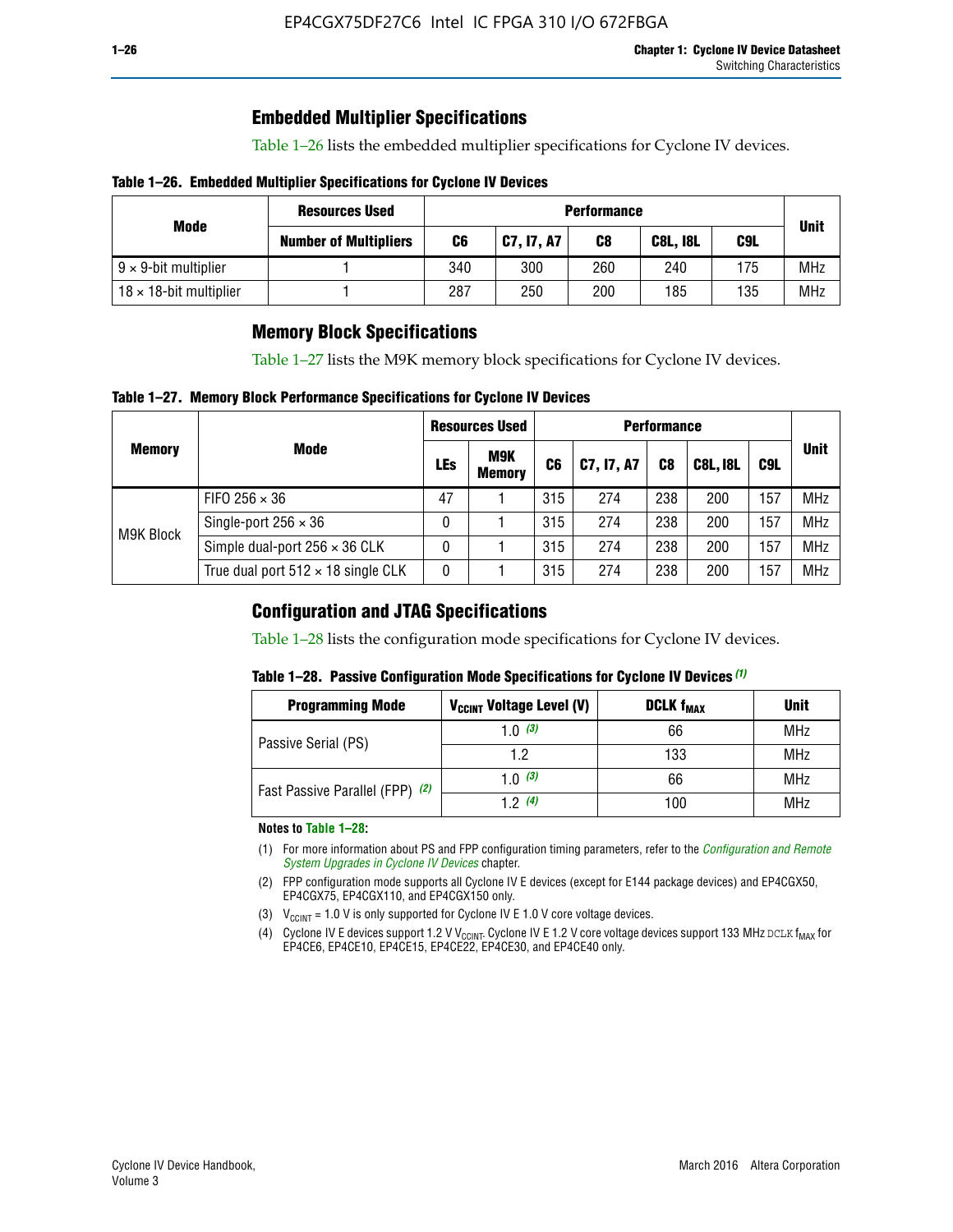## Embedded Multiplier Specifications

Table 1–26 lists the embedded multiplier specifications for Cyclone IV devices.

**Table 1–26. Embedded Multiplier Specifications for Cyclone IV Devices**

| Mode | Resources Used | Performance | | | | | Unit |
|---|---|---|---|---|---|---|---|
| | Number of Multipliers | C6 | C7, I7, A7 | C8 | C8L, I8L | C9L | |
| 9 × 9-bit multiplier | 1 | 340 | 300 | 260 | 240 | 175 | MHz |
| 18 × 18-bit multiplier | 1 | 287 | 250 | 200 | 185 | 135 | MHz |

## Memory Block Specifications

Table 1–27 lists the M9K memory block specifications for Cyclone IV devices.

**Table 1–27. Memory Block Performance Specifications for Cyclone IV Devices**

| Memory | Mode | Resources Used | | Performance | | | | | Unit |
|---|---|---|---|---|---|---|---|---|---|
| | | LEs | M9K Memory | C6 | C7, I7, A7 | C8 | C8L, I8L | C9L | |
| M9K Block | FIFO 256 × 36 | 47 | 1 | 315 | 274 | 238 | 200 | 157 | MHz |
| | Single-port 256 × 36 | 0 | 1 | 315 | 274 | 238 | 200 | 157 | MHz |
| | Simple dual-port 256 × 36 CLK | 0 | 1 | 315 | 274 | 238 | 200 | 157 | MHz |
| | True dual port 512 × 18 single CLK | 0 | 1 | 315 | 274 | 238 | 200 | 157 | MHz |

## Configuration and JTAG Specifications

Table 1–28 lists the configuration mode specifications for Cyclone IV devices.

**Table 1–28. Passive Configuration Mode Specifications for Cyclone IV Devices (1)**

| Programming Mode | $V_{CCINT}$ Voltage Level (V) | DCLK $f_{MAX}$ | Unit |
|---|---|---|---|
| Passive Serial (PS) | 1.0 (3) | 66 | MHz |
| | 1.2 | 133 | MHz |
| Fast Passive Parallel (FPP) (2) | 1.0 (3) | 66 | MHz |
| | 1.2 (4) | 100 | MHz |

**Notes to Table 1–28:**

(1) For more information about PS and FPP configuration timing parameters, refer to the *Configuration and Remote System Upgrades in Cyclone IV Devices* chapter.

(2) FPP configuration mode supports all Cyclone IV E devices (except for E144 package devices) and EP4CGX50, EP4CGX75, EP4CGX110, and EP4CGX150 only.

(3) $V_{CCINT}$ = 1.0 V is only supported for Cyclone IV E 1.0 V core voltage devices.

(4) Cyclone IV E devices support 1.2 V $V_{CCINT}$. Cyclone IV E 1.2 V core voltage devices support 133 MHz DCLK $f_{MAX}$ for EP4CE6, EP4CE10, EP4CE15, EP4CE22, EP4CE30, and EP4CE40 only.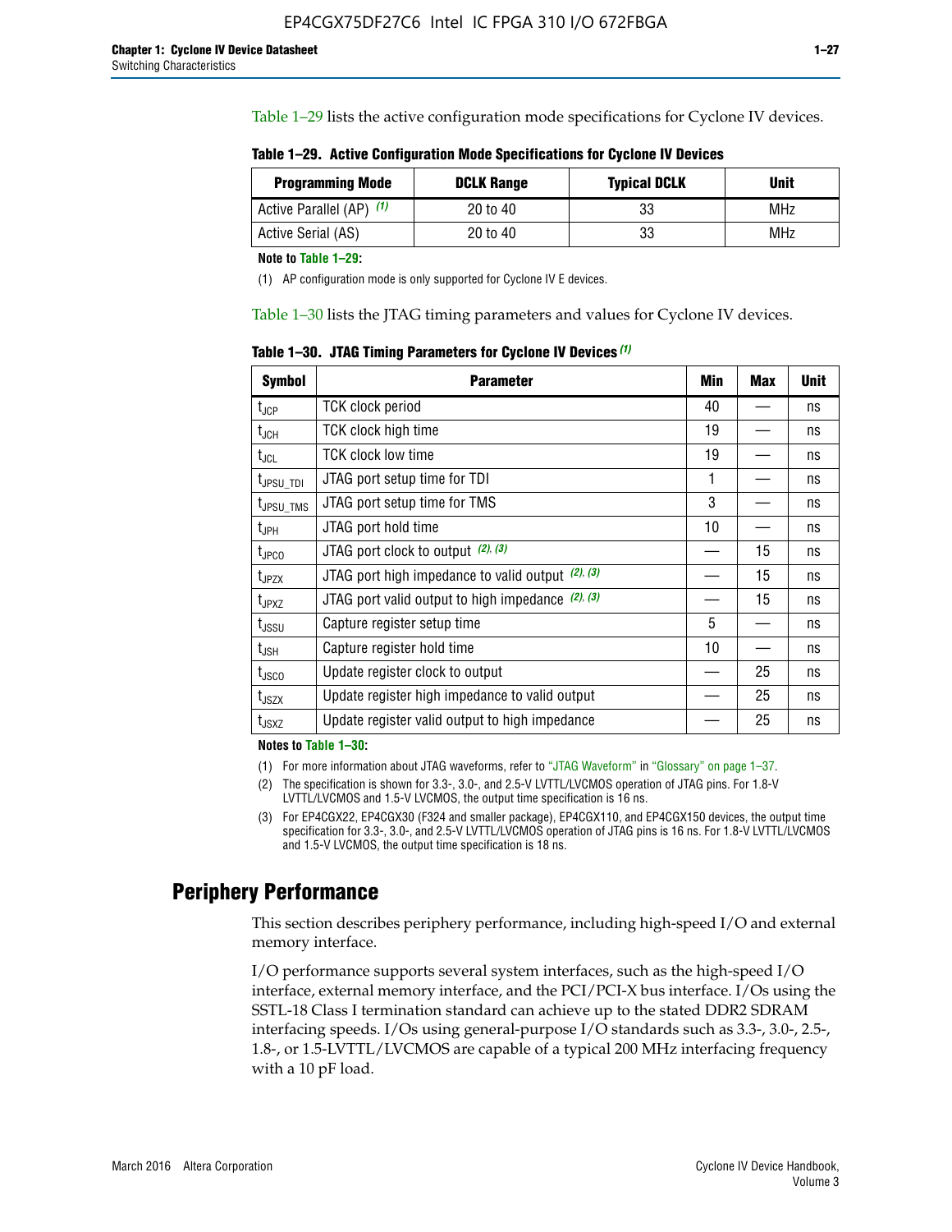Table 1–29 lists the active configuration mode specifications for Cyclone IV devices.

**Table 1–29. Active Configuration Mode Specifications for Cyclone IV Devices**

| Programming Mode | DCLK Range | Typical DCLK | Unit |
|---|---|---|---|
| Active Parallel (AP) (1) | 20 to 40 | 33 | MHz |
| Active Serial (AS) | 20 to 40 | 33 | MHz |

**Note to Table 1–29:**

(1) AP configuration mode is only supported for Cyclone IV E devices.

Table 1–30 lists the JTAG timing parameters and values for Cyclone IV devices.

**Table 1–30. JTAG Timing Parameters for Cyclone IV Devices (1)**

| Symbol | Parameter | Min | Max | Unit |
|---|---|---|---|---|
| $t_{JCP}$ | TCK clock period | 40 | — | ns |
| $t_{JCH}$ | TCK clock high time | 19 | — | ns |
| $t_{JCL}$ | TCK clock low time | 19 | — | ns |
| $t_{JPSU\_TDI}$ | JTAG port setup time for TDI | 1 | — | ns |
| $t_{JPSU\_TMS}$ | JTAG port setup time for TMS | 3 | — | ns |
| $t_{JPH}$ | JTAG port hold time | 10 | — | ns |
| $t_{JPCO}$ | JTAG port clock to output (2), (3) | — | 15 | ns |
| $t_{JPZX}$ | JTAG port high impedance to valid output (2), (3) | — | 15 | ns |
| $t_{JPXZ}$ | JTAG port valid output to high impedance (2), (3) | — | 15 | ns |
| $t_{JSSU}$ | Capture register setup time | 5 | — | ns |
| $t_{JSH}$ | Capture register hold time | 10 | — | ns |
| $t_{JSCO}$ | Update register clock to output | — | 25 | ns |
| $t_{JSZX}$ | Update register high impedance to valid output | — | 25 | ns |
| $t_{JSXZ}$ | Update register valid output to high impedance | — | 25 | ns |

**Notes to Table 1–30:**

(1) For more information about JTAG waveforms, refer to "JTAG Waveform" in "Glossary" on page 1–37.

(2) The specification is shown for 3.3-, 3.0-, and 2.5-V LVTTL/LVCMOS operation of JTAG pins. For 1.8-V LVTTL/LVCMOS and 1.5-V LVCMOS, the output time specification is 16 ns.

(3) For EP4CGX22, EP4CGX30 (F324 and smaller package), EP4CGX110, and EP4CGX150 devices, the output time specification for 3.3-, 3.0-, and 2.5-V LVTTL/LVCMOS operation of JTAG pins is 16 ns. For 1.8-V LVTTL/LVCMOS and 1.5-V LVCMOS, the output time specification is 18 ns.

## Periphery Performance

This section describes periphery performance, including high-speed I/O and external memory interface.

I/O performance supports several system interfaces, such as the high-speed I/O interface, external memory interface, and the PCI/PCI-X bus interface. I/Os using the SSTL-18 Class I termination standard can achieve up to the stated DDR2 SDRAM interfacing speeds. I/Os using general-purpose I/O standards such as 3.3-, 3.0-, 2.5-, 1.8-, or 1.5-LVTTL/LVCMOS are capable of a typical 200 MHz interfacing frequency with a 10 pF load.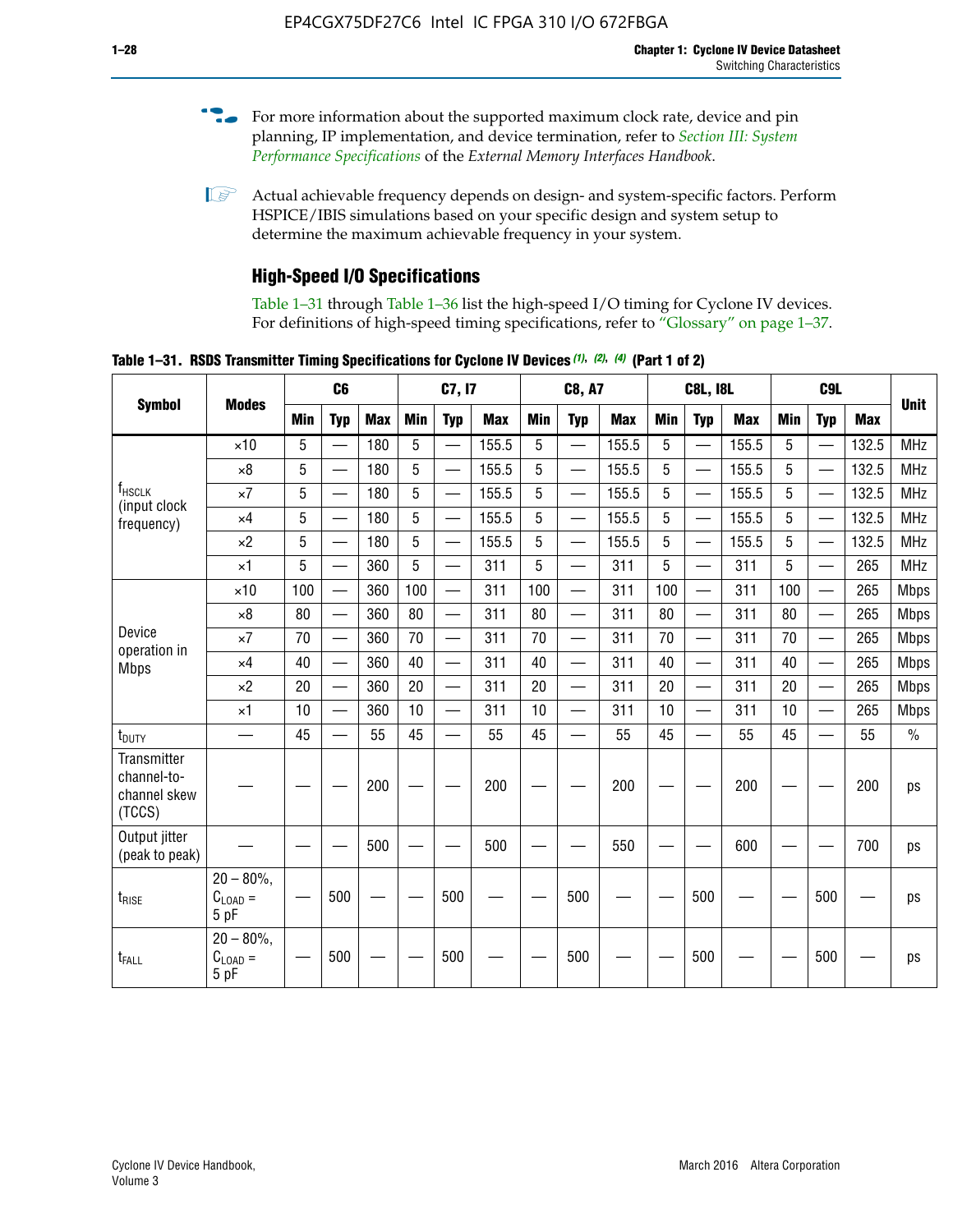For more information about the supported maximum clock rate, device and pin planning, IP implementation, and device termination, refer to *Section III: System Performance Specifications* of the *External Memory Interfaces Handbook*.

Actual achievable frequency depends on design- and system-specific factors. Perform HSPICE/IBIS simulations based on your specific design and system setup to determine the maximum achievable frequency in your system.

### High-Speed I/O Specifications

Table 1–31 through Table 1–36 list the high-speed I/O timing for Cyclone IV devices. For definitions of high-speed timing specifications, refer to "Glossary" on page 1–37.

**Table 1–31. RSDS Transmitter Timing Specifications for Cyclone IV Devices (1), (2), (4) (Part 1 of 2)**

| Symbol | Modes | C6 | | | C7, I7 | | | C8, A7 | | | C8L, I8L | | | C9L | | | Unit |
|---|---|---|---|---|---|---|---|---|---|---|---|---|---|---|---|---|---|
| | | Min | Typ | Max | Min | Typ | Max | Min | Typ | Max | Min | Typ | Max | Min | Typ | Max | |
| $f_{HSCLK}$ (input clock frequency) | ×10 | 5 | — | 180 | 5 | — | 155.5 | 5 | — | 155.5 | 5 | — | 155.5 | 5 | — | 132.5 | MHz |
| | ×8 | 5 | — | 180 | 5 | — | 155.5 | 5 | — | 155.5 | 5 | — | 155.5 | 5 | — | 132.5 | MHz |
| | ×7 | 5 | — | 180 | 5 | — | 155.5 | 5 | — | 155.5 | 5 | — | 155.5 | 5 | — | 132.5 | MHz |
| | ×4 | 5 | — | 180 | 5 | — | 155.5 | 5 | — | 155.5 | 5 | — | 155.5 | 5 | — | 132.5 | MHz |
| | ×2 | 5 | — | 180 | 5 | — | 155.5 | 5 | — | 155.5 | 5 | — | 155.5 | 5 | — | 132.5 | MHz |
| | ×1 | 5 | — | 360 | 5 | — | 311 | 5 | — | 311 | 5 | — | 311 | 5 | — | 265 | MHz |
| Device operation in Mbps | ×10 | 100 | — | 360 | 100 | — | 311 | 100 | — | 311 | 100 | — | 311 | 100 | — | 265 | Mbps |
| | ×8 | 80 | — | 360 | 80 | — | 311 | 80 | — | 311 | 80 | — | 311 | 80 | — | 265 | Mbps |
| | ×7 | 70 | — | 360 | 70 | — | 311 | 70 | — | 311 | 70 | — | 311 | 70 | — | 265 | Mbps |
| | ×4 | 40 | — | 360 | 40 | — | 311 | 40 | — | 311 | 40 | — | 311 | 40 | — | 265 | Mbps |
| | ×2 | 20 | — | 360 | 20 | — | 311 | 20 | — | 311 | 20 | — | 311 | 20 | — | 265 | Mbps |
| | ×1 | 10 | — | 360 | 10 | — | 311 | 10 | — | 311 | 10 | — | 311 | 10 | — | 265 | Mbps |
| $t_{DUTY}$ | — | 45 | — | 55 | 45 | — | 55 | 45 | — | 55 | 45 | — | 55 | 45 | — | 55 | % |
| Transmitter channel-to-channel skew (TCCS) | — | — | — | 200 | — | — | 200 | — | — | 200 | — | — | 200 | — | — | 200 | ps |
| Output jitter (peak to peak) | — | — | — | 500 | — | — | 500 | — | — | 550 | — | — | 600 | — | — | 700 | ps |
| $t_{RISE}$ | 20 – 80%, $C_{LOAD}$ = 5 pF | — | 500 | — | — | 500 | — | — | 500 | — | — | 500 | — | — | 500 | — | ps |
| $t_{FALL}$ | 20 – 80%, $C_{LOAD}$ = 5 pF | — | 500 | — | — | 500 | — | — | 500 | — | — | 500 | — | — | 500 | — | ps |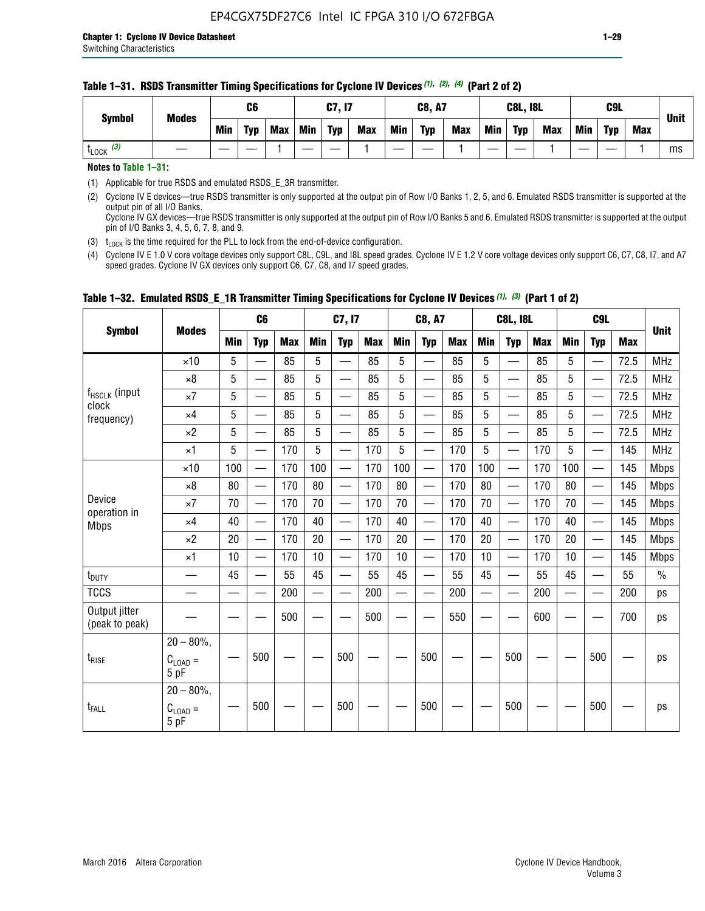**Table 1–31. RSDS Transmitter Timing Specifications for Cyclone IV Devices (1), (2), (4) (Part 2 of 2)**

| Symbol | Modes | C6 | | | C7, I7 | | | C8, A7 | | | C8L, I8L | | | C9L | | | Unit |
|---|---|---|---|---|---|---|---|---|---|---|---|---|---|---|---|---|---|
| | | Min | Typ | Max | Min | Typ | Max | Min | Typ | Max | Min | Typ | Max | Min | Typ | Max | |
| $t_{LOCK}$ (3) | — | — | — | 1 | — | — | 1 | — | — | 1 | — | — | 1 | — | — | 1 | ms |

**Notes to Table 1–31:**

(1) Applicable for true RSDS and emulated RSDS_E_3R transmitter.

(2) Cyclone IV E devices—true RSDS transmitter is only supported at the output pin of Row I/O Banks 1, 2, 5, and 6. Emulated RSDS transmitter is supported at the output pin of all I/O Banks.
Cyclone IV GX devices—true RSDS transmitter is only supported at the output pin of Row I/O Banks 5 and 6. Emulated RSDS transmitter is supported at the output pin of I/O Banks 3, 4, 5, 6, 7, 8, and 9.

(3) $t_{LOCK}$ is the time required for the PLL to lock from the end-of-device configuration.

(4) Cyclone IV E 1.0 V core voltage devices only support C8L, C9L, and I8L speed grades. Cyclone IV E 1.2 V core voltage devices only support C6, C7, C8, I7, and A7 speed grades. Cyclone IV GX devices only support C6, C7, C8, and I7 speed grades.

**Table 1–32. Emulated RSDS_E_1R Transmitter Timing Specifications for Cyclone IV Devices (1), (3) (Part 1 of 2)**

| Symbol | Modes | C6 | | | C7, I7 | | | C8, A7 | | | C8L, I8L | | | C9L | | | Unit |
|---|---|---|---|---|---|---|---|---|---|---|---|---|---|---|---|---|---|
| | | Min | Typ | Max | Min | Typ | Max | Min | Typ | Max | Min | Typ | Max | Min | Typ | Max | |
| $f_{HSCLK}$ (input clock frequency) | ×10 | 5 | — | 85 | 5 | — | 85 | 5 | — | 85 | 5 | — | 85 | 5 | — | 72.5 | MHz |
| | ×8 | 5 | — | 85 | 5 | — | 85 | 5 | — | 85 | 5 | — | 85 | 5 | — | 72.5 | MHz |
| | ×7 | 5 | — | 85 | 5 | — | 85 | 5 | — | 85 | 5 | — | 85 | 5 | — | 72.5 | MHz |
| | ×4 | 5 | — | 85 | 5 | — | 85 | 5 | — | 85 | 5 | — | 85 | 5 | — | 72.5 | MHz |
| | ×2 | 5 | — | 85 | 5 | — | 85 | 5 | — | 85 | 5 | — | 85 | 5 | — | 72.5 | MHz |
| | ×1 | 5 | — | 170 | 5 | — | 170 | 5 | — | 170 | 5 | — | 170 | 5 | — | 145 | MHz |
| Device operation in Mbps | ×10 | 100 | — | 170 | 100 | — | 170 | 100 | — | 170 | 100 | — | 170 | 100 | — | 145 | Mbps |
| | ×8 | 80 | — | 170 | 80 | — | 170 | 80 | — | 170 | 80 | — | 170 | 80 | — | 145 | Mbps |
| | ×7 | 70 | — | 170 | 70 | — | 170 | 70 | — | 170 | 70 | — | 170 | 70 | — | 145 | Mbps |
| | ×4 | 40 | — | 170 | 40 | — | 170 | 40 | — | 170 | 40 | — | 170 | 40 | — | 145 | Mbps |
| | ×2 | 20 | — | 170 | 20 | — | 170 | 20 | — | 170 | 20 | — | 170 | 20 | — | 145 | Mbps |
| | ×1 | 10 | — | 170 | 10 | — | 170 | 10 | — | 170 | 10 | — | 170 | 10 | — | 145 | Mbps |
| $t_{DUTY}$ | — | 45 | — | 55 | 45 | — | 55 | 45 | — | 55 | 45 | — | 55 | 45 | — | 55 | % |
| TCCS | — | — | — | 200 | — | — | 200 | — | — | 200 | — | — | 200 | — | — | 200 | ps |
| Output jitter (peak to peak) | — | — | — | 500 | — | — | 500 | — | — | 550 | — | — | 600 | — | — | 700 | ps |
| $t_{RISE}$ | 20 – 80%, $C_{LOAD}$ = 5 pF | — | 500 | — | — | 500 | — | — | 500 | — | — | 500 | — | — | 500 | — | ps |
| $t_{FALL}$ | 20 – 80%, $C_{LOAD}$ = 5 pF | — | 500 | — | — | 500 | — | — | 500 | — | — | 500 | — | — | 500 | — | ps |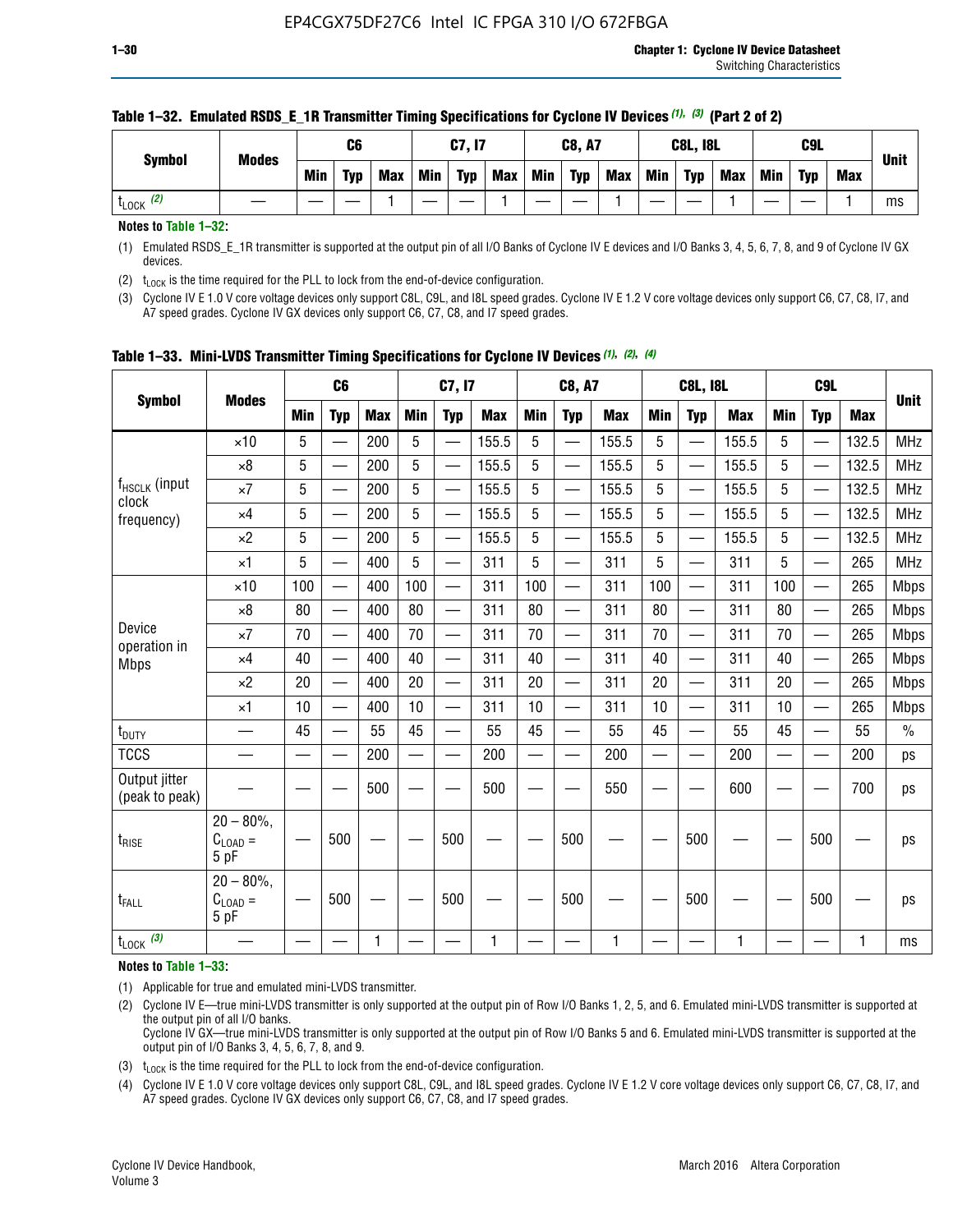**Table 1–32. Emulated RSDS_E_1R Transmitter Timing Specifications for Cyclone IV Devices (1), (3) (Part 2 of 2)**

| Symbol | Modes | C6 | | | C7, I7 | | | C8, A7 | | | C8L, I8L | | | C9L | | | Unit |
|---|---|---|---|---|---|---|---|---|---|---|---|---|---|---|---|---|---|
| | | Min | Typ | Max | Min | Typ | Max | Min | Typ | Max | Min | Typ | Max | Min | Typ | Max | |
| $t_{LOCK}$ (2) | — | — | — | 1 | — | — | 1 | — | — | 1 | — | — | 1 | — | — | 1 | ms |

**Notes to Table 1–32:**

(1) Emulated RSDS_E_1R transmitter is supported at the output pin of all I/O Banks of Cyclone IV E devices and I/O Banks 3, 4, 5, 6, 7, 8, and 9 of Cyclone IV GX devices.

(2) $t_{LOCK}$ is the time required for the PLL to lock from the end-of-device configuration.

(3) Cyclone IV E 1.0 V core voltage devices only support C8L, C9L, and I8L speed grades. Cyclone IV E 1.2 V core voltage devices only support C6, C7, C8, I7, and A7 speed grades. Cyclone IV GX devices only support C6, C7, C8, and I7 speed grades.

**Table 1–33. Mini-LVDS Transmitter Timing Specifications for Cyclone IV Devices (1), (2), (4)**

| Symbol | Modes | C6 | | | C7, I7 | | | C8, A7 | | | C8L, I8L | | | C9L | | | Unit |
|---|---|---|---|---|---|---|---|---|---|---|---|---|---|---|---|---|---|
| | | Min | Typ | Max | Min | Typ | Max | Min | Typ | Max | Min | Typ | Max | Min | Typ | Max | |
| $f_{HSCLK}$ (input clock frequency) | ×10 | 5 | — | 200 | 5 | — | 155.5 | 5 | — | 155.5 | 5 | — | 155.5 | 5 | — | 132.5 | MHz |
| | ×8 | 5 | — | 200 | 5 | — | 155.5 | 5 | — | 155.5 | 5 | — | 155.5 | 5 | — | 132.5 | MHz |
| | ×7 | 5 | — | 200 | 5 | — | 155.5 | 5 | — | 155.5 | 5 | — | 155.5 | 5 | — | 132.5 | MHz |
| | ×4 | 5 | — | 200 | 5 | — | 155.5 | 5 | — | 155.5 | 5 | — | 155.5 | 5 | — | 132.5 | MHz |
| | ×2 | 5 | — | 200 | 5 | — | 155.5 | 5 | — | 155.5 | 5 | — | 155.5 | 5 | — | 132.5 | MHz |
| | ×1 | 5 | — | 400 | 5 | — | 311 | 5 | — | 311 | 5 | — | 311 | 5 | — | 265 | MHz |
| Device operation in Mbps | ×10 | 100 | — | 400 | 100 | — | 311 | 100 | — | 311 | 100 | — | 311 | 100 | — | 265 | Mbps |
| | ×8 | 80 | — | 400 | 80 | — | 311 | 80 | — | 311 | 80 | — | 311 | 80 | — | 265 | Mbps |
| | ×7 | 70 | — | 400 | 70 | — | 311 | 70 | — | 311 | 70 | — | 311 | 70 | — | 265 | Mbps |
| | ×4 | 40 | — | 400 | 40 | — | 311 | 40 | — | 311 | 40 | — | 311 | 40 | — | 265 | Mbps |
| | ×2 | 20 | — | 400 | 20 | — | 311 | 20 | — | 311 | 20 | — | 311 | 20 | — | 265 | Mbps |
| | ×1 | 10 | — | 400 | 10 | — | 311 | 10 | — | 311 | 10 | — | 311 | 10 | — | 265 | Mbps |
| $t_{DUTY}$ | — | 45 | — | 55 | 45 | — | 55 | 45 | — | 55 | 45 | — | 55 | 45 | — | 55 | % |
| TCCS | — | — | — | 200 | — | — | 200 | — | — | 200 | — | — | 200 | — | — | 200 | ps |
| Output jitter (peak to peak) | — | — | — | 500 | — | — | 500 | — | — | 550 | — | — | 600 | — | — | 700 | ps |
| $t_{RISE}$ | 20 – 80%, $C_{LOAD}$ = 5 pF | — | 500 | — | — | 500 | — | — | 500 | — | — | 500 | — | — | 500 | — | ps |
| $t_{FALL}$ | 20 – 80%, $C_{LOAD}$ = 5 pF | — | 500 | — | — | 500 | — | — | 500 | — | — | 500 | — | — | 500 | — | ps |
| $t_{LOCK}$ (3) | — | — | — | 1 | — | — | 1 | — | — | 1 | — | — | 1 | — | — | 1 | ms |

**Notes to Table 1–33:**

(1) Applicable for true and emulated mini-LVDS transmitter.

(2) Cyclone IV E—true mini-LVDS transmitter is only supported at the output pin of Row I/O Banks 1, 2, 5, and 6. Emulated mini-LVDS transmitter is supported at the output pin of all I/O banks.
Cyclone IV GX—true mini-LVDS transmitter is only supported at the output pin of Row I/O Banks 5 and 6. Emulated mini-LVDS transmitter is supported at the output pin of I/O Banks 3, 4, 5, 6, 7, 8, and 9.

(3) $t_{LOCK}$ is the time required for the PLL to lock from the end-of-device configuration.

(4) Cyclone IV E 1.0 V core voltage devices only support C8L, C9L, and I8L speed grades. Cyclone IV E 1.2 V core voltage devices only support C6, C7, C8, I7, and A7 speed grades. Cyclone IV GX devices only support C6, C7, C8, and I7 speed grades.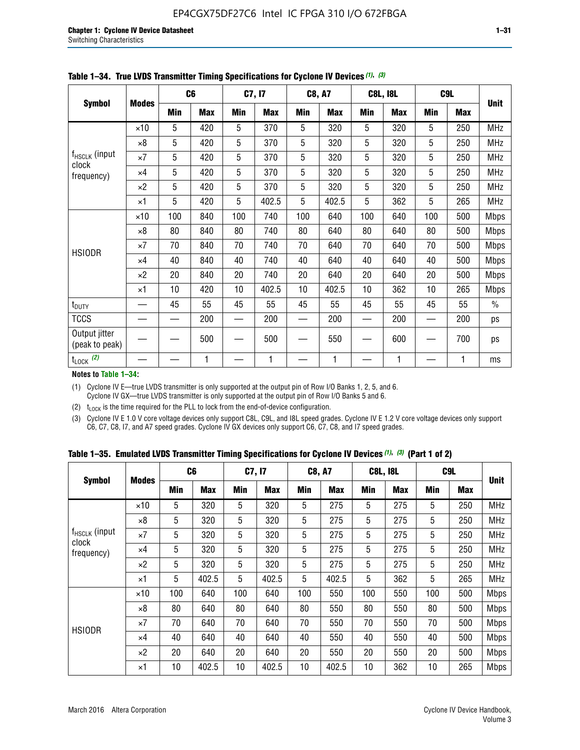**Table 1–34. True LVDS Transmitter Timing Specifications for Cyclone IV Devices (1), (3)**

| Symbol | Modes | C6 | | C7, I7 | | C8, A7 | | C8L, I8L | | C9L | | Unit |
|---|---|---|---|---|---|---|---|---|---|---|---|---|
| | | Min | Max | Min | Max | Min | Max | Min | Max | Min | Max | |
| $f_{HSCLK}$ (input clock frequency) | ×10 | 5 | 420 | 5 | 370 | 5 | 320 | 5 | 320 | 5 | 250 | MHz |
| | ×8 | 5 | 420 | 5 | 370 | 5 | 320 | 5 | 320 | 5 | 250 | MHz |
| | ×7 | 5 | 420 | 5 | 370 | 5 | 320 | 5 | 320 | 5 | 250 | MHz |
| | ×4 | 5 | 420 | 5 | 370 | 5 | 320 | 5 | 320 | 5 | 250 | MHz |
| | ×2 | 5 | 420 | 5 | 370 | 5 | 320 | 5 | 320 | 5 | 250 | MHz |
| | ×1 | 5 | 420 | 5 | 402.5 | 5 | 402.5 | 5 | 362 | 5 | 265 | MHz |
| HSIODR | ×10 | 100 | 840 | 100 | 740 | 100 | 640 | 100 | 640 | 100 | 500 | Mbps |
| | ×8 | 80 | 840 | 80 | 740 | 80 | 640 | 80 | 640 | 80 | 500 | Mbps |
| | ×7 | 70 | 840 | 70 | 740 | 70 | 640 | 70 | 640 | 70 | 500 | Mbps |
| | ×4 | 40 | 840 | 40 | 740 | 40 | 640 | 40 | 640 | 40 | 500 | Mbps |
| | ×2 | 20 | 840 | 20 | 740 | 20 | 640 | 20 | 640 | 20 | 500 | Mbps |
| | ×1 | 10 | 420 | 10 | 402.5 | 10 | 402.5 | 10 | 362 | 10 | 265 | Mbps |
| $t_{DUTY}$ | — | 45 | 55 | 45 | 55 | 45 | 55 | 45 | 55 | 45 | 55 | % |
| TCCS | — | — | 200 | — | 200 | — | 200 | — | 200 | — | 200 | ps |
| Output jitter (peak to peak) | — | — | 500 | — | 500 | — | 550 | — | 600 | — | 700 | ps |
| $t_{LOCK}$ (2) | — | — | 1 | — | 1 | — | 1 | — | 1 | — | 1 | ms |

**Notes to Table 1–34:**

(1) Cyclone IV E—true LVDS transmitter is only supported at the output pin of Row I/O Banks 1, 2, 5, and 6. Cyclone IV GX—true LVDS transmitter is only supported at the output pin of Row I/O Banks 5 and 6.

(2) $t_{LOCK}$ is the time required for the PLL to lock from the end-of-device configuration.

(3) Cyclone IV E 1.0 V core voltage devices only support C8L, C9L, and I8L speed grades. Cyclone IV E 1.2 V core voltage devices only support C6, C7, C8, I7, and A7 speed grades. Cyclone IV GX devices only support C6, C7, C8, and I7 speed grades.

**Table 1–35. Emulated LVDS Transmitter Timing Specifications for Cyclone IV Devices (1), (3) (Part 1 of 2)**

| Symbol | Modes | C6 | | C7, I7 | | C8, A7 | | C8L, I8L | | C9L | | Unit |
|---|---|---|---|---|---|---|---|---|---|---|---|---|
| | | Min | Max | Min | Max | Min | Max | Min | Max | Min | Max | |
| $f_{HSCLK}$ (input clock frequency) | ×10 | 5 | 320 | 5 | 320 | 5 | 275 | 5 | 275 | 5 | 250 | MHz |
| | ×8 | 5 | 320 | 5 | 320 | 5 | 275 | 5 | 275 | 5 | 250 | MHz |
| | ×7 | 5 | 320 | 5 | 320 | 5 | 275 | 5 | 275 | 5 | 250 | MHz |
| | ×4 | 5 | 320 | 5 | 320 | 5 | 275 | 5 | 275 | 5 | 250 | MHz |
| | ×2 | 5 | 320 | 5 | 320 | 5 | 275 | 5 | 275 | 5 | 250 | MHz |
| | ×1 | 5 | 402.5 | 5 | 402.5 | 5 | 402.5 | 5 | 362 | 5 | 265 | MHz |
| HSIODR | ×10 | 100 | 640 | 100 | 640 | 100 | 550 | 100 | 550 | 100 | 500 | Mbps |
| | ×8 | 80 | 640 | 80 | 640 | 80 | 550 | 80 | 550 | 80 | 500 | Mbps |
| | ×7 | 70 | 640 | 70 | 640 | 70 | 550 | 70 | 550 | 70 | 500 | Mbps |
| | ×4 | 40 | 640 | 40 | 640 | 40 | 550 | 40 | 550 | 40 | 500 | Mbps |
| | ×2 | 20 | 640 | 20 | 640 | 20 | 550 | 20 | 550 | 20 | 500 | Mbps |
| | ×1 | 10 | 402.5 | 10 | 402.5 | 10 | 402.5 | 10 | 362 | 10 | 265 | Mbps |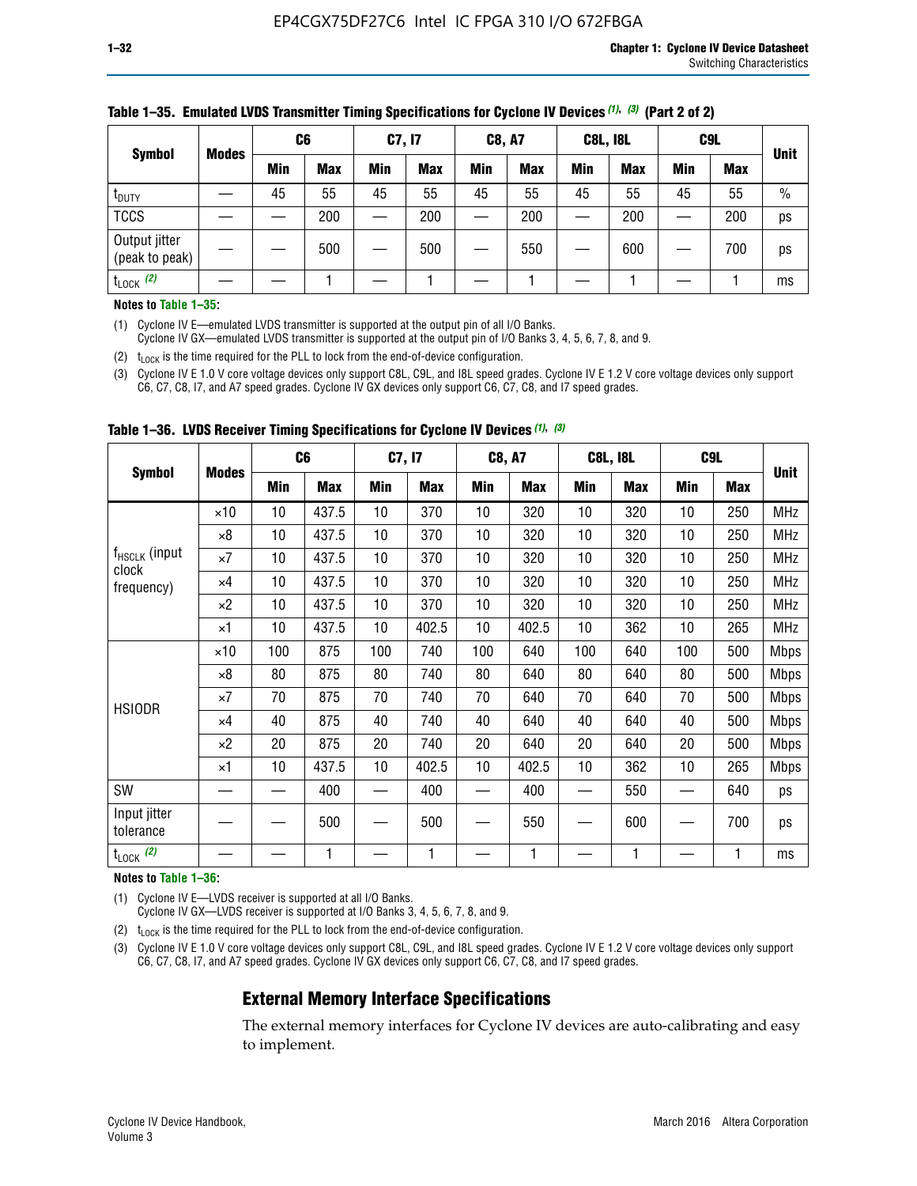**Table 1–35. Emulated LVDS Transmitter Timing Specifications for Cyclone IV Devices (1), (3) (Part 2 of 2)**

| Symbol | Modes | C6 | | C7, I7 | | C8, A7 | | C8L, I8L | | C9L | | Unit |
|---|---|---|---|---|---|---|---|---|---|---|---|---|
| | | Min | Max | Min | Max | Min | Max | Min | Max | Min | Max | |
| $t_{DUTY}$ | — | 45 | 55 | 45 | 55 | 45 | 55 | 45 | 55 | 45 | 55 | % |
| TCCS | — | — | 200 | — | 200 | — | 200 | — | 200 | — | 200 | ps |
| Output jitter (peak to peak) | — | — | 500 | — | 500 | — | 550 | — | 600 | — | 700 | ps |
| $t_{LOCK}$ (2) | — | — | 1 | — | 1 | — | 1 | — | 1 | — | 1 | ms |

**Notes to Table 1–35:**

(1) Cyclone IV E—emulated LVDS transmitter is supported at the output pin of all I/O Banks.
Cyclone IV GX—emulated LVDS transmitter is supported at the output pin of I/O Banks 3, 4, 5, 6, 7, 8, and 9.

(2) $t_{LOCK}$ is the time required for the PLL to lock from the end-of-device configuration.

(3) Cyclone IV E 1.0 V core voltage devices only support C8L, C9L, and I8L speed grades. Cyclone IV E 1.2 V core voltage devices only support C6, C7, C8, I7, and A7 speed grades. Cyclone IV GX devices only support C6, C7, C8, and I7 speed grades.

**Table 1–36. LVDS Receiver Timing Specifications for Cyclone IV Devices (1), (3)**

| Symbol | Modes | C6 | | C7, I7 | | C8, A7 | | C8L, I8L | | C9L | | Unit |
|---|---|---|---|---|---|---|---|---|---|---|---|---|
| | | Min | Max | Min | Max | Min | Max | Min | Max | Min | Max | |
| $f_{HSCLK}$ (input clock frequency) | ×10 | 10 | 437.5 | 10 | 370 | 10 | 320 | 10 | 320 | 10 | 250 | MHz |
| | ×8 | 10 | 437.5 | 10 | 370 | 10 | 320 | 10 | 320 | 10 | 250 | MHz |
| | ×7 | 10 | 437.5 | 10 | 370 | 10 | 320 | 10 | 320 | 10 | 250 | MHz |
| | ×4 | 10 | 437.5 | 10 | 370 | 10 | 320 | 10 | 320 | 10 | 250 | MHz |
| | ×2 | 10 | 437.5 | 10 | 370 | 10 | 320 | 10 | 320 | 10 | 250 | MHz |
| | ×1 | 10 | 437.5 | 10 | 402.5 | 10 | 402.5 | 10 | 362 | 10 | 265 | MHz |
| HSIODR | ×10 | 100 | 875 | 100 | 740 | 100 | 640 | 100 | 640 | 100 | 500 | Mbps |
| | ×8 | 80 | 875 | 80 | 740 | 80 | 640 | 80 | 640 | 80 | 500 | Mbps |
| | ×7 | 70 | 875 | 70 | 740 | 70 | 640 | 70 | 640 | 70 | 500 | Mbps |
| | ×4 | 40 | 875 | 40 | 740 | 40 | 640 | 40 | 640 | 40 | 500 | Mbps |
| | ×2 | 20 | 875 | 20 | 740 | 20 | 640 | 20 | 640 | 20 | 500 | Mbps |
| | ×1 | 10 | 437.5 | 10 | 402.5 | 10 | 402.5 | 10 | 362 | 10 | 265 | Mbps |
| SW | — | — | 400 | — | 400 | — | 400 | — | 550 | — | 640 | ps |
| Input jitter tolerance | — | — | 500 | — | 500 | — | 550 | — | 600 | — | 700 | ps |
| $t_{LOCK}$ (2) | — | — | 1 | — | 1 | — | 1 | — | 1 | — | 1 | ms |

**Notes to Table 1–36:**

(1) Cyclone IV E—LVDS receiver is supported at all I/O Banks.
Cyclone IV GX—LVDS receiver is supported at I/O Banks 3, 4, 5, 6, 7, 8, and 9.

(2) $t_{LOCK}$ is the time required for the PLL to lock from the end-of-device configuration.

(3) Cyclone IV E 1.0 V core voltage devices only support C8L, C9L, and I8L speed grades. Cyclone IV E 1.2 V core voltage devices only support C6, C7, C8, I7, and A7 speed grades. Cyclone IV GX devices only support C6, C7, C8, and I7 speed grades.

## External Memory Interface Specifications

The external memory interfaces for Cyclone IV devices are auto-calibrating and easy to implement.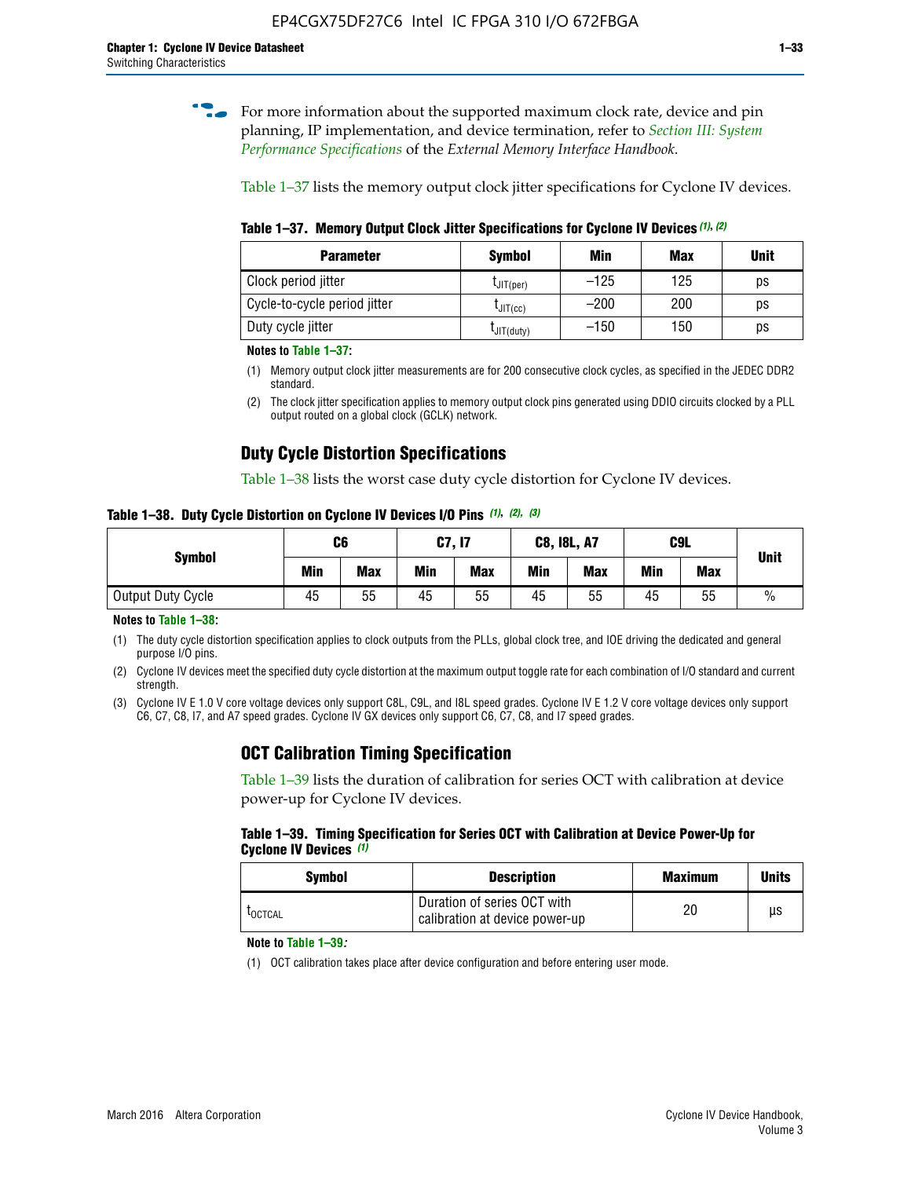For more information about the supported maximum clock rate, device and pin planning, IP implementation, and device termination, refer to *Section III: System Performance Specifications* of the *External Memory Interface Handbook*.

Table 1–37 lists the memory output clock jitter specifications for Cyclone IV devices.

**Table 1–37. Memory Output Clock Jitter Specifications for Cyclone IV Devices** *(1)*, *(2)*

| Parameter | Symbol | Min | Max | Unit |
|---|---|---|---|---|
| Clock period jitter | $t_{JIT(per)}$ | –125 | 125 | ps |
| Cycle-to-cycle period jitter | $t_{JIT(cc)}$ | –200 | 200 | ps |
| Duty cycle jitter | $t_{JIT(duty)}$ | –150 | 150 | ps |

**Notes to Table 1–37:**

(1) Memory output clock jitter measurements are for 200 consecutive clock cycles, as specified in the JEDEC DDR2 standard.

(2) The clock jitter specification applies to memory output clock pins generated using DDIO circuits clocked by a PLL output routed on a global clock (GCLK) network.

## Duty Cycle Distortion Specifications

Table 1–38 lists the worst case duty cycle distortion for Cyclone IV devices.

**Table 1–38. Duty Cycle Distortion on Cyclone IV Devices I/O Pins** *(1)*, *(2)*, *(3)*

| Symbol | C6 | | C7, I7 | | C8, I8L, A7 | | C9L | | Unit |
|---|---|---|---|---|---|---|---|---|---|
| | Min | Max | Min | Max | Min | Max | Min | Max | |
| Output Duty Cycle | 45 | 55 | 45 | 55 | 45 | 55 | 45 | 55 | % |

**Notes to Table 1–38:**

(1) The duty cycle distortion specification applies to clock outputs from the PLLs, global clock tree, and IOE driving the dedicated and general purpose I/O pins.

(2) Cyclone IV devices meet the specified duty cycle distortion at the maximum output toggle rate for each combination of I/O standard and current strength.

(3) Cyclone IV E 1.0 V core voltage devices only support C8L, C9L, and I8L speed grades. Cyclone IV E 1.2 V core voltage devices only support C6, C7, C8, I7, and A7 speed grades. Cyclone IV GX devices only support C6, C7, C8, and I7 speed grades.

## OCT Calibration Timing Specification

Table 1–39 lists the duration of calibration for series OCT with calibration at device power-up for Cyclone IV devices.

**Table 1–39. Timing Specification for Series OCT with Calibration at Device Power-Up for Cyclone IV Devices** *(1)*

| Symbol | Description | Maximum | Units |
|---|---|---|---|
| $t_{OCTCAL}$ | Duration of series OCT with calibration at device power-up | 20 | µs |

**Note to Table 1–39:**

(1) OCT calibration takes place after device configuration and before entering user mode.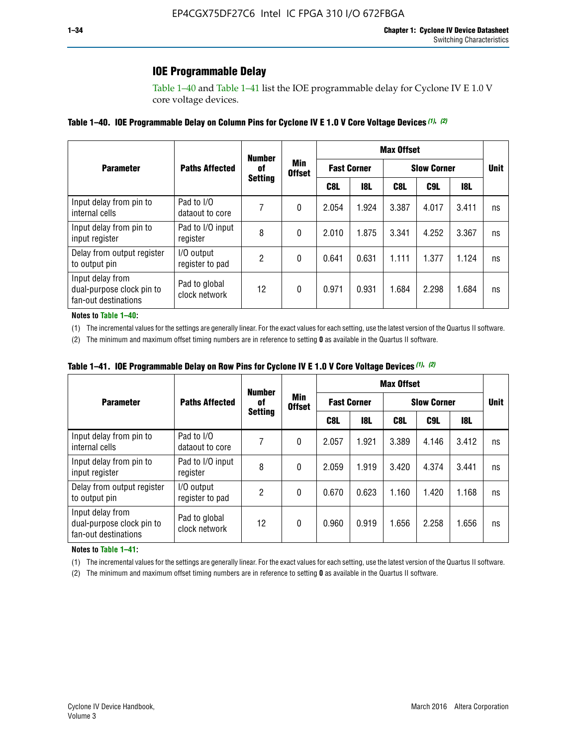## IOE Programmable Delay

Table 1–40 and Table 1–41 list the IOE programmable delay for Cyclone IV E 1.0 V core voltage devices.

**Table 1–40. IOE Programmable Delay on Column Pins for Cyclone IV E 1.0 V Core Voltage Devices (1), (2)**

| Parameter | Paths Affected | Number of Setting | Min Offset | Max Offset | | | | | Unit |
|---|---|---|---|---|---|---|---|---|---|
| | | | | Fast Corner | | Slow Corner | | | |
| | | | | C8L | I8L | C8L | C9L | I8L | |
| Input delay from pin to internal cells | Pad to I/O dataout to core | 7 | 0 | 2.054 | 1.924 | 3.387 | 4.017 | 3.411 | ns |
| Input delay from pin to input register | Pad to I/O input register | 8 | 0 | 2.010 | 1.875 | 3.341 | 4.252 | 3.367 | ns |
| Delay from output register to output pin | I/O output register to pad | 2 | 0 | 0.641 | 0.631 | 1.111 | 1.377 | 1.124 | ns |
| Input delay from dual-purpose clock pin to fan-out destinations | Pad to global clock network | 12 | 0 | 0.971 | 0.931 | 1.684 | 2.298 | 1.684 | ns |

**Notes to Table 1–40:**

(1) The incremental values for the settings are generally linear. For the exact values for each setting, use the latest version of the Quartus II software.

(2) The minimum and maximum offset timing numbers are in reference to setting **0** as available in the Quartus II software.

**Table 1–41. IOE Programmable Delay on Row Pins for Cyclone IV E 1.0 V Core Voltage Devices (1), (2)**

| Parameter | Paths Affected | Number of Setting | Min Offset | Max Offset | | | | | Unit |
|---|---|---|---|---|---|---|---|---|---|
| | | | | Fast Corner | | Slow Corner | | | |
| | | | | C8L | I8L | C8L | C9L | I8L | |
| Input delay from pin to internal cells | Pad to I/O dataout to core | 7 | 0 | 2.057 | 1.921 | 3.389 | 4.146 | 3.412 | ns |
| Input delay from pin to input register | Pad to I/O input register | 8 | 0 | 2.059 | 1.919 | 3.420 | 4.374 | 3.441 | ns |
| Delay from output register to output pin | I/O output register to pad | 2 | 0 | 0.670 | 0.623 | 1.160 | 1.420 | 1.168 | ns |
| Input delay from dual-purpose clock pin to fan-out destinations | Pad to global clock network | 12 | 0 | 0.960 | 0.919 | 1.656 | 2.258 | 1.656 | ns |

**Notes to Table 1–41:**

(1) The incremental values for the settings are generally linear. For the exact values for each setting, use the latest version of the Quartus II software.

(2) The minimum and maximum offset timing numbers are in reference to setting **0** as available in the Quartus II software.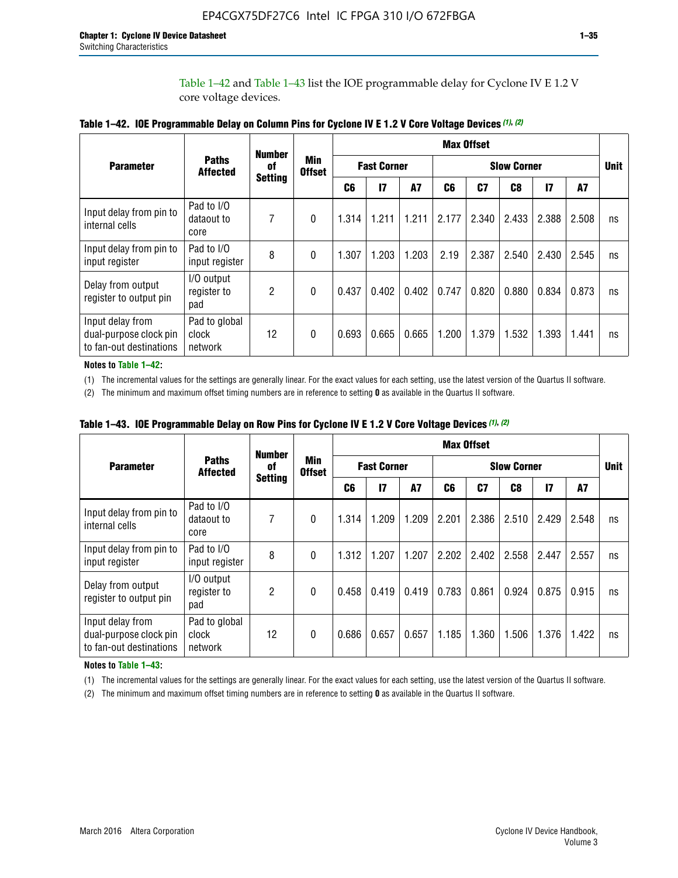Table 1–42 and Table 1–43 list the IOE programmable delay for Cyclone IV E 1.2 V core voltage devices.

**Table 1–42. IOE Programmable Delay on Column Pins for Cyclone IV E 1.2 V Core Voltage Devices (1), (2)**

| Parameter | Paths Affected | Number of Setting | Min Offset | Max Offset | | | | | | | | Unit |
|---|---|---|---|---|---|---|---|---|---|---|---|---|
| | | | | Fast Corner | | | Slow Corner | | | | | |
| | | | | C6 | I7 | A7 | C6 | C7 | C8 | I7 | A7 | |
| Input delay from pin to internal cells | Pad to I/O dataout to core | 7 | 0 | 1.314 | 1.211 | 1.211 | 2.177 | 2.340 | 2.433 | 2.388 | 2.508 | ns |
| Input delay from pin to input register | Pad to I/O input register | 8 | 0 | 1.307 | 1.203 | 1.203 | 2.19 | 2.387 | 2.540 | 2.430 | 2.545 | ns |
| Delay from output register to output pin | I/O output register to pad | 2 | 0 | 0.437 | 0.402 | 0.402 | 0.747 | 0.820 | 0.880 | 0.834 | 0.873 | ns |
| Input delay from dual-purpose clock pin to fan-out destinations | Pad to global clock network | 12 | 0 | 0.693 | 0.665 | 0.665 | 1.200 | 1.379 | 1.532 | 1.393 | 1.441 | ns |

**Notes to Table 1–42:**

(1) The incremental values for the settings are generally linear. For the exact values for each setting, use the latest version of the Quartus II software.

(2) The minimum and maximum offset timing numbers are in reference to setting **0** as available in the Quartus II software.

**Table 1–43. IOE Programmable Delay on Row Pins for Cyclone IV E 1.2 V Core Voltage Devices (1), (2)**

| Parameter | Paths Affected | Number of Setting | Min Offset | Max Offset | | | | | | | | Unit |
|---|---|---|---|---|---|---|---|---|---|---|---|---|
| | | | | Fast Corner | | | Slow Corner | | | | | |
| | | | | C6 | I7 | A7 | C6 | C7 | C8 | I7 | A7 | |
| Input delay from pin to internal cells | Pad to I/O dataout to core | 7 | 0 | 1.314 | 1.209 | 1.209 | 2.201 | 2.386 | 2.510 | 2.429 | 2.548 | ns |
| Input delay from pin to input register | Pad to I/O input register | 8 | 0 | 1.312 | 1.207 | 1.207 | 2.202 | 2.402 | 2.558 | 2.447 | 2.557 | ns |
| Delay from output register to output pin | I/O output register to pad | 2 | 0 | 0.458 | 0.419 | 0.419 | 0.783 | 0.861 | 0.924 | 0.875 | 0.915 | ns |
| Input delay from dual-purpose clock pin to fan-out destinations | Pad to global clock network | 12 | 0 | 0.686 | 0.657 | 0.657 | 1.185 | 1.360 | 1.506 | 1.376 | 1.422 | ns |

**Notes to Table 1–43:**

(1) The incremental values for the settings are generally linear. For the exact values for each setting, use the latest version of the Quartus II software.

(2) The minimum and maximum offset timing numbers are in reference to setting **0** as available in the Quartus II software.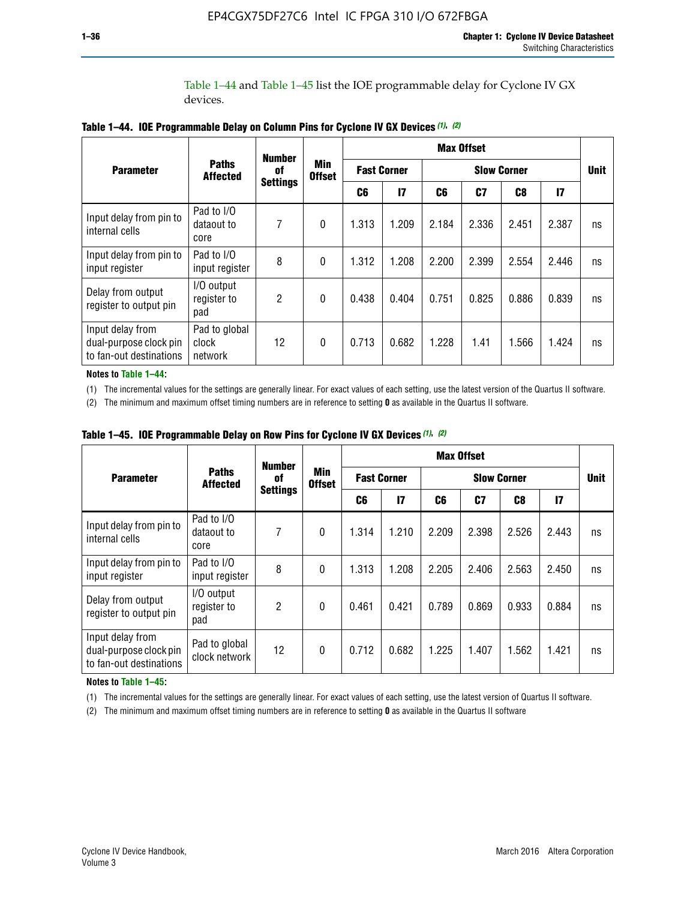Table 1–44 and Table 1–45 list the IOE programmable delay for Cyclone IV GX devices.

**Table 1–44. IOE Programmable Delay on Column Pins for Cyclone IV GX Devices (1), (2)**

| Parameter | Paths Affected | Number of Settings | Min Offset | Max Offset | | | | | | Unit |
|---|---|---|---|---|---|---|---|---|---|---|
| | | | | Fast Corner | | Slow Corner | | | | |
| | | | | C6 | I7 | C6 | C7 | C8 | I7 | |
| Input delay from pin to internal cells | Pad to I/O dataout to core | 7 | 0 | 1.313 | 1.209 | 2.184 | 2.336 | 2.451 | 2.387 | ns |
| Input delay from pin to input register | Pad to I/O input register | 8 | 0 | 1.312 | 1.208 | 2.200 | 2.399 | 2.554 | 2.446 | ns |
| Delay from output register to output pin | I/O output register to pad | 2 | 0 | 0.438 | 0.404 | 0.751 | 0.825 | 0.886 | 0.839 | ns |
| Input delay from dual-purpose clock pin to fan-out destinations | Pad to global clock network | 12 | 0 | 0.713 | 0.682 | 1.228 | 1.41 | 1.566 | 1.424 | ns |

**Notes to Table 1–44:**

(1) The incremental values for the settings are generally linear. For exact values of each setting, use the latest version of the Quartus II software.

(2) The minimum and maximum offset timing numbers are in reference to setting **0** as available in the Quartus II software.

**Table 1–45. IOE Programmable Delay on Row Pins for Cyclone IV GX Devices (1), (2)**

| Parameter | Paths Affected | Number of Settings | Min Offset | Max Offset | | | | | | Unit |
|---|---|---|---|---|---|---|---|---|---|---|
| | | | | Fast Corner | | Slow Corner | | | | |
| | | | | C6 | I7 | C6 | C7 | C8 | I7 | |
| Input delay from pin to internal cells | Pad to I/O dataout to core | 7 | 0 | 1.314 | 1.210 | 2.209 | 2.398 | 2.526 | 2.443 | ns |
| Input delay from pin to input register | Pad to I/O input register | 8 | 0 | 1.313 | 1.208 | 2.205 | 2.406 | 2.563 | 2.450 | ns |
| Delay from output register to output pin | I/O output register to pad | 2 | 0 | 0.461 | 0.421 | 0.789 | 0.869 | 0.933 | 0.884 | ns |
| Input delay from dual-purpose clock pin to fan-out destinations | Pad to global clock network | 12 | 0 | 0.712 | 0.682 | 1.225 | 1.407 | 1.562 | 1.421 | ns |

**Notes to Table 1–45:**

(1) The incremental values for the settings are generally linear. For exact values of each setting, use the latest version of Quartus II software.

(2) The minimum and maximum offset timing numbers are in reference to setting **0** as available in the Quartus II software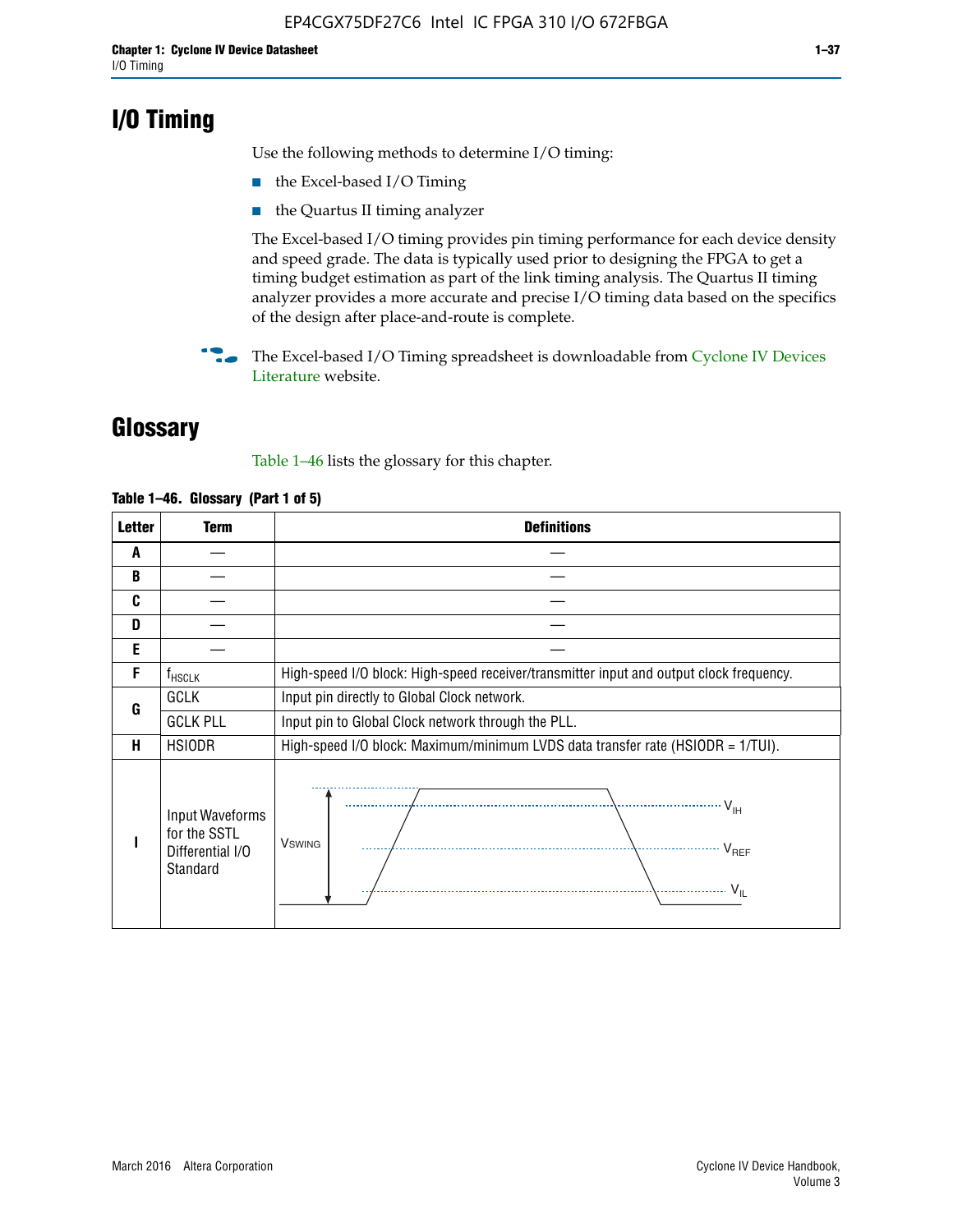# I/O Timing

Use the following methods to determine I/O timing:

- the Excel-based I/O Timing
- the Quartus II timing analyzer

The Excel-based I/O timing provides pin timing performance for each device density and speed grade. The data is typically used prior to designing the FPGA to get a timing budget estimation as part of the link timing analysis. The Quartus II timing analyzer provides a more accurate and precise I/O timing data based on the specifics of the design after place-and-route is complete.

The Excel-based I/O Timing spreadsheet is downloadable from Cyclone IV Devices Literature website.

# Glossary

Table 1–46 lists the glossary for this chapter.

**Table 1–46. Glossary (Part 1 of 5)**

| Letter | Term | Definitions |
|---|---|---|
| A | — | — |
| B | — | — |
| C | — | — |
| D | — | — |
| E | — | — |
| F | $f_{HSCLK}$ | High-speed I/O block: High-speed receiver/transmitter input and output clock frequency. |
| G | GCLK | Input pin directly to Global Clock network. |
| | GCLK PLL | Input pin to Global Clock network through the PLL. |
| H | HSIODR | High-speed I/O block: Maximum/minimum LVDS data transfer rate (HSIODR = 1/TUI). |
| I | Input Waveforms for the SSTL Differential I/O Standard | $V_{SWING}$, $V_{IH}$, $V_{REF}$, $V_{IL}$ (waveform diagram) |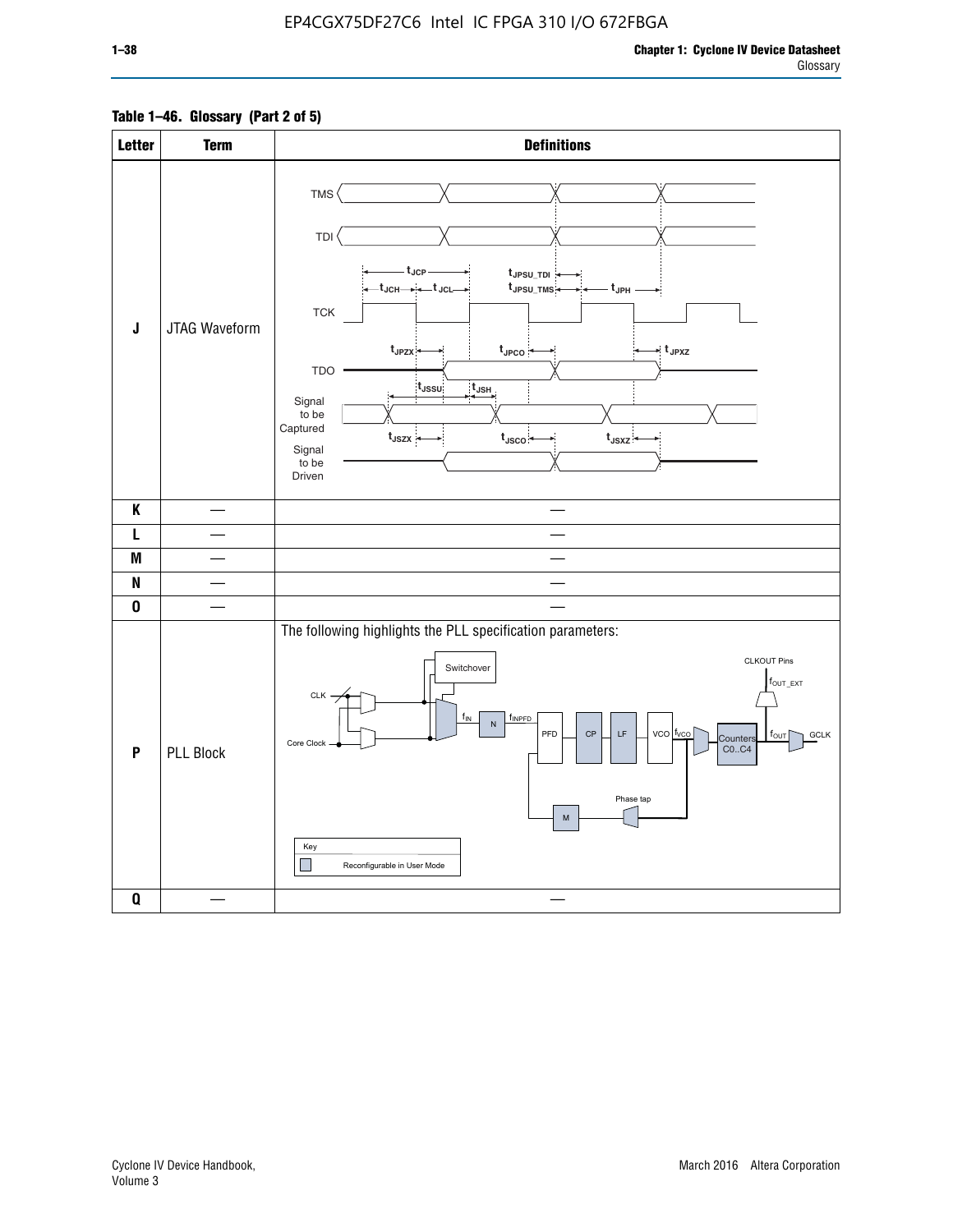**Table 1–46. Glossary (Part 2 of 5)**

| Letter | Term | Definitions |
|---|---|---|
| J | JTAG Waveform | TMS, TDI, TCK, TDO, Signal to be Captured, Signal to be Driven; $t_{JCP}$, $t_{JCH}$, $t_{JCL}$, $t_{JPSU\_TDI}$, $t_{JPSU\_TMS}$, $t_{JPH}$, $t_{JPZX}$, $t_{JPCO}$, $t_{JPXZ}$, $t_{JSSU}$, $t_{JSH}$, $t_{JSZX}$, $t_{JSCO}$, $t_{JSXZ}$ |
| K | — | — |
| L | — | — |
| M | — | — |
| N | — | — |
| O | — | — |
| P | PLL Block | The following highlights the PLL specification parameters: CLK, Core Clock, Switchover, $f_{IN}$, N, $f_{INPFD}$, PFD, CP, LF, VCO, $f_{VCO}$, Counters C0..C4, $f_{OUT}$, GCLK, CLKOUT Pins, $f_{OUT\_EXT}$, Phase tap, M. Key: Reconfigurable in User Mode |
| Q | — | — |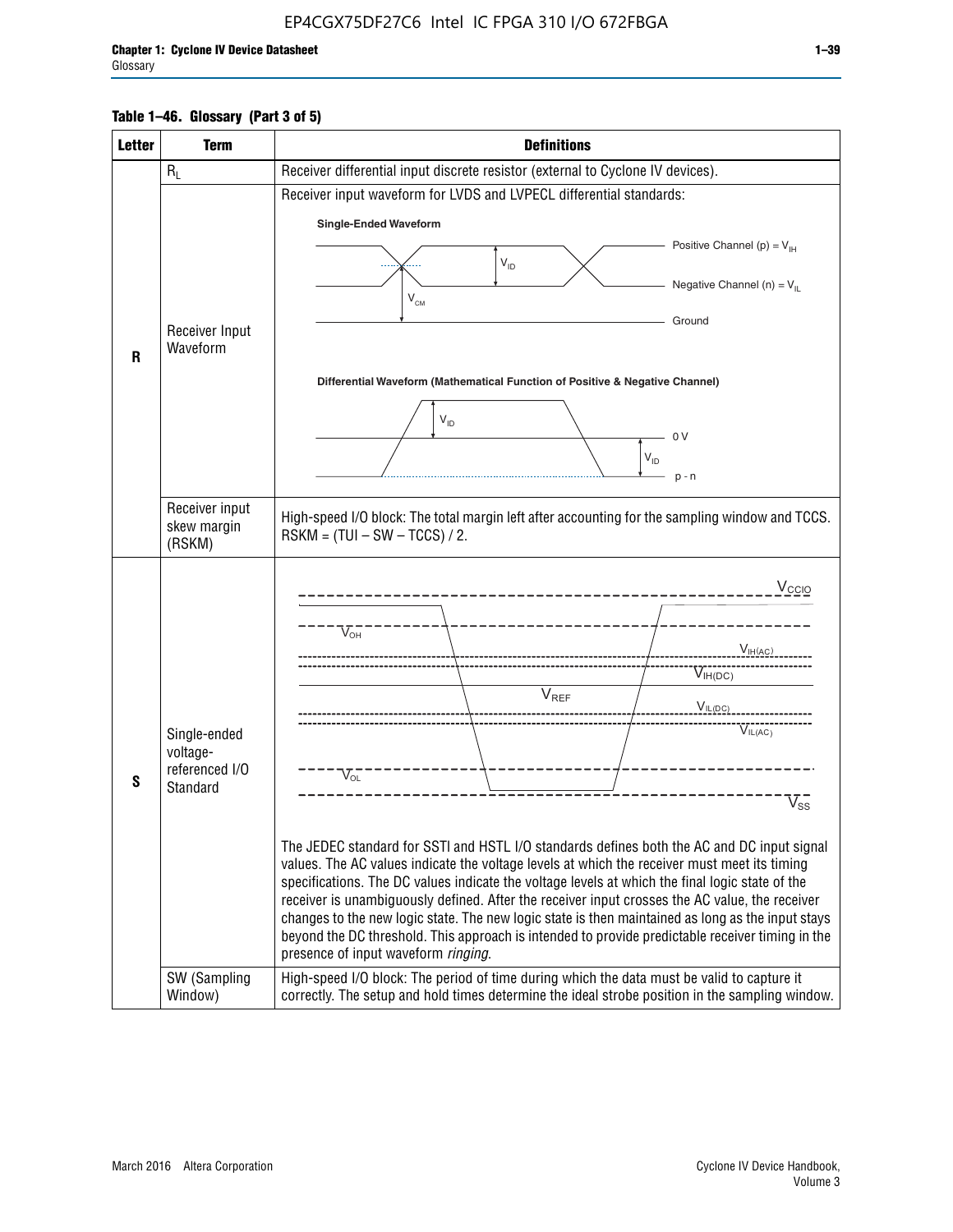**Table 1–46. Glossary (Part 3 of 5)**

| Letter | Term | Definitions |
|---|---|---|
| R | $R_L$ | Receiver differential input discrete resistor (external to Cyclone IV devices). |
| | Receiver Input Waveform | Receiver input waveform for LVDS and LVPECL differential standards: Single-Ended Waveform: Positive Channel (p) = $V_{IH}$; Negative Channel (n) = $V_{IL}$; Ground; $V_{ID}$; $V_{CM}$. Differential Waveform (Mathematical Function of Positive & Negative Channel): $V_{ID}$; 0 V; $V_{ID}$; p - n |
| | Receiver input skew margin (RSKM) | High-speed I/O block: The total margin left after accounting for the sampling window and TCCS. RSKM = (TUI – SW – TCCS) / 2. |
| S | Single-ended voltage-referenced I/O Standard | $V_{CCIO}$, $V_{OH}$, $V_{IH(AC)}$, $V_{IH(DC)}$, $V_{REF}$, $V_{IL(DC)}$, $V_{IL(AC)}$, $V_{OL}$, $V_{SS}$. The JEDEC standard for SSTl and HSTL I/O standards defines both the AC and DC input signal values. The AC values indicate the voltage levels at which the receiver must meet its timing specifications. The DC values indicate the voltage levels at which the final logic state of the receiver is unambiguously defined. After the receiver input crosses the AC value, the receiver changes to the new logic state. The new logic state is then maintained as long as the input stays beyond the DC threshold. This approach is intended to provide predictable receiver timing in the presence of input waveform *ringing*. |
| | SW (Sampling Window) | High-speed I/O block: The period of time during which the data must be valid to capture it correctly. The setup and hold times determine the ideal strobe position in the sampling window. |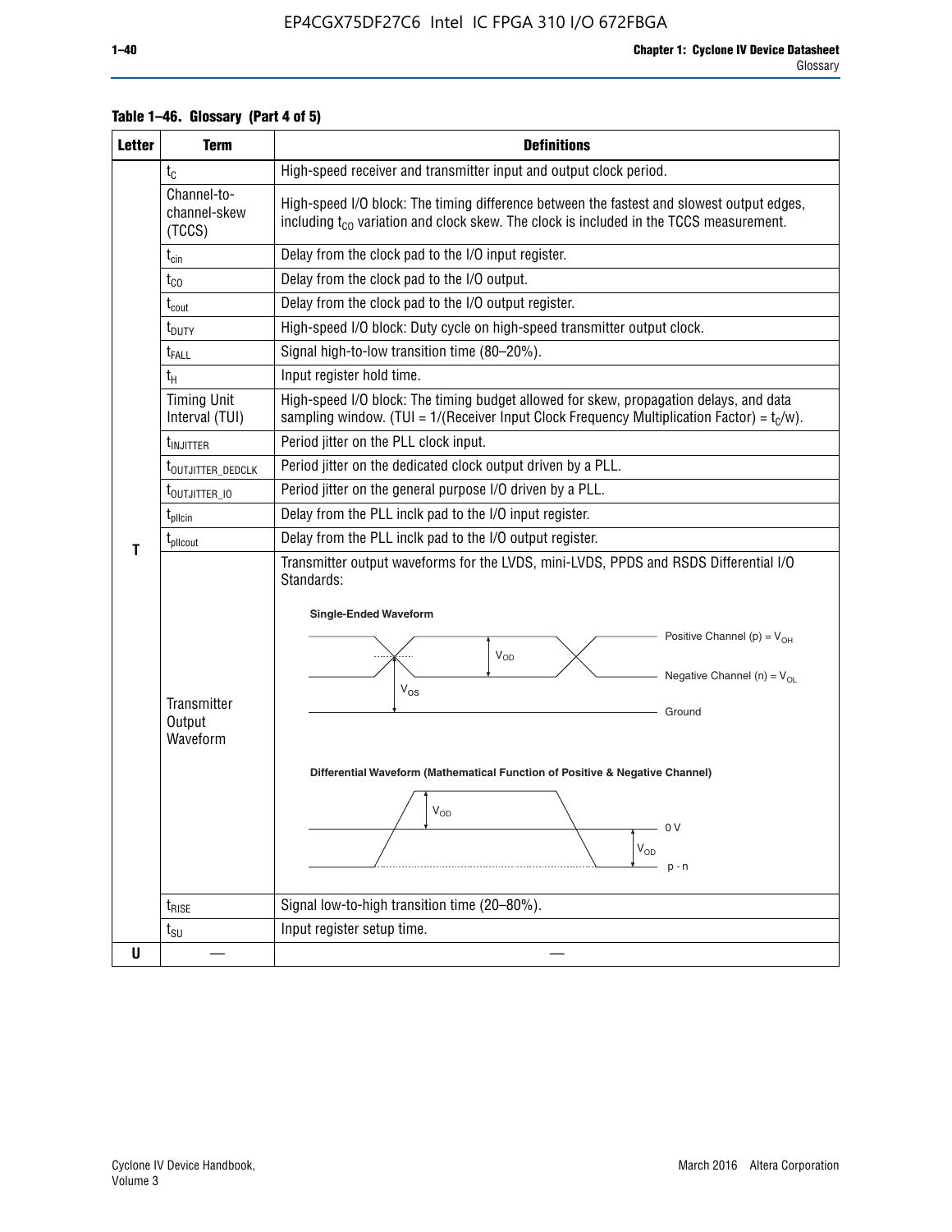**Table 1–46. Glossary (Part 4 of 5)**

| Letter | Term | Definitions |
|---|---|---|
| T | $t_C$ | High-speed receiver and transmitter input and output clock period. |
| | Channel-to-channel-skew (TCCS) | High-speed I/O block: The timing difference between the fastest and slowest output edges, including $t_{CO}$ variation and clock skew. The clock is included in the TCCS measurement. |
| | $t_{cin}$ | Delay from the clock pad to the I/O input register. |
| | $t_{CO}$ | Delay from the clock pad to the I/O output. |
| | $t_{cout}$ | Delay from the clock pad to the I/O output register. |
| | $t_{DUTY}$ | High-speed I/O block: Duty cycle on high-speed transmitter output clock. |
| | $t_{FALL}$ | Signal high-to-low transition time (80–20%). |
| | $t_H$ | Input register hold time. |
| | Timing Unit Interval (TUI) | High-speed I/O block: The timing budget allowed for skew, propagation delays, and data sampling window. (TUI = 1/(Receiver Input Clock Frequency Multiplication Factor) = $t_C$/w). |
| | $t_{INJITTER}$ | Period jitter on the PLL clock input. |
| | $t_{OUTJITTER\_DEDCLK}$ | Period jitter on the dedicated clock output driven by a PLL. |
| | $t_{OUTJITTER\_IO}$ | Period jitter on the general purpose I/O driven by a PLL. |
| | $t_{pllcin}$ | Delay from the PLL inclk pad to the I/O input register. |
| | $t_{pllcout}$ | Delay from the PLL inclk pad to the I/O output register. |
| | Transmitter Output Waveform | Transmitter output waveforms for the LVDS, mini-LVDS, PPDS and RSDS Differential I/O Standards: **Single-Ended Waveform** (Positive Channel (p) = $V_{OH}$; Negative Channel (n) = $V_{OL}$; $V_{OD}$; $V_{OS}$; Ground) **Differential Waveform (Mathematical Function of Positive & Negative Channel)** ($V_{OD}$; 0 V; $V_{OD}$; p - n) |
| | $t_{RISE}$ | Signal low-to-high transition time (20–80%). |
| | $t_{SU}$ | Input register setup time. |
| U | — | — |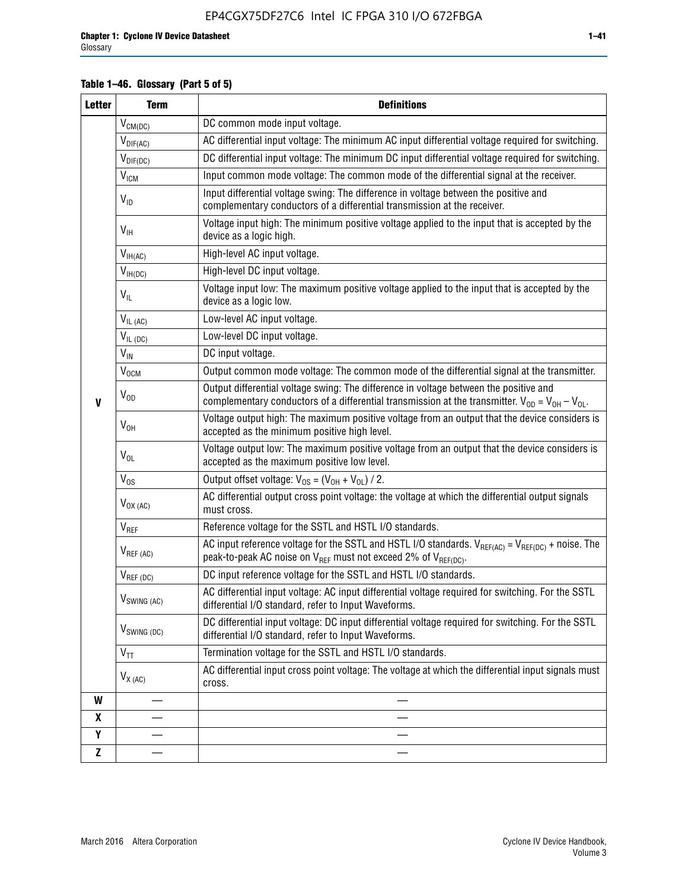**Table 1–46. Glossary (Part 5 of 5)**

| Letter | Term | Definitions |
|---|---|---|
| V | $V_{CM(DC)}$ | DC common mode input voltage. |
| | $V_{DIF(AC)}$ | AC differential input voltage: The minimum AC input differential voltage required for switching. |
| | $V_{DIF(DC)}$ | DC differential input voltage: The minimum DC input differential voltage required for switching. |
| | $V_{ICM}$ | Input common mode voltage: The common mode of the differential signal at the receiver. |
| | $V_{ID}$ | Input differential voltage swing: The difference in voltage between the positive and complementary conductors of a differential transmission at the receiver. |
| | $V_{IH}$ | Voltage input high: The minimum positive voltage applied to the input that is accepted by the device as a logic high. |
| | $V_{IH(AC)}$ | High-level AC input voltage. |
| | $V_{IH(DC)}$ | High-level DC input voltage. |
| | $V_{IL}$ | Voltage input low: The maximum positive voltage applied to the input that is accepted by the device as a logic low. |
| | $V_{IL\ (AC)}$ | Low-level AC input voltage. |
| | $V_{IL\ (DC)}$ | Low-level DC input voltage. |
| | $V_{IN}$ | DC input voltage. |
| | $V_{OCM}$ | Output common mode voltage: The common mode of the differential signal at the transmitter. |
| | $V_{OD}$ | Output differential voltage swing: The difference in voltage between the positive and complementary conductors of a differential transmission at the transmitter. $V_{OD} = V_{OH} - V_{OL}$. |
| | $V_{OH}$ | Voltage output high: The maximum positive voltage from an output that the device considers is accepted as the minimum positive high level. |
| | $V_{OL}$ | Voltage output low: The maximum positive voltage from an output that the device considers is accepted as the maximum positive low level. |
| | $V_{OS}$ | Output offset voltage: $V_{OS} = (V_{OH} + V_{OL}) / 2$. |
| | $V_{OX\ (AC)}$ | AC differential output cross point voltage: the voltage at which the differential output signals must cross. |
| | $V_{REF}$ | Reference voltage for the SSTL and HSTL I/O standards. |
| | $V_{REF\ (AC)}$ | AC input reference voltage for the SSTL and HSTL I/O standards. $V_{REF(AC)} = V_{REF(DC)}$ + noise. The peak-to-peak AC noise on $V_{REF}$ must not exceed 2% of $V_{REF(DC)}$. |
| | $V_{REF\ (DC)}$ | DC input reference voltage for the SSTL and HSTL I/O standards. |
| | $V_{SWING\ (AC)}$ | AC differential input voltage: AC input differential voltage required for switching. For the SSTL differential I/O standard, refer to Input Waveforms. |
| | $V_{SWING\ (DC)}$ | DC differential input voltage: DC input differential voltage required for switching. For the SSTL differential I/O standard, refer to Input Waveforms. |
| | $V_{TT}$ | Termination voltage for the SSTL and HSTL I/O standards. |
| | $V_{X\ (AC)}$ | AC differential input cross point voltage: The voltage at which the differential input signals must cross. |
| W | — | — |
| X | — | — |
| Y | — | — |
| Z | — | — |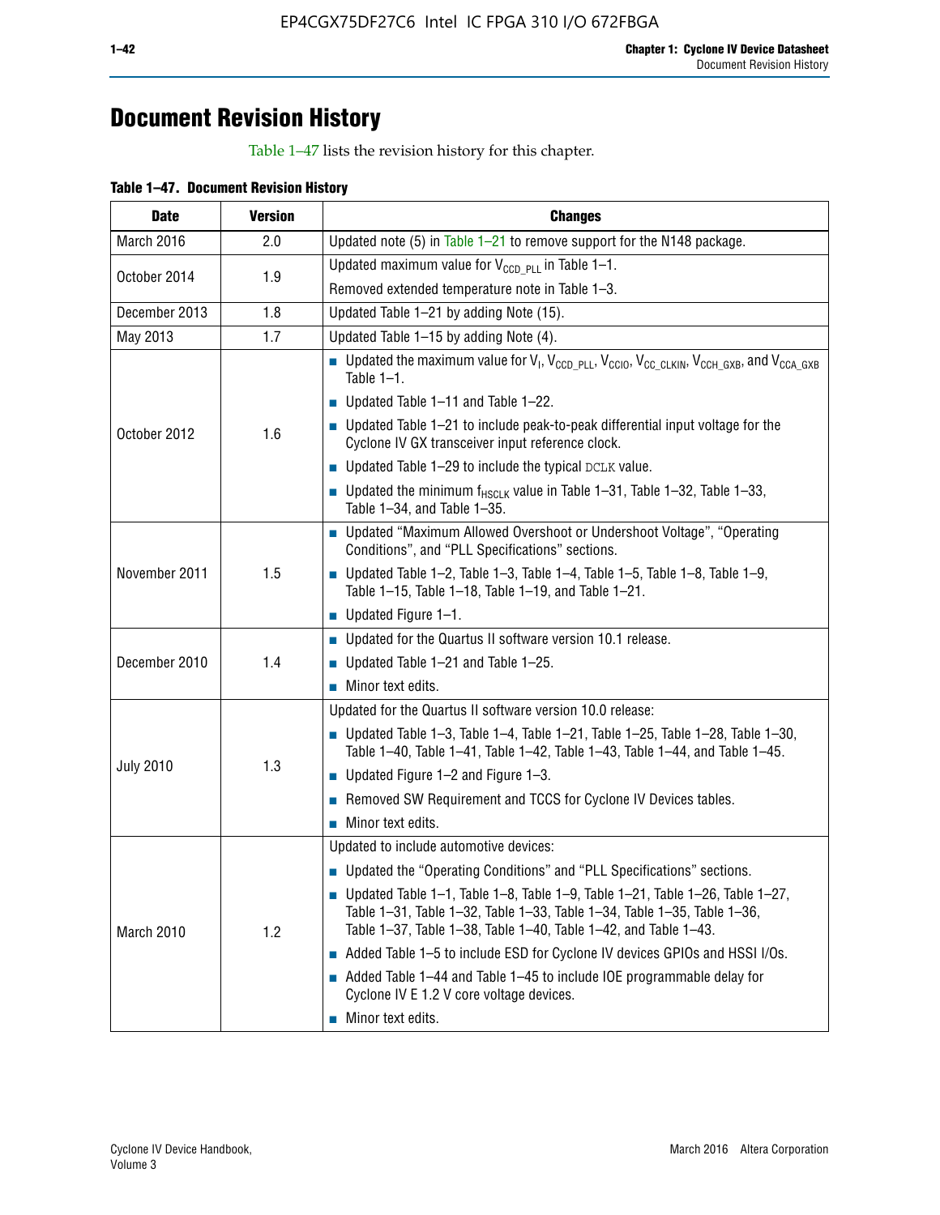# Document Revision History

Table 1–47 lists the revision history for this chapter.

**Table 1–47. Document Revision History**

| Date | Version | Changes |
|---|---|---|
| March 2016 | 2.0 | Updated note (5) in Table 1–21 to remove support for the N148 package. |
| October 2014 | 1.9 | Updated maximum value for $V_{CCD\_PLL}$ in Table 1–1.<br>Removed extended temperature note in Table 1–3. |
| December 2013 | 1.8 | Updated Table 1–21 by adding Note (15). |
| May 2013 | 1.7 | Updated Table 1–15 by adding Note (4). |
| October 2012 | 1.6 | ■ Updated the maximum value for $V_I$, $V_{CCD\_PLL}$, $V_{CCIO}$, $V_{CC\_CLKIN}$, $V_{CCH\_GXB}$, and $V_{CCA\_GXB}$ Table 1–1.<br>■ Updated Table 1–11 and Table 1–22.<br>■ Updated Table 1–21 to include peak-to-peak differential input voltage for the Cyclone IV GX transceiver input reference clock.<br>■ Updated Table 1–29 to include the typical DCLK value.<br>■ Updated the minimum $f_{HSCLK}$ value in Table 1–31, Table 1–32, Table 1–33, Table 1–34, and Table 1–35. |
| November 2011 | 1.5 | ■ Updated "Maximum Allowed Overshoot or Undershoot Voltage", "Operating Conditions", and "PLL Specifications" sections.<br>■ Updated Table 1–2, Table 1–3, Table 1–4, Table 1–5, Table 1–8, Table 1–9, Table 1–15, Table 1–18, Table 1–19, and Table 1–21.<br>■ Updated Figure 1–1. |
| December 2010 | 1.4 | ■ Updated for the Quartus II software version 10.1 release.<br>■ Updated Table 1–21 and Table 1–25.<br>■ Minor text edits. |
| July 2010 | 1.3 | Updated for the Quartus II software version 10.0 release:<br>■ Updated Table 1–3, Table 1–4, Table 1–21, Table 1–25, Table 1–28, Table 1–30, Table 1–40, Table 1–41, Table 1–42, Table 1–43, Table 1–44, and Table 1–45.<br>■ Updated Figure 1–2 and Figure 1–3.<br>■ Removed SW Requirement and TCCS for Cyclone IV Devices tables.<br>■ Minor text edits. |
| March 2010 | 1.2 | Updated to include automotive devices:<br>■ Updated the "Operating Conditions" and "PLL Specifications" sections.<br>■ Updated Table 1–1, Table 1–8, Table 1–9, Table 1–21, Table 1–26, Table 1–27, Table 1–31, Table 1–32, Table 1–33, Table 1–34, Table 1–35, Table 1–36, Table 1–37, Table 1–38, Table 1–40, Table 1–42, and Table 1–43.<br>■ Added Table 1–5 to include ESD for Cyclone IV devices GPIOs and HSSI I/Os.<br>■ Added Table 1–44 and Table 1–45 to include IOE programmable delay for Cyclone IV E 1.2 V core voltage devices.<br>■ Minor text edits. |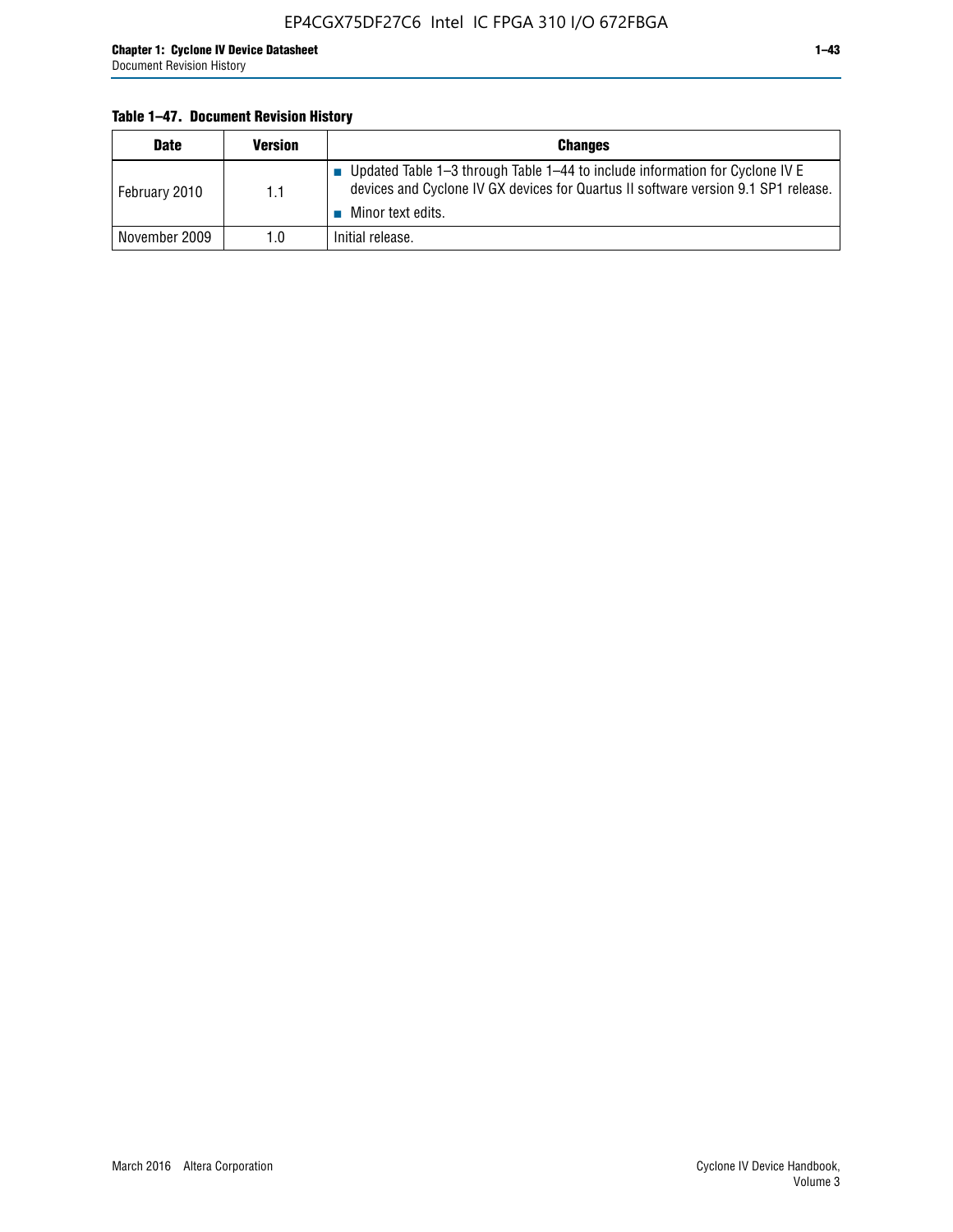**Table 1–47. Document Revision History**

| Date | Version | Changes |
|---|---|---|
| February 2010 | 1.1 | ■ Updated Table 1–3 through Table 1–44 to include information for Cyclone IV E devices and Cyclone IV GX devices for Quartus II software version 9.1 SP1 release.<br>■ Minor text edits. |
| November 2009 | 1.0 | Initial release. |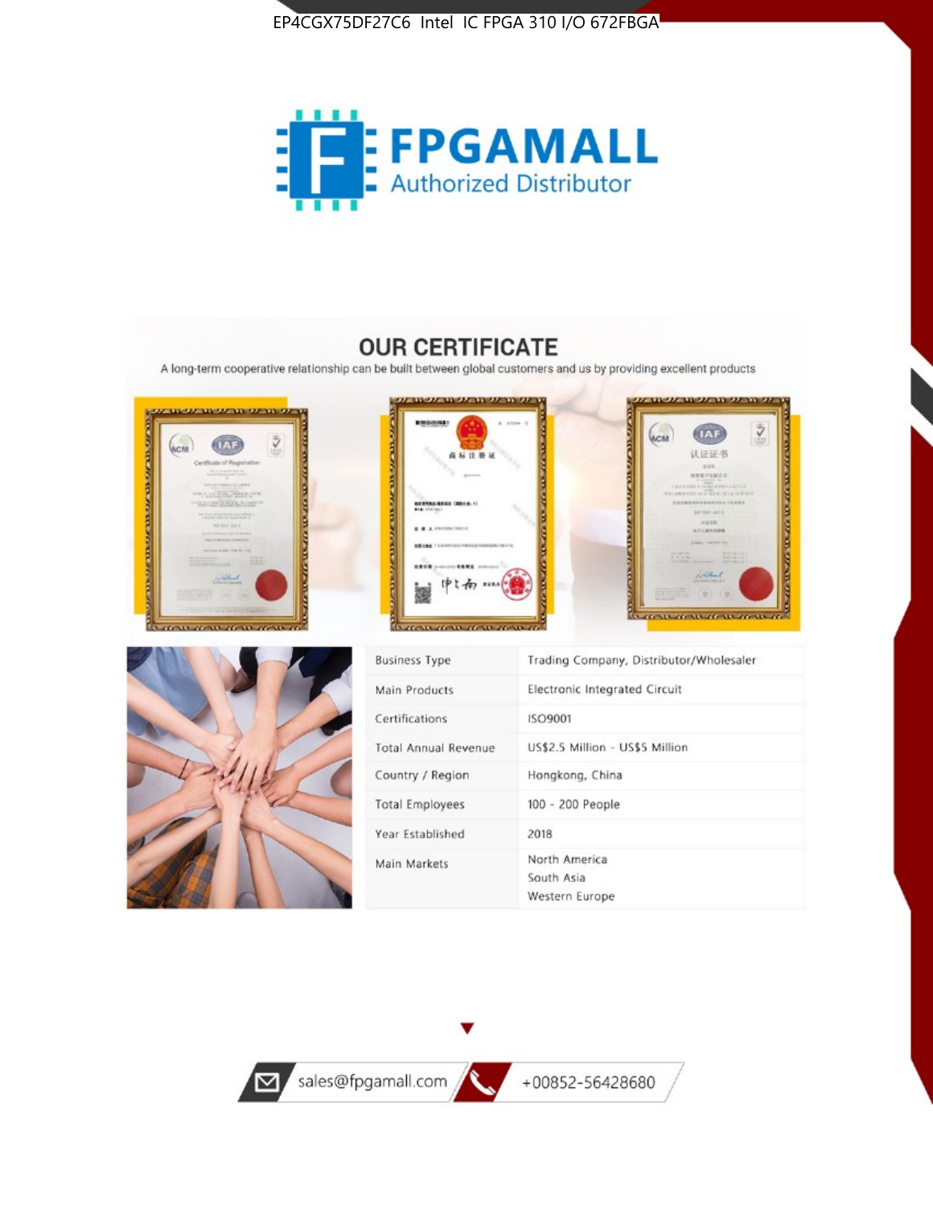FPGAMALL
Authorized Distributor

## OUR CERTIFICATE

A long-term cooperative relationship can be built between global customers and us by providing excellent products

| | |
|---|---|
| Business Type | Trading Company, Distributor/Wholesaler |
| Main Products | Electronic Integrated Circuit |
| Certifications | ISO9001 |
| Total Annual Revenue | US$2.5 Million - US$5 Million |
| Country / Region | Hongkong, China |
| Total Employees | 100 - 200 People |
| Year Established | 2018 |
| Main Markets | North America<br>South Asia<br>Western Europe |

sales@fpgamall.com

+00852-56428680